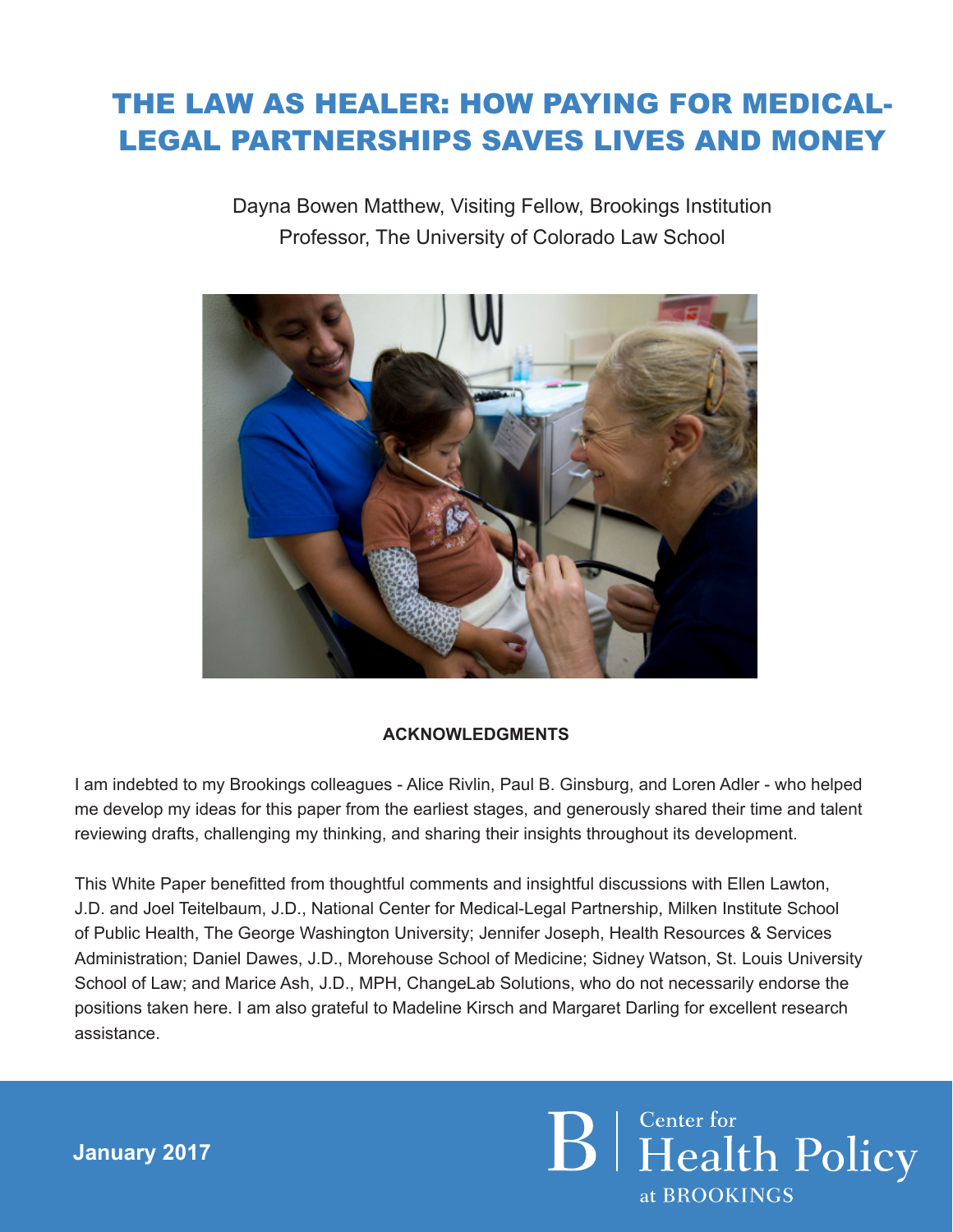# THE LAW AS HEALER: HOW PAYING FOR MEDICAL-LEGAL PARTNERSHIPS SAVES LIVES AND MONEY

Dayna Bowen Matthew, Visiting Fellow, Brookings Institution
Professor, The University of Colorado Law School

**ACKNOWLEDGMENTS**

I am indebted to my Brookings colleagues - Alice Rivlin, Paul B. Ginsburg, and Loren Adler - who helped me develop my ideas for this paper from the earliest stages, and generously shared their time and talent reviewing drafts, challenging my thinking, and sharing their insights throughout its development.

This White Paper benefitted from thoughtful comments and insightful discussions with Ellen Lawton, J.D. and Joel Teitelbaum, J.D., National Center for Medical-Legal Partnership, Milken Institute School of Public Health, The George Washington University; Jennifer Joseph, Health Resources & Services Administration; Daniel Dawes, J.D., Morehouse School of Medicine; Sidney Watson, St. Louis University School of Law; and Marice Ash, J.D., MPH, ChangeLab Solutions, who do not necessarily endorse the positions taken here. I am also grateful to Madeline Kirsch and Margaret Darling for excellent research assistance.

**January 2017**

Center for Health Policy at BROOKINGS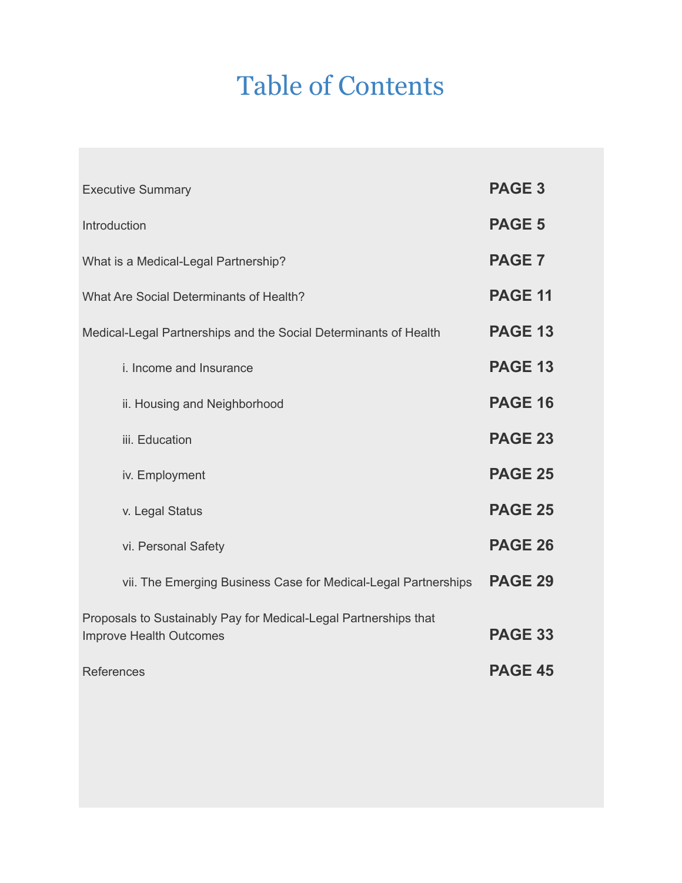# Table of Contents

| | |
|---|---|
| Executive Summary | **PAGE 3** |
| Introduction | **PAGE 5** |
| What is a Medical-Legal Partnership? | **PAGE 7** |
| What Are Social Determinants of Health? | **PAGE 11** |
| Medical-Legal Partnerships and the Social Determinants of Health | **PAGE 13** |
| i. Income and Insurance | **PAGE 13** |
| ii. Housing and Neighborhood | **PAGE 16** |
| iii. Education | **PAGE 23** |
| iv. Employment | **PAGE 25** |
| v. Legal Status | **PAGE 25** |
| vi. Personal Safety | **PAGE 26** |
| vii. The Emerging Business Case for Medical-Legal Partnerships | **PAGE 29** |
| Proposals to Sustainably Pay for Medical-Legal Partnerships that Improve Health Outcomes | **PAGE 33** |
| References | **PAGE 45** |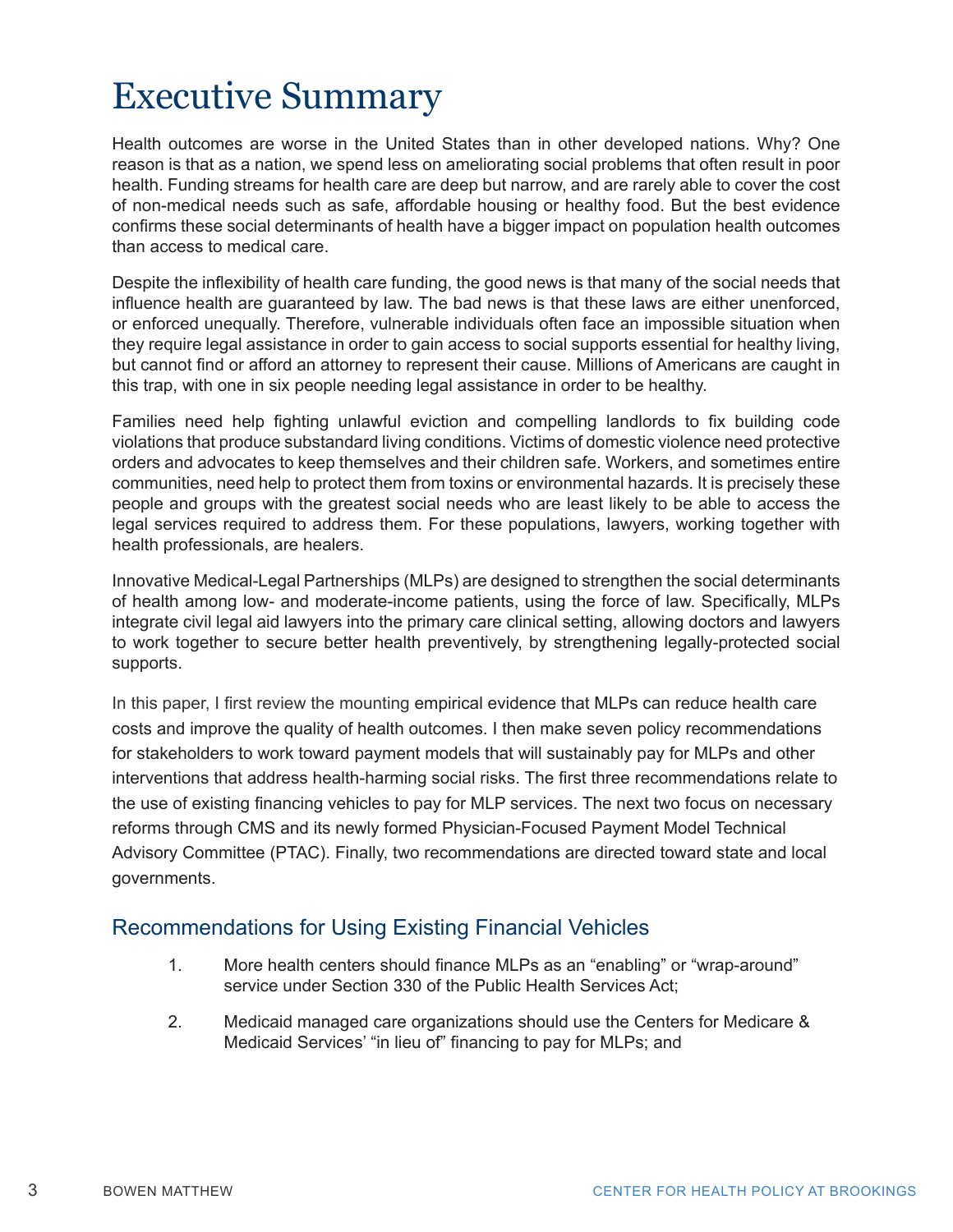# Executive Summary

Health outcomes are worse in the United States than in other developed nations. Why? One reason is that as a nation, we spend less on ameliorating social problems that often result in poor health. Funding streams for health care are deep but narrow, and are rarely able to cover the cost of non-medical needs such as safe, affordable housing or healthy food. But the best evidence confirms these social determinants of health have a bigger impact on population health outcomes than access to medical care.

Despite the inflexibility of health care funding, the good news is that many of the social needs that influence health are guaranteed by law. The bad news is that these laws are either unenforced, or enforced unequally. Therefore, vulnerable individuals often face an impossible situation when they require legal assistance in order to gain access to social supports essential for healthy living, but cannot find or afford an attorney to represent their cause. Millions of Americans are caught in this trap, with one in six people needing legal assistance in order to be healthy.

Families need help fighting unlawful eviction and compelling landlords to fix building code violations that produce substandard living conditions. Victims of domestic violence need protective orders and advocates to keep themselves and their children safe. Workers, and sometimes entire communities, need help to protect them from toxins or environmental hazards. It is precisely these people and groups with the greatest social needs who are least likely to be able to access the legal services required to address them. For these populations, lawyers, working together with health professionals, are healers.

Innovative Medical-Legal Partnerships (MLPs) are designed to strengthen the social determinants of health among low- and moderate-income patients, using the force of law. Specifically, MLPs integrate civil legal aid lawyers into the primary care clinical setting, allowing doctors and lawyers to work together to secure better health preventively, by strengthening legally-protected social supports.

In this paper, I first review the mounting empirical evidence that MLPs can reduce health care costs and improve the quality of health outcomes. I then make seven policy recommendations for stakeholders to work toward payment models that will sustainably pay for MLPs and other interventions that address health-harming social risks. The first three recommendations relate to the use of existing financing vehicles to pay for MLP services. The next two focus on necessary reforms through CMS and its newly formed Physician-Focused Payment Model Technical Advisory Committee (PTAC). Finally, two recommendations are directed toward state and local governments.

## Recommendations for Using Existing Financial Vehicles

1. More health centers should finance MLPs as an "enabling" or "wrap-around" service under Section 330 of the Public Health Services Act;

2. Medicaid managed care organizations should use the Centers for Medicare & Medicaid Services' "in lieu of" financing to pay for MLPs; and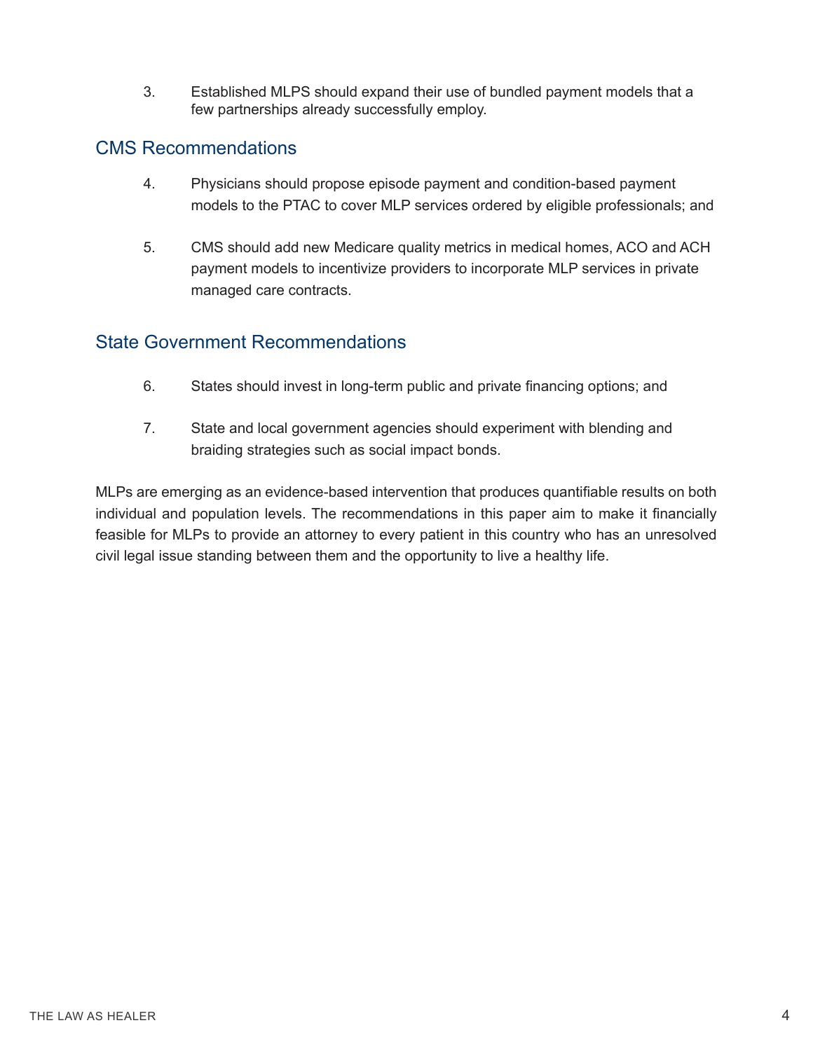3. Established MLPS should expand their use of bundled payment models that a few partnerships already successfully employ.

## CMS Recommendations

4. Physicians should propose episode payment and condition-based payment models to the PTAC to cover MLP services ordered by eligible professionals; and

5. CMS should add new Medicare quality metrics in medical homes, ACO and ACH payment models to incentivize providers to incorporate MLP services in private managed care contracts.

## State Government Recommendations

6. States should invest in long-term public and private financing options; and

7. State and local government agencies should experiment with blending and braiding strategies such as social impact bonds.

MLPs are emerging as an evidence-based intervention that produces quantifiable results on both individual and population levels. The recommendations in this paper aim to make it financially feasible for MLPs to provide an attorney to every patient in this country who has an unresolved civil legal issue standing between them and the opportunity to live a healthy life.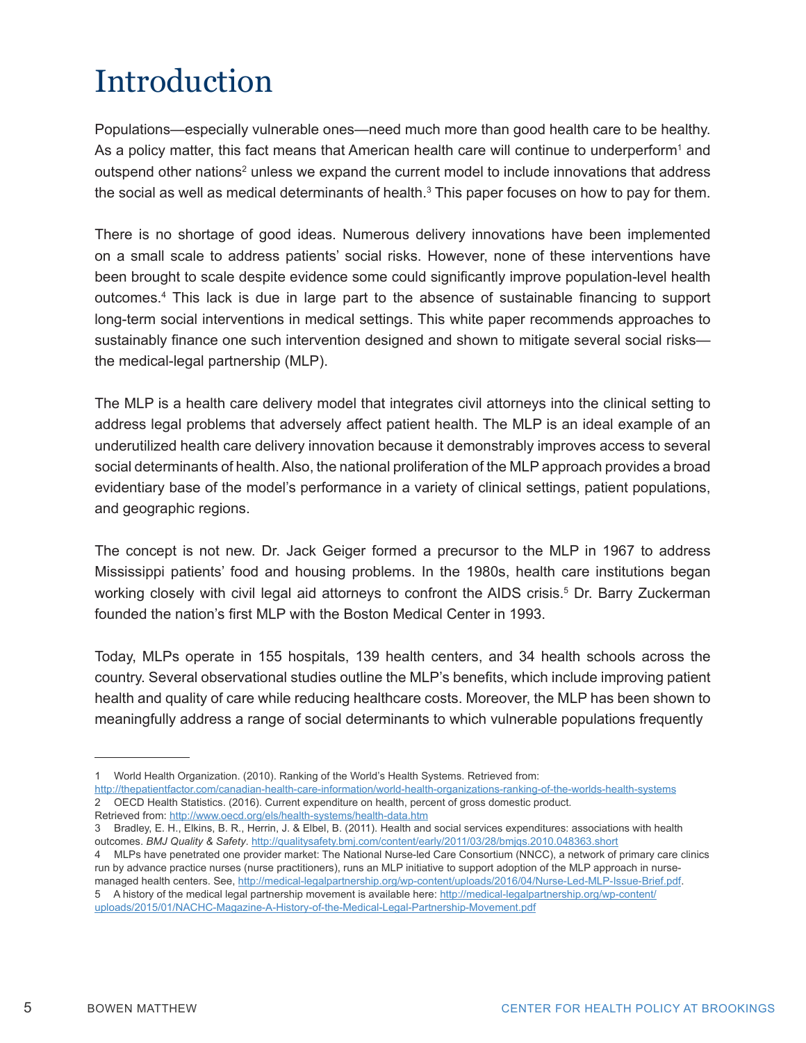# Introduction

Populations—especially vulnerable ones—need much more than good health care to be healthy. As a policy matter, this fact means that American health care will continue to underperform[1] and outspend other nations[2] unless we expand the current model to include innovations that address the social as well as medical determinants of health.[3] This paper focuses on how to pay for them.

There is no shortage of good ideas. Numerous delivery innovations have been implemented on a small scale to address patients' social risks. However, none of these interventions have been brought to scale despite evidence some could significantly improve population-level health outcomes.[4] This lack is due in large part to the absence of sustainable financing to support long-term social interventions in medical settings. This white paper recommends approaches to sustainably finance one such intervention designed and shown to mitigate several social risks—the medical-legal partnership (MLP).

The MLP is a health care delivery model that integrates civil attorneys into the clinical setting to address legal problems that adversely affect patient health. The MLP is an ideal example of an underutilized health care delivery innovation because it demonstrably improves access to several social determinants of health. Also, the national proliferation of the MLP approach provides a broad evidentiary base of the model's performance in a variety of clinical settings, patient populations, and geographic regions.

The concept is not new. Dr. Jack Geiger formed a precursor to the MLP in 1967 to address Mississippi patients' food and housing problems. In the 1980s, health care institutions began working closely with civil legal aid attorneys to confront the AIDS crisis.[5] Dr. Barry Zuckerman founded the nation's first MLP with the Boston Medical Center in 1993.

Today, MLPs operate in 155 hospitals, 139 health centers, and 34 health schools across the country. Several observational studies outline the MLP's benefits, which include improving patient health and quality of care while reducing healthcare costs. Moreover, the MLP has been shown to meaningfully address a range of social determinants to which vulnerable populations frequently

---

1 World Health Organization. (2010). Ranking of the World's Health Systems. Retrieved from: http://thepatientfactor.com/canadian-health-care-information/world-health-organizations-ranking-of-the-worlds-health-systems

2 OECD Health Statistics. (2016). Current expenditure on health, percent of gross domestic product. Retrieved from: http://www.oecd.org/els/health-systems/health-data.htm

3 Bradley, E. H., Elkins, B. R., Herrin, J. & Elbel, B. (2011). Health and social services expenditures: associations with health outcomes. *BMJ Quality & Safety*. http://qualitysafety.bmj.com/content/early/2011/03/28/bmjqs.2010.048363.short

4 MLPs have penetrated one provider market: The National Nurse-led Care Consortium (NNCC), a network of primary care clinics run by advance practice nurses (nurse practitioners), runs an MLP initiative to support adoption of the MLP approach in nurse-managed health centers. See, http://medical-legalpartnership.org/wp-content/uploads/2016/04/Nurse-Led-MLP-Issue-Brief.pdf.

5 A history of the medical legal partnership movement is available here: http://medical-legalpartnership.org/wp-content/uploads/2015/01/NACHC-Magazine-A-History-of-the-Medical-Legal-Partnership-Movement.pdf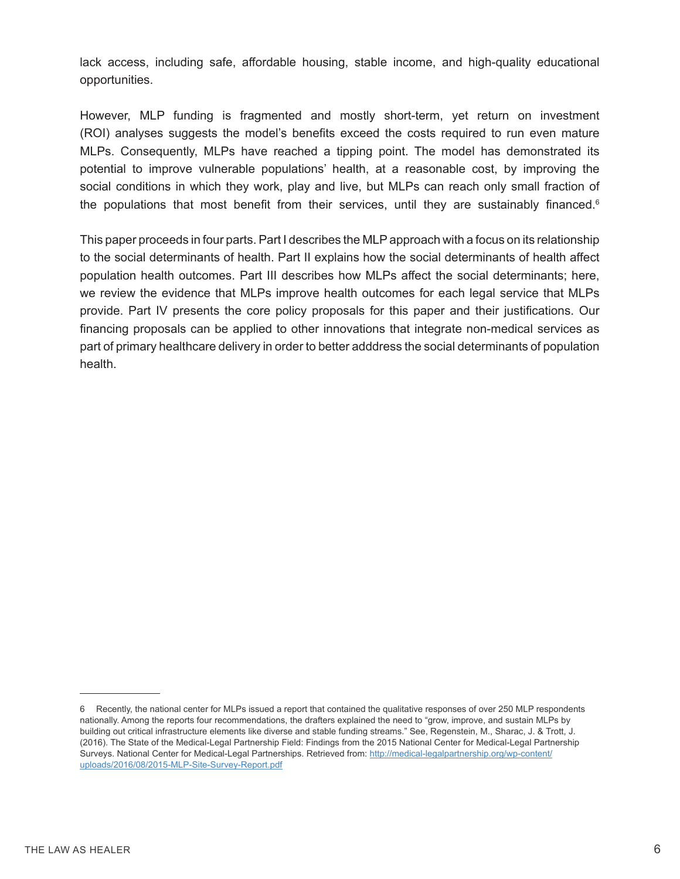lack access, including safe, affordable housing, stable income, and high-quality educational opportunities.

However, MLP funding is fragmented and mostly short-term, yet return on investment (ROI) analyses suggests the model's benefits exceed the costs required to run even mature MLPs. Consequently, MLPs have reached a tipping point. The model has demonstrated its potential to improve vulnerable populations' health, at a reasonable cost, by improving the social conditions in which they work, play and live, but MLPs can reach only small fraction of the populations that most benefit from their services, until they are sustainably financed.[6]

This paper proceeds in four parts. Part I describes the MLP approach with a focus on its relationship to the social determinants of health. Part II explains how the social determinants of health affect population health outcomes. Part III describes how MLPs affect the social determinants; here, we review the evidence that MLPs improve health outcomes for each legal service that MLPs provide. Part IV presents the core policy proposals for this paper and their justifications. Our financing proposals can be applied to other innovations that integrate non-medical services as part of primary healthcare delivery in order to better adddress the social determinants of population health.

---

6 Recently, the national center for MLPs issued a report that contained the qualitative responses of over 250 MLP respondents nationally. Among the reports four recommendations, the drafters explained the need to "grow, improve, and sustain MLPs by building out critical infrastructure elements like diverse and stable funding streams." See, Regenstein, M., Sharac, J. & Trott, J. (2016). The State of the Medical-Legal Partnership Field: Findings from the 2015 National Center for Medical-Legal Partnership Surveys. National Center for Medical-Legal Partnerships. Retrieved from: http://medical-legalpartnership.org/wp-content/uploads/2016/08/2015-MLP-Site-Survey-Report.pdf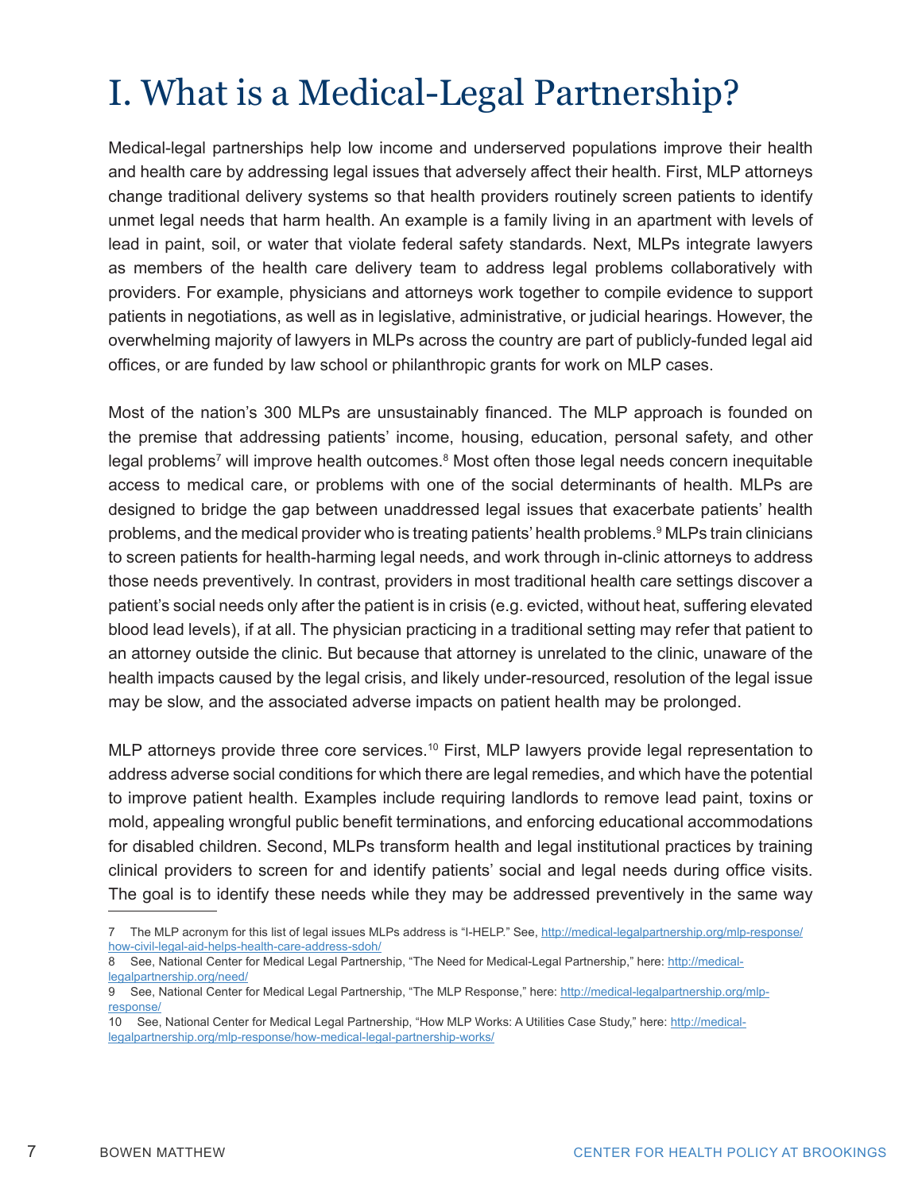# I. What is a Medical-Legal Partnership?

Medical-legal partnerships help low income and underserved populations improve their health and health care by addressing legal issues that adversely affect their health. First, MLP attorneys change traditional delivery systems so that health providers routinely screen patients to identify unmet legal needs that harm health. An example is a family living in an apartment with levels of lead in paint, soil, or water that violate federal safety standards. Next, MLPs integrate lawyers as members of the health care delivery team to address legal problems collaboratively with providers. For example, physicians and attorneys work together to compile evidence to support patients in negotiations, as well as in legislative, administrative, or judicial hearings. However, the overwhelming majority of lawyers in MLPs across the country are part of publicly-funded legal aid offices, or are funded by law school or philanthropic grants for work on MLP cases.

Most of the nation's 300 MLPs are unsustainably financed. The MLP approach is founded on the premise that addressing patients' income, housing, education, personal safety, and other legal problems[7] will improve health outcomes.[8] Most often those legal needs concern inequitable access to medical care, or problems with one of the social determinants of health. MLPs are designed to bridge the gap between unaddressed legal issues that exacerbate patients' health problems, and the medical provider who is treating patients' health problems.[9] MLPs train clinicians to screen patients for health-harming legal needs, and work through in-clinic attorneys to address those needs preventively. In contrast, providers in most traditional health care settings discover a patient's social needs only after the patient is in crisis (e.g. evicted, without heat, suffering elevated blood lead levels), if at all. The physician practicing in a traditional setting may refer that patient to an attorney outside the clinic. But because that attorney is unrelated to the clinic, unaware of the health impacts caused by the legal crisis, and likely under-resourced, resolution of the legal issue may be slow, and the associated adverse impacts on patient health may be prolonged.

MLP attorneys provide three core services.[10] First, MLP lawyers provide legal representation to address adverse social conditions for which there are legal remedies, and which have the potential to improve patient health. Examples include requiring landlords to remove lead paint, toxins or mold, appealing wrongful public benefit terminations, and enforcing educational accommodations for disabled children. Second, MLPs transform health and legal institutional practices by training clinical providers to screen for and identify patients' social and legal needs during office visits. The goal is to identify these needs while they may be addressed preventively in the same way

---

7 The MLP acronym for this list of legal issues MLPs address is "I-HELP." See, http://medical-legalpartnership.org/mlp-response/how-civil-legal-aid-helps-health-care-address-sdoh/

8 See, National Center for Medical Legal Partnership, "The Need for Medical-Legal Partnership," here: http://medical-legalpartnership.org/need/

9 See, National Center for Medical Legal Partnership, "The MLP Response," here: http://medical-legalpartnership.org/mlp-response/

10 See, National Center for Medical Legal Partnership, "How MLP Works: A Utilities Case Study," here: http://medical-legalpartnership.org/mlp-response/how-medical-legal-partnership-works/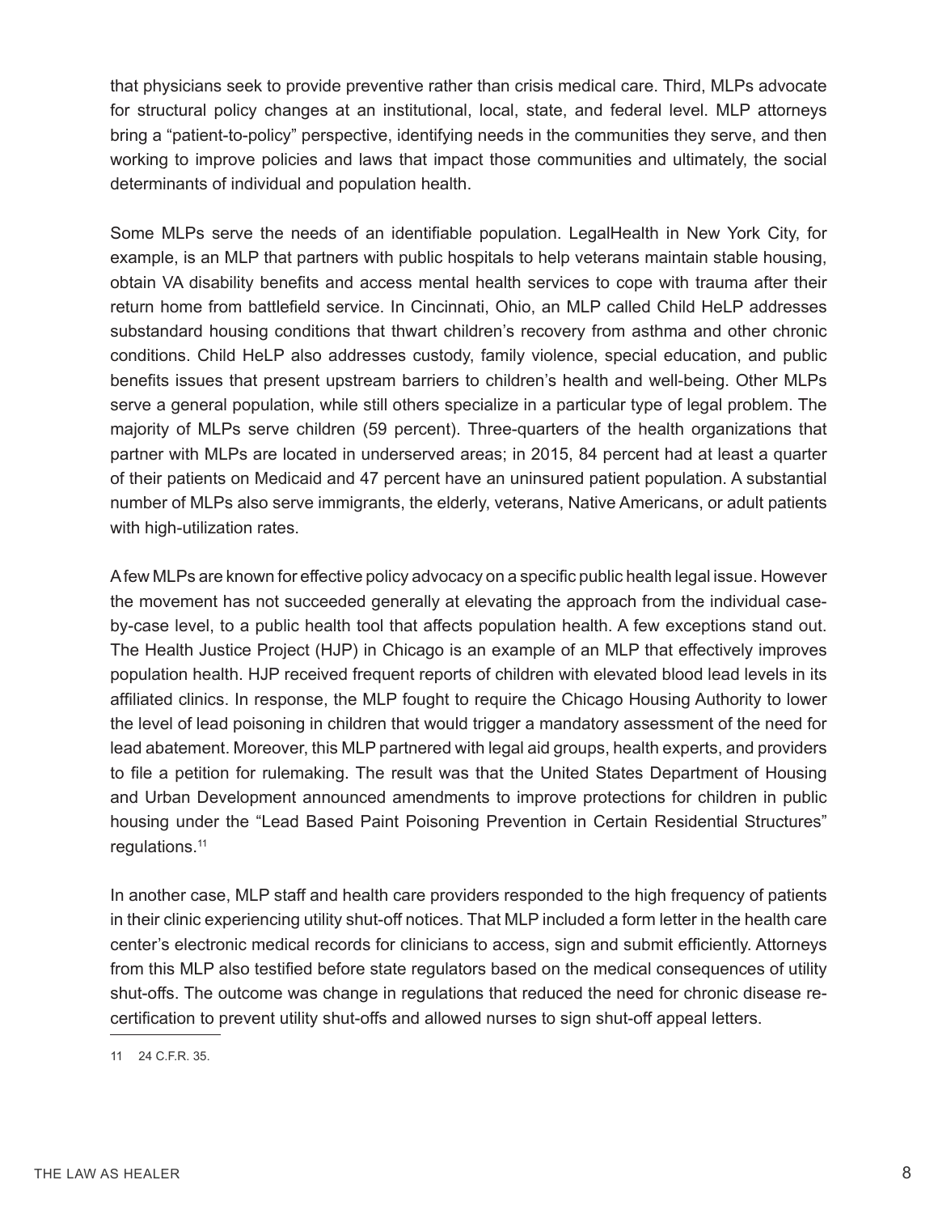that physicians seek to provide preventive rather than crisis medical care. Third, MLPs advocate for structural policy changes at an institutional, local, state, and federal level. MLP attorneys bring a "patient-to-policy" perspective, identifying needs in the communities they serve, and then working to improve policies and laws that impact those communities and ultimately, the social determinants of individual and population health.

Some MLPs serve the needs of an identifiable population. LegalHealth in New York City, for example, is an MLP that partners with public hospitals to help veterans maintain stable housing, obtain VA disability benefits and access mental health services to cope with trauma after their return home from battlefield service. In Cincinnati, Ohio, an MLP called Child HeLP addresses substandard housing conditions that thwart children's recovery from asthma and other chronic conditions. Child HeLP also addresses custody, family violence, special education, and public benefits issues that present upstream barriers to children's health and well-being. Other MLPs serve a general population, while still others specialize in a particular type of legal problem. The majority of MLPs serve children (59 percent). Three-quarters of the health organizations that partner with MLPs are located in underserved areas; in 2015, 84 percent had at least a quarter of their patients on Medicaid and 47 percent have an uninsured patient population. A substantial number of MLPs also serve immigrants, the elderly, veterans, Native Americans, or adult patients with high-utilization rates.

A few MLPs are known for effective policy advocacy on a specific public health legal issue. However the movement has not succeeded generally at elevating the approach from the individual case-by-case level, to a public health tool that affects population health. A few exceptions stand out. The Health Justice Project (HJP) in Chicago is an example of an MLP that effectively improves population health. HJP received frequent reports of children with elevated blood lead levels in its affiliated clinics. In response, the MLP fought to require the Chicago Housing Authority to lower the level of lead poisoning in children that would trigger a mandatory assessment of the need for lead abatement. Moreover, this MLP partnered with legal aid groups, health experts, and providers to file a petition for rulemaking. The result was that the United States Department of Housing and Urban Development announced amendments to improve protections for children in public housing under the "Lead Based Paint Poisoning Prevention in Certain Residential Structures" regulations.[11]

In another case, MLP staff and health care providers responded to the high frequency of patients in their clinic experiencing utility shut-off notices. That MLP included a form letter in the health care center's electronic medical records for clinicians to access, sign and submit efficiently. Attorneys from this MLP also testified before state regulators based on the medical consequences of utility shut-offs. The outcome was change in regulations that reduced the need for chronic disease re-certification to prevent utility shut-offs and allowed nurses to sign shut-off appeal letters.

---

11 24 C.F.R. 35.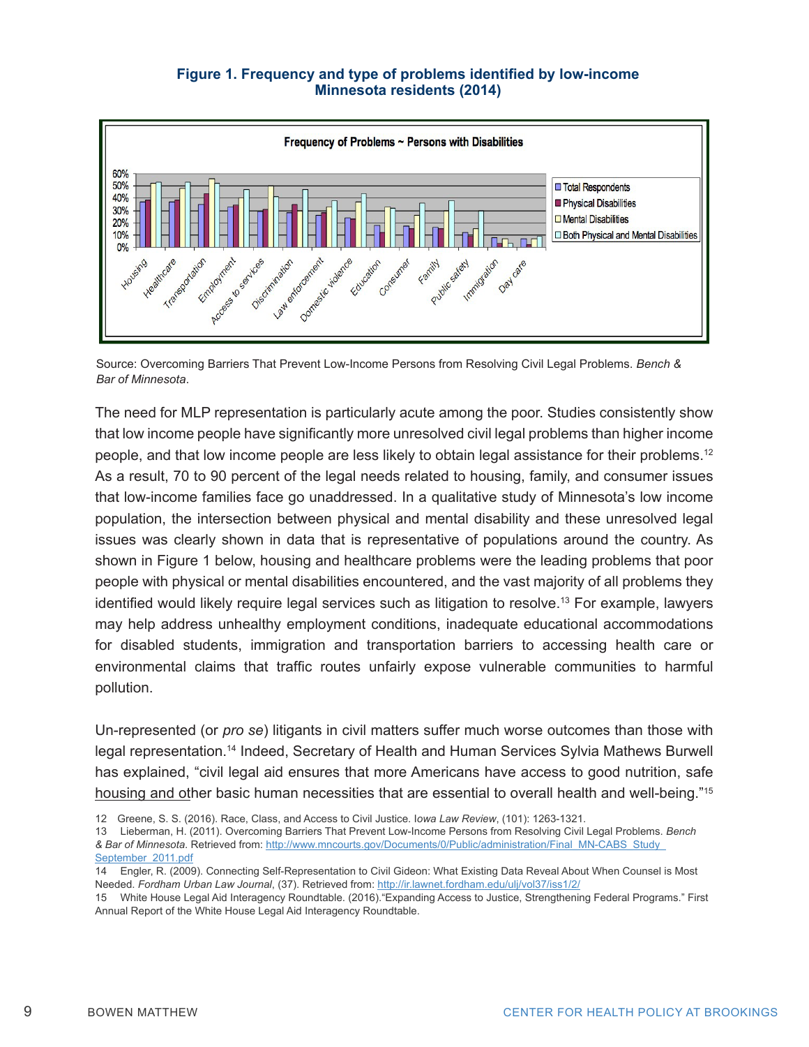**Figure 1. Frequency and type of problems identified by low-income Minnesota residents (2014)**

Source: Overcoming Barriers That Prevent Low-Income Persons from Resolving Civil Legal Problems. *Bench & Bar of Minnesota*.

The need for MLP representation is particularly acute among the poor. Studies consistently show that low income people have significantly more unresolved civil legal problems than higher income people, and that low income people are less likely to obtain legal assistance for their problems.[12] As a result, 70 to 90 percent of the legal needs related to housing, family, and consumer issues that low-income families face go unaddressed. In a qualitative study of Minnesota's low income population, the intersection between physical and mental disability and these unresolved legal issues was clearly shown in data that is representative of populations around the country. As shown in Figure 1 below, housing and healthcare problems were the leading problems that poor people with physical or mental disabilities encountered, and the vast majority of all problems they identified would likely require legal services such as litigation to resolve.[13] For example, lawyers may help address unhealthy employment conditions, inadequate educational accommodations for disabled students, immigration and transportation barriers to accessing health care or environmental claims that traffic routes unfairly expose vulnerable communities to harmful pollution.

Un-represented (or *pro se*) litigants in civil matters suffer much worse outcomes than those with legal representation.[14] Indeed, Secretary of Health and Human Services Sylvia Mathews Burwell has explained, "civil legal aid ensures that more Americans have access to good nutrition, safe housing and other basic human necessities that are essential to overall health and well-being."[15]

---

12 Greene, S. S. (2016). Race, Class, and Access to Civil Justice. I*owa Law Review*, (101): 1263-1321.

13 Lieberman, H. (2011). Overcoming Barriers That Prevent Low-Income Persons from Resolving Civil Legal Problems. *Bench & Bar of Minnesota*. Retrieved from: http://www.mncourts.gov/Documents/0/Public/administration/Final_MN-CABS_Study_September_2011.pdf

14 Engler, R. (2009). Connecting Self-Representation to Civil Gideon: What Existing Data Reveal About When Counsel is Most Needed. *Fordham Urban Law Journal*, (37). Retrieved from: http://ir.lawnet.fordham.edu/ulj/vol37/iss1/2/

15 White House Legal Aid Interagency Roundtable. (2016)."Expanding Access to Justice, Strengthening Federal Programs." First Annual Report of the White House Legal Aid Interagency Roundtable.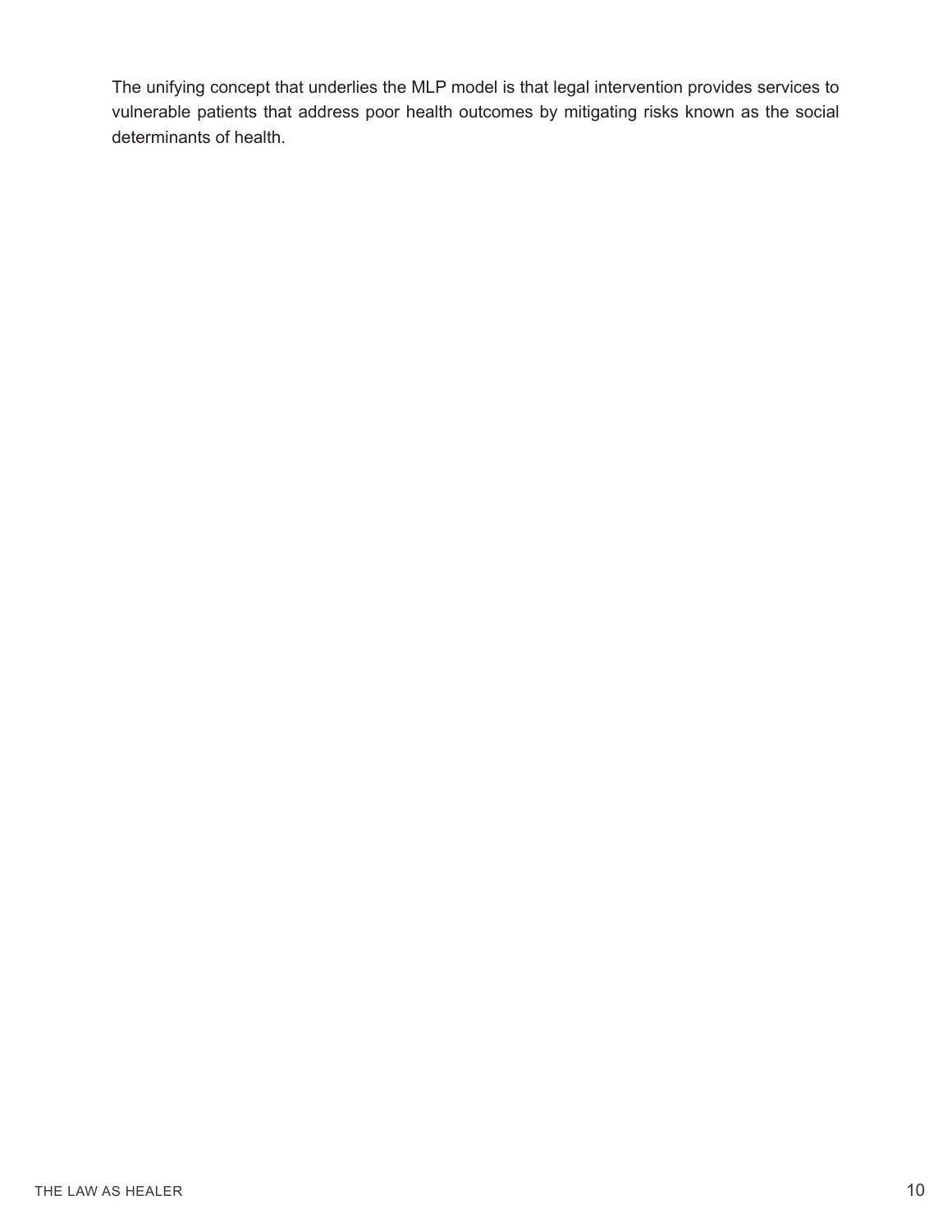The unifying concept that underlies the MLP model is that legal intervention provides services to vulnerable patients that address poor health outcomes by mitigating risks known as the social determinants of health.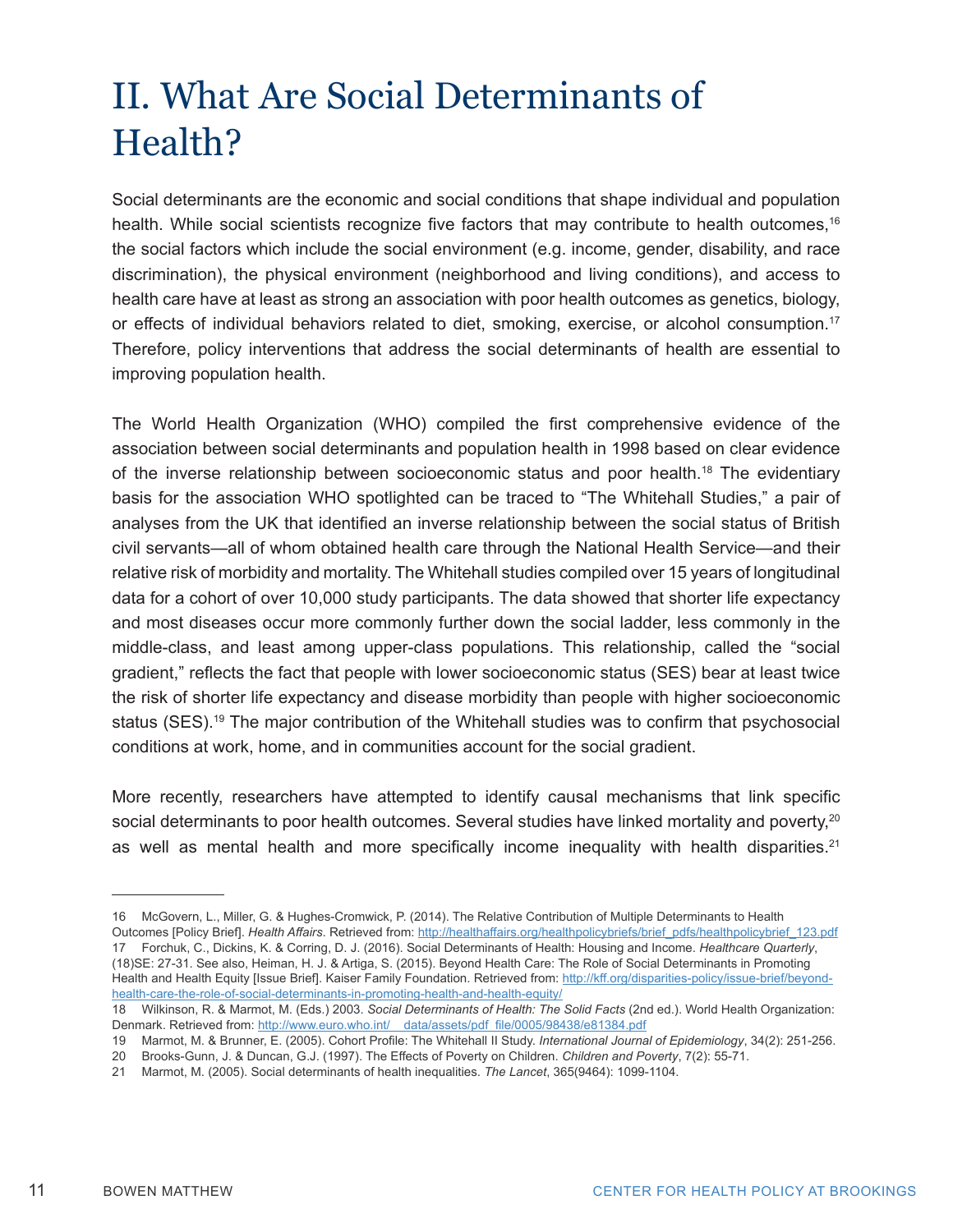# II. What Are Social Determinants of Health?

Social determinants are the economic and social conditions that shape individual and population health. While social scientists recognize five factors that may contribute to health outcomes,[16] the social factors which include the social environment (e.g. income, gender, disability, and race discrimination), the physical environment (neighborhood and living conditions), and access to health care have at least as strong an association with poor health outcomes as genetics, biology, or effects of individual behaviors related to diet, smoking, exercise, or alcohol consumption.[17] Therefore, policy interventions that address the social determinants of health are essential to improving population health.

The World Health Organization (WHO) compiled the first comprehensive evidence of the association between social determinants and population health in 1998 based on clear evidence of the inverse relationship between socioeconomic status and poor health.[18] The evidentiary basis for the association WHO spotlighted can be traced to "The Whitehall Studies," a pair of analyses from the UK that identified an inverse relationship between the social status of British civil servants—all of whom obtained health care through the National Health Service—and their relative risk of morbidity and mortality. The Whitehall studies compiled over 15 years of longitudinal data for a cohort of over 10,000 study participants. The data showed that shorter life expectancy and most diseases occur more commonly further down the social ladder, less commonly in the middle-class, and least among upper-class populations. This relationship, called the "social gradient," reflects the fact that people with lower socioeconomic status (SES) bear at least twice the risk of shorter life expectancy and disease morbidity than people with higher socioeconomic status (SES).[19] The major contribution of the Whitehall studies was to confirm that psychosocial conditions at work, home, and in communities account for the social gradient.

More recently, researchers have attempted to identify causal mechanisms that link specific social determinants to poor health outcomes. Several studies have linked mortality and poverty,[20] as well as mental health and more specifically income inequality with health disparities.[21]

---

16 McGovern, L., Miller, G. & Hughes-Cromwick, P. (2014). The Relative Contribution of Multiple Determinants to Health Outcomes [Policy Brief]. *Health Affairs*. Retrieved from: http://healthaffairs.org/healthpolicybriefs/brief_pdfs/healthpolicybrief_123.pdf

17 Forchuk, C., Dickins, K. & Corring, D. J. (2016). Social Determinants of Health: Housing and Income. *Healthcare Quarterly*, (18)SE: 27-31. See also, Heiman, H. J. & Artiga, S. (2015). Beyond Health Care: The Role of Social Determinants in Promoting Health and Health Equity [Issue Brief]. Kaiser Family Foundation. Retrieved from: http://kff.org/disparities-policy/issue-brief/beyond-health-care-the-role-of-social-determinants-in-promoting-health-and-health-equity/

18 Wilkinson, R. & Marmot, M. (Eds.) 2003. *Social Determinants of Health: The Solid Facts* (2nd ed.). World Health Organization: Denmark. Retrieved from: http://www.euro.who.int/__data/assets/pdf_file/0005/98438/e81384.pdf

19 Marmot, M. & Brunner, E. (2005). Cohort Profile: The Whitehall II Study. *International Journal of Epidemiology*, 34(2): 251-256.

20 Brooks-Gunn, J. & Duncan, G.J. (1997). The Effects of Poverty on Children. *Children and Poverty*, 7(2): 55-71.

21 Marmot, M. (2005). Social determinants of health inequalities. *The Lancet*, 365(9464): 1099-1104.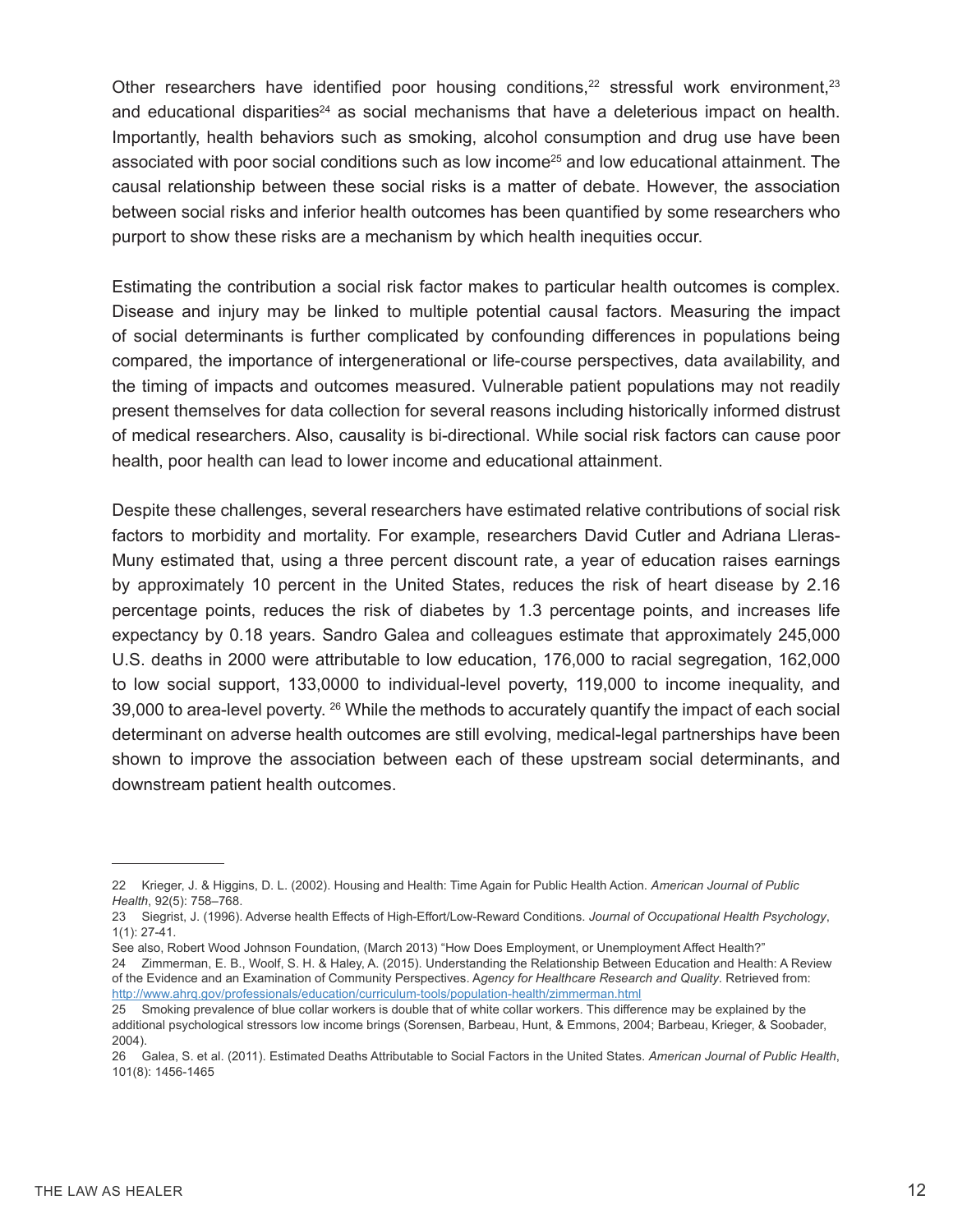Other researchers have identified poor housing conditions,[22] stressful work environment,[23] and educational disparities[24] as social mechanisms that have a deleterious impact on health. Importantly, health behaviors such as smoking, alcohol consumption and drug use have been associated with poor social conditions such as low income[25] and low educational attainment. The causal relationship between these social risks is a matter of debate. However, the association between social risks and inferior health outcomes has been quantified by some researchers who purport to show these risks are a mechanism by which health inequities occur.

Estimating the contribution a social risk factor makes to particular health outcomes is complex. Disease and injury may be linked to multiple potential causal factors. Measuring the impact of social determinants is further complicated by confounding differences in populations being compared, the importance of intergenerational or life-course perspectives, data availability, and the timing of impacts and outcomes measured. Vulnerable patient populations may not readily present themselves for data collection for several reasons including historically informed distrust of medical researchers. Also, causality is bi-directional. While social risk factors can cause poor health, poor health can lead to lower income and educational attainment.

Despite these challenges, several researchers have estimated relative contributions of social risk factors to morbidity and mortality. For example, researchers David Cutler and Adriana Lleras-Muny estimated that, using a three percent discount rate, a year of education raises earnings by approximately 10 percent in the United States, reduces the risk of heart disease by 2.16 percentage points, reduces the risk of diabetes by 1.3 percentage points, and increases life expectancy by 0.18 years. Sandro Galea and colleagues estimate that approximately 245,000 U.S. deaths in 2000 were attributable to low education, 176,000 to racial segregation, 162,000 to low social support, 133,0000 to individual-level poverty, 119,000 to income inequality, and 39,000 to area-level poverty. [26] While the methods to accurately quantify the impact of each social determinant on adverse health outcomes are still evolving, medical-legal partnerships have been shown to improve the association between each of these upstream social determinants, and downstream patient health outcomes.

---

22 Krieger, J. & Higgins, D. L. (2002). Housing and Health: Time Again for Public Health Action. *American Journal of Public Health*, 92(5): 758–768.

23 Siegrist, J. (1996). Adverse health Effects of High-Effort/Low-Reward Conditions. *Journal of Occupational Health Psychology*, 1(1): 27-41.

See also, Robert Wood Johnson Foundation, (March 2013) “How Does Employment, or Unemployment Affect Health?”

24 Zimmerman, E. B., Woolf, S. H. & Haley, A. (2015). Understanding the Relationship Between Education and Health: A Review of the Evidence and an Examination of Community Perspectives. A*gency for Healthcare Research and Quality*. Retrieved from: http://www.ahrq.gov/professionals/education/curriculum-tools/population-health/zimmerman.html

25 Smoking prevalence of blue collar workers is double that of white collar workers. This difference may be explained by the additional psychological stressors low income brings (Sorensen, Barbeau, Hunt, & Emmons, 2004; Barbeau, Krieger, & Soobader, 2004).

26 Galea, S. et al. (2011). Estimated Deaths Attributable to Social Factors in the United States. *American Journal of Public Health*, 101(8): 1456-1465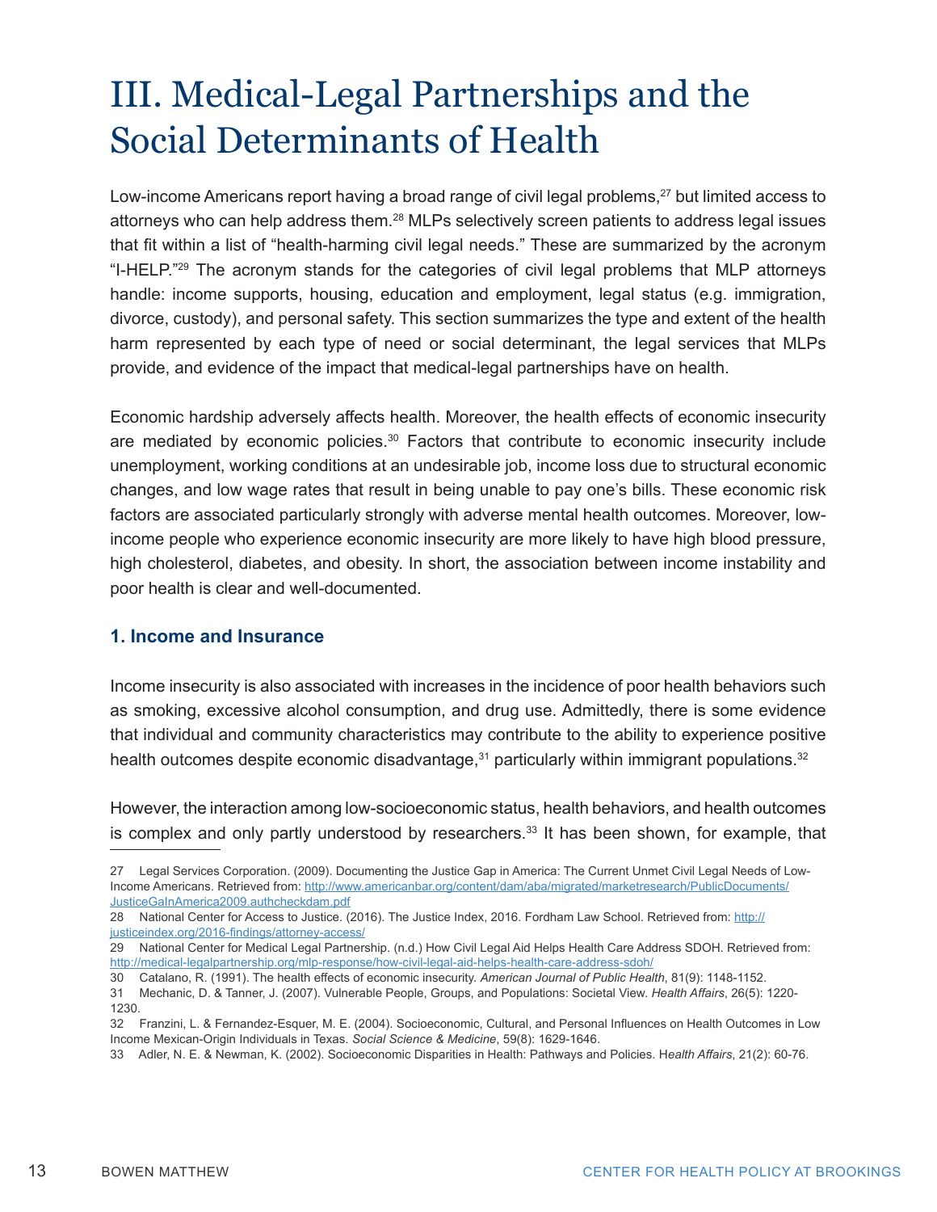# III. Medical-Legal Partnerships and the Social Determinants of Health

Low-income Americans report having a broad range of civil legal problems,[27] but limited access to attorneys who can help address them.[28] MLPs selectively screen patients to address legal issues that fit within a list of "health-harming civil legal needs." These are summarized by the acronym "I-HELP."[29] The acronym stands for the categories of civil legal problems that MLP attorneys handle: income supports, housing, education and employment, legal status (e.g. immigration, divorce, custody), and personal safety. This section summarizes the type and extent of the health harm represented by each type of need or social determinant, the legal services that MLPs provide, and evidence of the impact that medical-legal partnerships have on health.

Economic hardship adversely affects health. Moreover, the health effects of economic insecurity are mediated by economic policies.[30] Factors that contribute to economic insecurity include unemployment, working conditions at an undesirable job, income loss due to structural economic changes, and low wage rates that result in being unable to pay one's bills. These economic risk factors are associated particularly strongly with adverse mental health outcomes. Moreover, low-income people who experience economic insecurity are more likely to have high blood pressure, high cholesterol, diabetes, and obesity. In short, the association between income instability and poor health is clear and well-documented.

### 1. Income and Insurance

Income insecurity is also associated with increases in the incidence of poor health behaviors such as smoking, excessive alcohol consumption, and drug use. Admittedly, there is some evidence that individual and community characteristics may contribute to the ability to experience positive health outcomes despite economic disadvantage,[31] particularly within immigrant populations.[32]

However, the interaction among low-socioeconomic status, health behaviors, and health outcomes is complex and only partly understood by researchers.[33] It has been shown, for example, that

---

27 Legal Services Corporation. (2009). Documenting the Justice Gap in America: The Current Unmet Civil Legal Needs of Low-Income Americans. Retrieved from: http://www.americanbar.org/content/dam/aba/migrated/marketresearch/PublicDocuments/JusticeGaInAmerica2009.authcheckdam.pdf

28 National Center for Access to Justice. (2016). The Justice Index, 2016. Fordham Law School. Retrieved from: http://justiceindex.org/2016-findings/attorney-access/

29 National Center for Medical Legal Partnership. (n.d.) How Civil Legal Aid Helps Health Care Address SDOH. Retrieved from: http://medical-legalpartnership.org/mlp-response/how-civil-legal-aid-helps-health-care-address-sdoh/

30 Catalano, R. (1991). The health effects of economic insecurity. *American Journal of Public Health*, 81(9): 1148-1152.

31 Mechanic, D. & Tanner, J. (2007). Vulnerable People, Groups, and Populations: Societal View. *Health Affairs*, 26(5): 1220-1230.

32 Franzini, L. & Fernandez-Esquer, M. E. (2004). Socioeconomic, Cultural, and Personal Influences on Health Outcomes in Low Income Mexican-Origin Individuals in Texas. *Social Science & Medicine*, 59(8): 1629-1646.

33 Adler, N. E. & Newman, K. (2002). Socioeconomic Disparities in Health: Pathways and Policies. *Health Affairs*, 21(2): 60-76.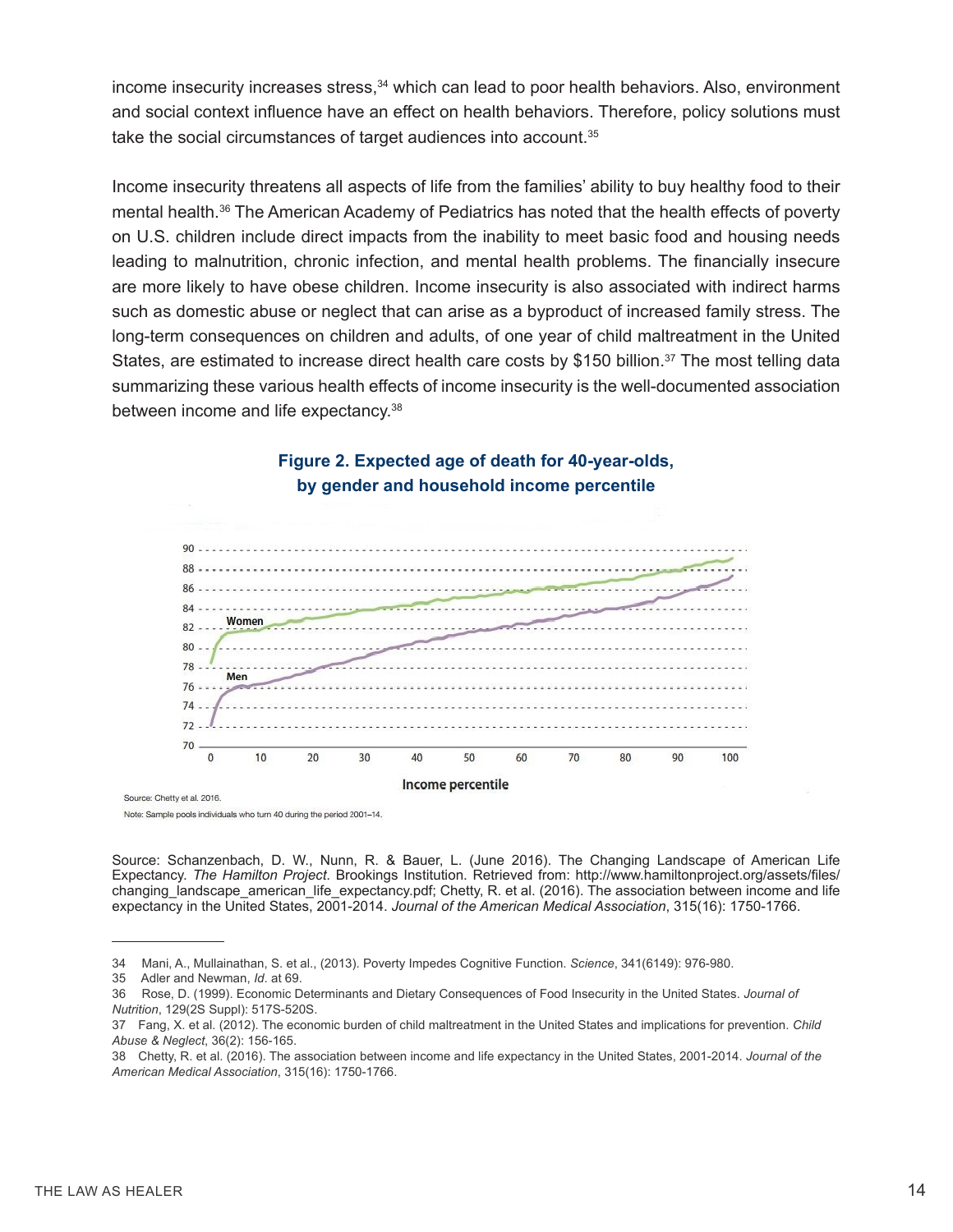income insecurity increases stress,[34] which can lead to poor health behaviors. Also, environment and social context influence have an effect on health behaviors. Therefore, policy solutions must take the social circumstances of target audiences into account.[35]

Income insecurity threatens all aspects of life from the families' ability to buy healthy food to their mental health.[36] The American Academy of Pediatrics has noted that the health effects of poverty on U.S. children include direct impacts from the inability to meet basic food and housing needs leading to malnutrition, chronic infection, and mental health problems. The financially insecure are more likely to have obese children. Income insecurity is also associated with indirect harms such as domestic abuse or neglect that can arise as a byproduct of increased family stress. The long-term consequences on children and adults, of one year of child maltreatment in the United States, are estimated to increase direct health care costs by $150 billion.[37] The most telling data summarizing these various health effects of income insecurity is the well-documented association between income and life expectancy.[38]

**Figure 2. Expected age of death for 40-year-olds, by gender and household income percentile**

Source: Chetty et al. 2016.

Note: Sample pools individuals who turn 40 during the period 2001–14.

Source: Schanzenbach, D. W., Nunn, R. & Bauer, L. (June 2016). The Changing Landscape of American Life Expectancy. *The Hamilton Project*. Brookings Institution. Retrieved from: http://www.hamiltonproject.org/assets/files/changing_landscape_american_life_expectancy.pdf; Chetty, R. et al. (2016). The association between income and life expectancy in the United States, 2001-2014. *Journal of the American Medical Association*, 315(16): 1750-1766.

---

34 Mani, A., Mullainathan, S. et al., (2013). Poverty Impedes Cognitive Function. *Science*, 341(6149): 976-980.

35 Adler and Newman, *Id*. at 69.

36 Rose, D. (1999). Economic Determinants and Dietary Consequences of Food Insecurity in the United States. *Journal of Nutrition*, 129(2S Suppl): 517S-520S.

37 Fang, X. et al. (2012). The economic burden of child maltreatment in the United States and implications for prevention. *Child Abuse & Neglect*, 36(2): 156-165.

38 Chetty, R. et al. (2016). The association between income and life expectancy in the United States, 2001-2014. *Journal of the American Medical Association*, 315(16): 1750-1766.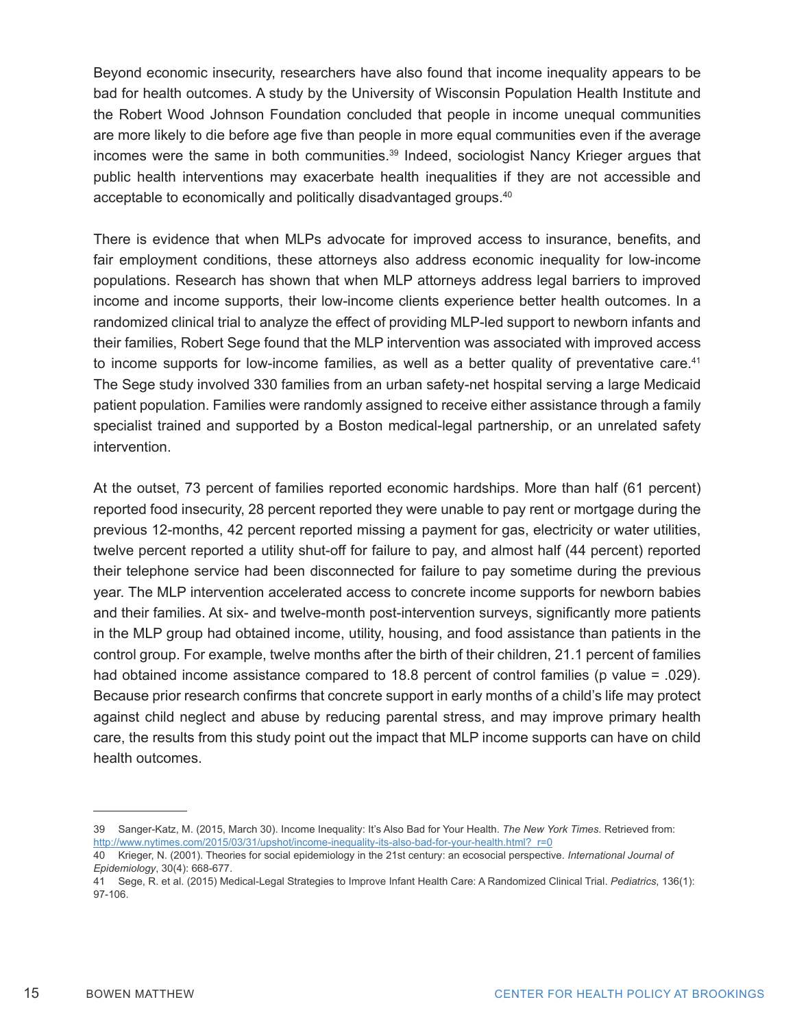Beyond economic insecurity, researchers have also found that income inequality appears to be bad for health outcomes. A study by the University of Wisconsin Population Health Institute and the Robert Wood Johnson Foundation concluded that people in income unequal communities are more likely to die before age five than people in more equal communities even if the average incomes were the same in both communities.[39] Indeed, sociologist Nancy Krieger argues that public health interventions may exacerbate health inequalities if they are not accessible and acceptable to economically and politically disadvantaged groups.[40]

There is evidence that when MLPs advocate for improved access to insurance, benefits, and fair employment conditions, these attorneys also address economic inequality for low-income populations. Research has shown that when MLP attorneys address legal barriers to improved income and income supports, their low-income clients experience better health outcomes. In a randomized clinical trial to analyze the effect of providing MLP-led support to newborn infants and their families, Robert Sege found that the MLP intervention was associated with improved access to income supports for low-income families, as well as a better quality of preventative care.[41] The Sege study involved 330 families from an urban safety-net hospital serving a large Medicaid patient population. Families were randomly assigned to receive either assistance through a family specialist trained and supported by a Boston medical-legal partnership, or an unrelated safety intervention.

At the outset, 73 percent of families reported economic hardships. More than half (61 percent) reported food insecurity, 28 percent reported they were unable to pay rent or mortgage during the previous 12-months, 42 percent reported missing a payment for gas, electricity or water utilities, twelve percent reported a utility shut-off for failure to pay, and almost half (44 percent) reported their telephone service had been disconnected for failure to pay sometime during the previous year. The MLP intervention accelerated access to concrete income supports for newborn babies and their families. At six- and twelve-month post-intervention surveys, significantly more patients in the MLP group had obtained income, utility, housing, and food assistance than patients in the control group. For example, twelve months after the birth of their children, 21.1 percent of families had obtained income assistance compared to 18.8 percent of control families (p value = .029). Because prior research confirms that concrete support in early months of a child's life may protect against child neglect and abuse by reducing parental stress, and may improve primary health care, the results from this study point out the impact that MLP income supports can have on child health outcomes.

---

39 Sanger-Katz, M. (2015, March 30). Income Inequality: It's Also Bad for Your Health. *The New York Times*. Retrieved from: http://www.nytimes.com/2015/03/31/upshot/income-inequality-its-also-bad-for-your-health.html?_r=0

40 Krieger, N. (2001). Theories for social epidemiology in the 21st century: an ecosocial perspective. *International Journal of Epidemiology*, 30(4): 668-677.

41 Sege, R. et al. (2015) Medical-Legal Strategies to Improve Infant Health Care: A Randomized Clinical Trial. *Pediatrics*, 136(1): 97-106.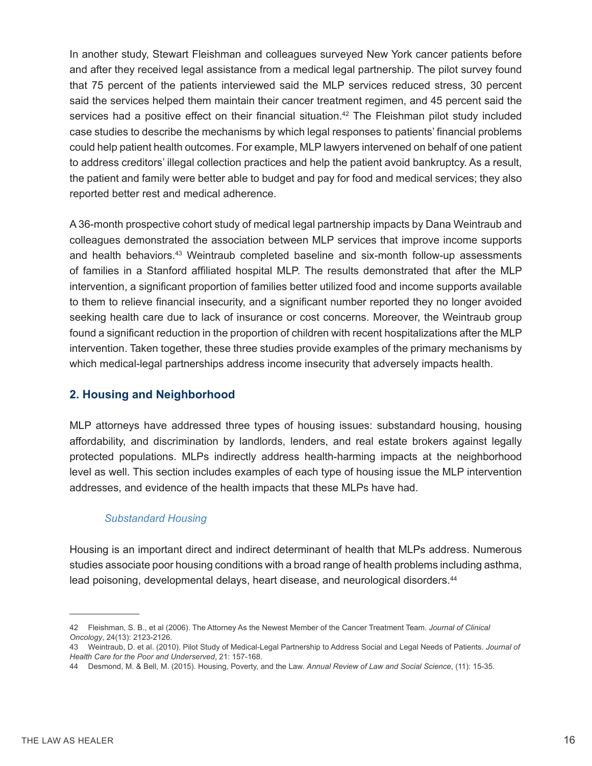In another study, Stewart Fleishman and colleagues surveyed New York cancer patients before and after they received legal assistance from a medical legal partnership. The pilot survey found that 75 percent of the patients interviewed said the MLP services reduced stress, 30 percent said the services helped them maintain their cancer treatment regimen, and 45 percent said the services had a positive effect on their financial situation.[42] The Fleishman pilot study included case studies to describe the mechanisms by which legal responses to patients' financial problems could help patient health outcomes. For example, MLP lawyers intervened on behalf of one patient to address creditors' illegal collection practices and help the patient avoid bankruptcy. As a result, the patient and family were better able to budget and pay for food and medical services; they also reported better rest and medical adherence.

A 36-month prospective cohort study of medical legal partnership impacts by Dana Weintraub and colleagues demonstrated the association between MLP services that improve income supports and health behaviors.[43] Weintraub completed baseline and six-month follow-up assessments of families in a Stanford affiliated hospital MLP. The results demonstrated that after the MLP intervention, a significant proportion of families better utilized food and income supports available to them to relieve financial insecurity, and a significant number reported they no longer avoided seeking health care due to lack of insurance or cost concerns. Moreover, the Weintraub group found a significant reduction in the proportion of children with recent hospitalizations after the MLP intervention. Taken together, these three studies provide examples of the primary mechanisms by which medical-legal partnerships address income insecurity that adversely impacts health.

## 2. Housing and Neighborhood

MLP attorneys have addressed three types of housing issues: substandard housing, housing affordability, and discrimination by landlords, lenders, and real estate brokers against legally protected populations. MLPs indirectly address health-harming impacts at the neighborhood level as well. This section includes examples of each type of housing issue the MLP intervention addresses, and evidence of the health impacts that these MLPs have had.

### *Substandard Housing*

Housing is an important direct and indirect determinant of health that MLPs address. Numerous studies associate poor housing conditions with a broad range of health problems including asthma, lead poisoning, developmental delays, heart disease, and neurological disorders.[44]

---

42 Fleishman, S. B., et al (2006). The Attorney As the Newest Member of the Cancer Treatment Team. *Journal of Clinical Oncology*, 24(13): 2123-2126.

43 Weintraub, D. et al. (2010). Pilot Study of Medical-Legal Partnership to Address Social and Legal Needs of Patients. *Journal of Health Care for the Poor and Underserved*, 21: 157-168.

44 Desmond, M. & Bell, M. (2015). Housing, Poverty, and the Law. *Annual Review of Law and Social Science*, (11): 15-35.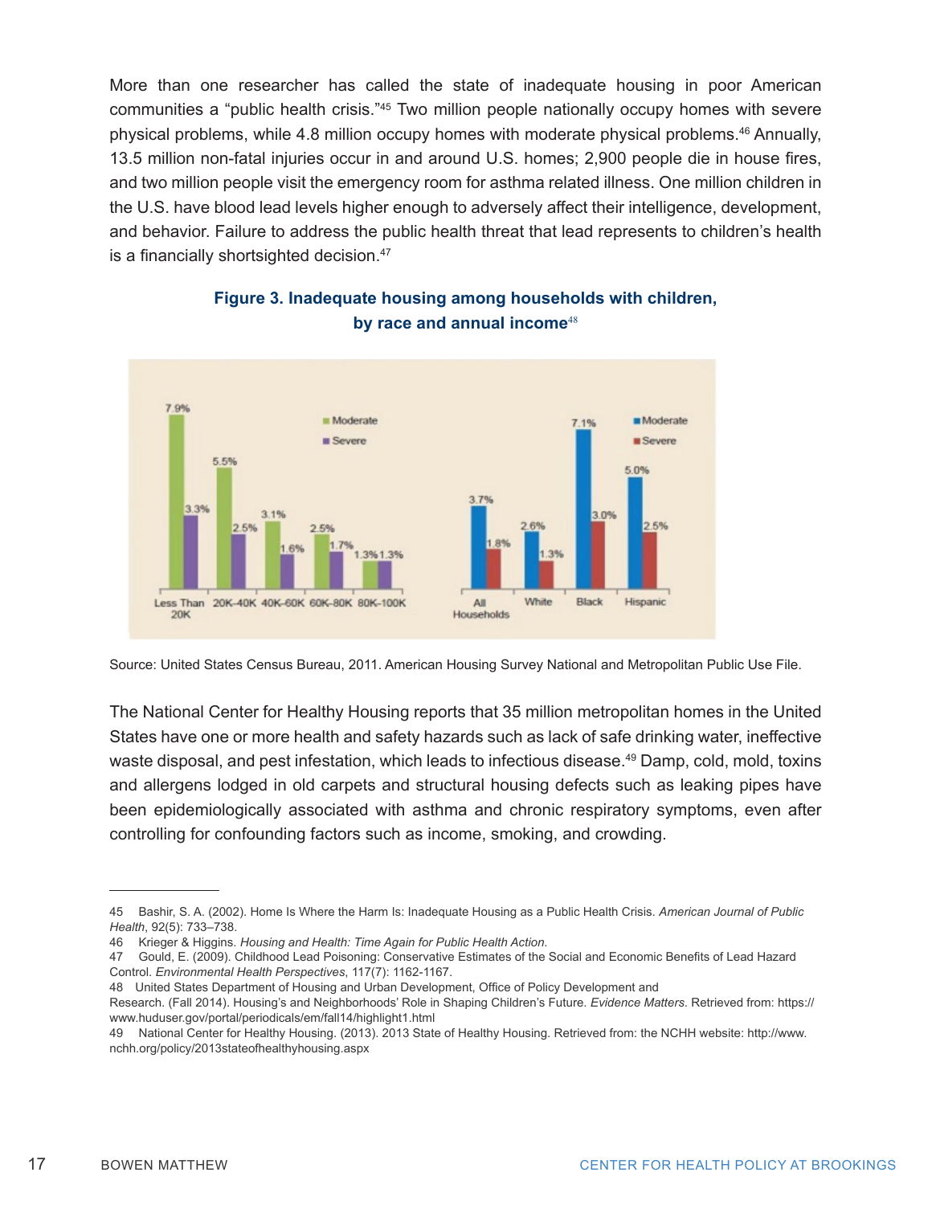More than one researcher has called the state of inadequate housing in poor American communities a "public health crisis."[45] Two million people nationally occupy homes with severe physical problems, while 4.8 million occupy homes with moderate physical problems.[46] Annually, 13.5 million non-fatal injuries occur in and around U.S. homes; 2,900 people die in house fires, and two million people visit the emergency room for asthma related illness. One million children in the U.S. have blood lead levels higher enough to adversely affect their intelligence, development, and behavior. Failure to address the public health threat that lead represents to children's health is a financially shortsighted decision.[47]

**Figure 3. Inadequate housing among households with children, by race and annual income**[48]

Source: United States Census Bureau, 2011. American Housing Survey National and Metropolitan Public Use File.

The National Center for Healthy Housing reports that 35 million metropolitan homes in the United States have one or more health and safety hazards such as lack of safe drinking water, ineffective waste disposal, and pest infestation, which leads to infectious disease.[49] Damp, cold, mold, toxins and allergens lodged in old carpets and structural housing defects such as leaking pipes have been epidemiologically associated with asthma and chronic respiratory symptoms, even after controlling for confounding factors such as income, smoking, and crowding.

---

45 Bashir, S. A. (2002). Home Is Where the Harm Is: Inadequate Housing as a Public Health Crisis. *American Journal of Public Health*, 92(5): 733–738.

46 Krieger & Higgins. *Housing and Health: Time Again for Public Health Action.*

47 Gould, E. (2009). Childhood Lead Poisoning: Conservative Estimates of the Social and Economic Benefits of Lead Hazard Control. *Environmental Health Perspectives*, 117(7): 1162-1167.

48 United States Department of Housing and Urban Development, Office of Policy Development and Research. (Fall 2014). Housing's and Neighborhoods' Role in Shaping Children's Future. *Evidence Matters.* Retrieved from: https://www.huduser.gov/portal/periodicals/em/fall14/highlight1.html

49 National Center for Healthy Housing. (2013). 2013 State of Healthy Housing. Retrieved from: the NCHH website: http://www.nchh.org/policy/2013stateofhealthyhousing.aspx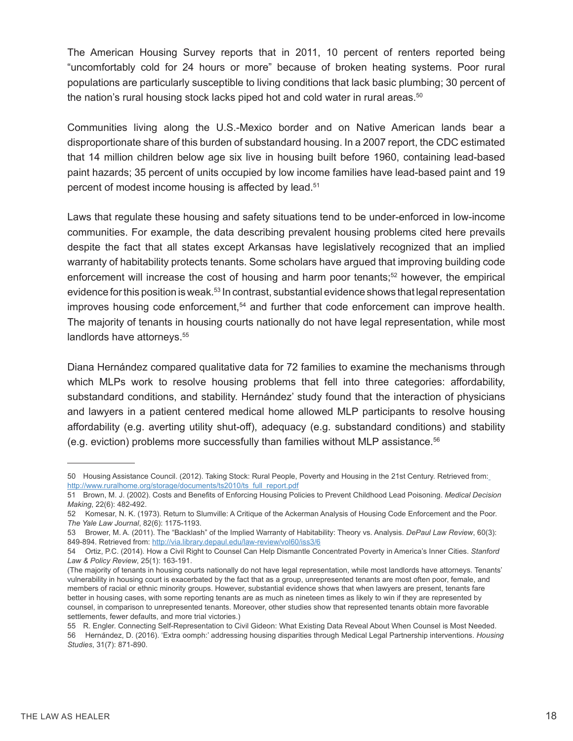The American Housing Survey reports that in 2011, 10 percent of renters reported being "uncomfortably cold for 24 hours or more" because of broken heating systems. Poor rural populations are particularly susceptible to living conditions that lack basic plumbing; 30 percent of the nation's rural housing stock lacks piped hot and cold water in rural areas.[50]

Communities living along the U.S.-Mexico border and on Native American lands bear a disproportionate share of this burden of substandard housing. In a 2007 report, the CDC estimated that 14 million children below age six live in housing built before 1960, containing lead-based paint hazards; 35 percent of units occupied by low income families have lead-based paint and 19 percent of modest income housing is affected by lead.[51]

Laws that regulate these housing and safety situations tend to be under-enforced in low-income communities. For example, the data describing prevalent housing problems cited here prevails despite the fact that all states except Arkansas have legislatively recognized that an implied warranty of habitability protects tenants. Some scholars have argued that improving building code enforcement will increase the cost of housing and harm poor tenants;[52] however, the empirical evidence for this position is weak.[53] In contrast, substantial evidence shows that legal representation improves housing code enforcement,[54] and further that code enforcement can improve health. The majority of tenants in housing courts nationally do not have legal representation, while most landlords have attorneys.[55]

Diana Hernández compared qualitative data for 72 families to examine the mechanisms through which MLPs work to resolve housing problems that fell into three categories: affordability, substandard conditions, and stability. Hernández' study found that the interaction of physicians and lawyers in a patient centered medical home allowed MLP participants to resolve housing affordability (e.g. averting utility shut-off), adequacy (e.g. substandard conditions) and stability (e.g. eviction) problems more successfully than families without MLP assistance.[56]

---

50 Housing Assistance Council. (2012). Taking Stock: Rural People, Poverty and Housing in the 21st Century. Retrieved from: http://www.ruralhome.org/storage/documents/ts2010/ts_full_report.pdf

51 Brown, M. J. (2002). Costs and Benefits of Enforcing Housing Policies to Prevent Childhood Lead Poisoning. *Medical Decision Making*, 22(6): 482-492.

52 Komesar, N. K. (1973). Return to Slumville: A Critique of the Ackerman Analysis of Housing Code Enforcement and the Poor. *The Yale Law Journal*, 82(6): 1175-1193.

53 Brower, M. A. (2011). The "Backlash" of the Implied Warranty of Habitability: Theory vs. Analysis. *DePaul Law Review*, 60(3): 849-894. Retrieved from: http://via.library.depaul.edu/law-review/vol60/iss3/6

54 Ortiz, P.C. (2014). How a Civil Right to Counsel Can Help Dismantle Concentrated Poverty in America's Inner Cities. *Stanford Law & Policy Review*, 25(1): 163-191.

(The majority of tenants in housing courts nationally do not have legal representation, while most landlords have attorneys. Tenants' vulnerability in housing court is exacerbated by the fact that as a group, unrepresented tenants are most often poor, female, and members of racial or ethnic minority groups. However, substantial evidence shows that when lawyers are present, tenants fare better in housing cases, with some reporting tenants are as much as nineteen times as likely to win if they are represented by counsel, in comparison to unrepresented tenants. Moreover, other studies show that represented tenants obtain more favorable settlements, fewer defaults, and more trial victories.)

55 R. Engler. Connecting Self-Representation to Civil Gideon: What Existing Data Reveal About When Counsel is Most Needed.

56 Hernández, D. (2016). 'Extra oomph:' addressing housing disparities through Medical Legal Partnership interventions. *Housing Studies*, 31(7): 871-890.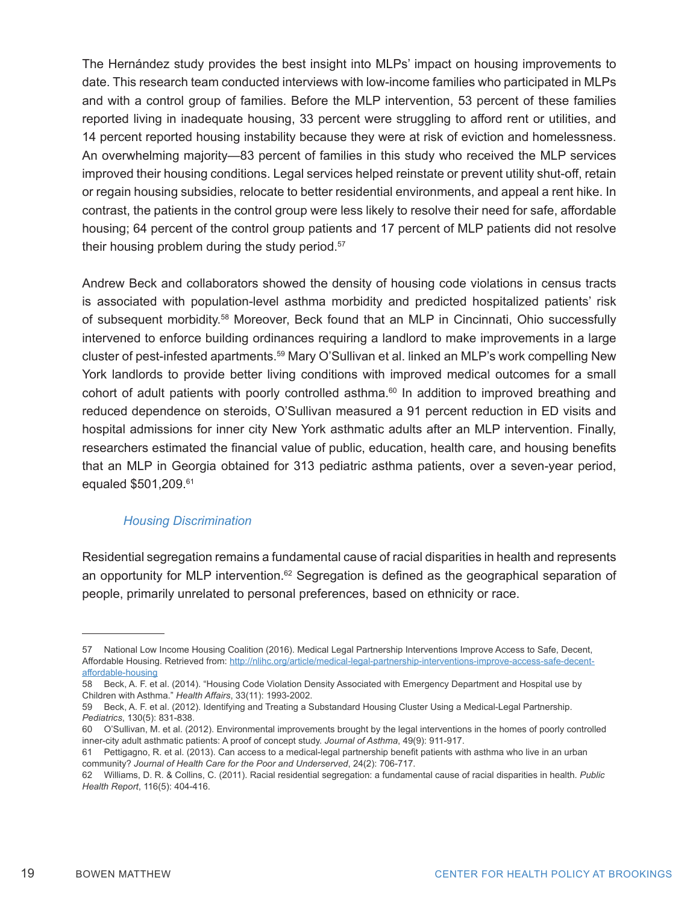The Hernández study provides the best insight into MLPs' impact on housing improvements to date. This research team conducted interviews with low-income families who participated in MLPs and with a control group of families. Before the MLP intervention, 53 percent of these families reported living in inadequate housing, 33 percent were struggling to afford rent or utilities, and 14 percent reported housing instability because they were at risk of eviction and homelessness. An overwhelming majority—83 percent of families in this study who received the MLP services improved their housing conditions. Legal services helped reinstate or prevent utility shut-off, retain or regain housing subsidies, relocate to better residential environments, and appeal a rent hike. In contrast, the patients in the control group were less likely to resolve their need for safe, affordable housing; 64 percent of the control group patients and 17 percent of MLP patients did not resolve their housing problem during the study period.[57]

Andrew Beck and collaborators showed the density of housing code violations in census tracts is associated with population-level asthma morbidity and predicted hospitalized patients' risk of subsequent morbidity.[58] Moreover, Beck found that an MLP in Cincinnati, Ohio successfully intervened to enforce building ordinances requiring a landlord to make improvements in a large cluster of pest-infested apartments.[59] Mary O'Sullivan et al. linked an MLP's work compelling New York landlords to provide better living conditions with improved medical outcomes for a small cohort of adult patients with poorly controlled asthma.[60] In addition to improved breathing and reduced dependence on steroids, O'Sullivan measured a 91 percent reduction in ED visits and hospital admissions for inner city New York asthmatic adults after an MLP intervention. Finally, researchers estimated the financial value of public, education, health care, and housing benefits that an MLP in Georgia obtained for 313 pediatric asthma patients, over a seven-year period, equaled $501,209.[61]

### *Housing Discrimination*

Residential segregation remains a fundamental cause of racial disparities in health and represents an opportunity for MLP intervention.[62] Segregation is defined as the geographical separation of people, primarily unrelated to personal preferences, based on ethnicity or race.

---

57 National Low Income Housing Coalition (2016). Medical Legal Partnership Interventions Improve Access to Safe, Decent, Affordable Housing. Retrieved from: http://nlihc.org/article/medical-legal-partnership-interventions-improve-access-safe-decent-affordable-housing

58 Beck, A. F. et al. (2014). "Housing Code Violation Density Associated with Emergency Department and Hospital use by Children with Asthma." *Health Affairs*, 33(11): 1993-2002.

59 Beck, A. F. et al. (2012). Identifying and Treating a Substandard Housing Cluster Using a Medical-Legal Partnership. *Pediatrics*, 130(5): 831-838.

60 O'Sullivan, M. et al. (2012). Environmental improvements brought by the legal interventions in the homes of poorly controlled inner-city adult asthmatic patients: A proof of concept study. *Journal of Asthma*, 49(9): 911-917.

61 Pettigagno, R. et al. (2013). Can access to a medical-legal partnership benefit patients with asthma who live in an urban community? *Journal of Health Care for the Poor and Underserved*, 24(2): 706-717.

62 Williams, D. R. & Collins, C. (2011). Racial residential segregation: a fundamental cause of racial disparities in health. *Public Health Report*, 116(5): 404-416.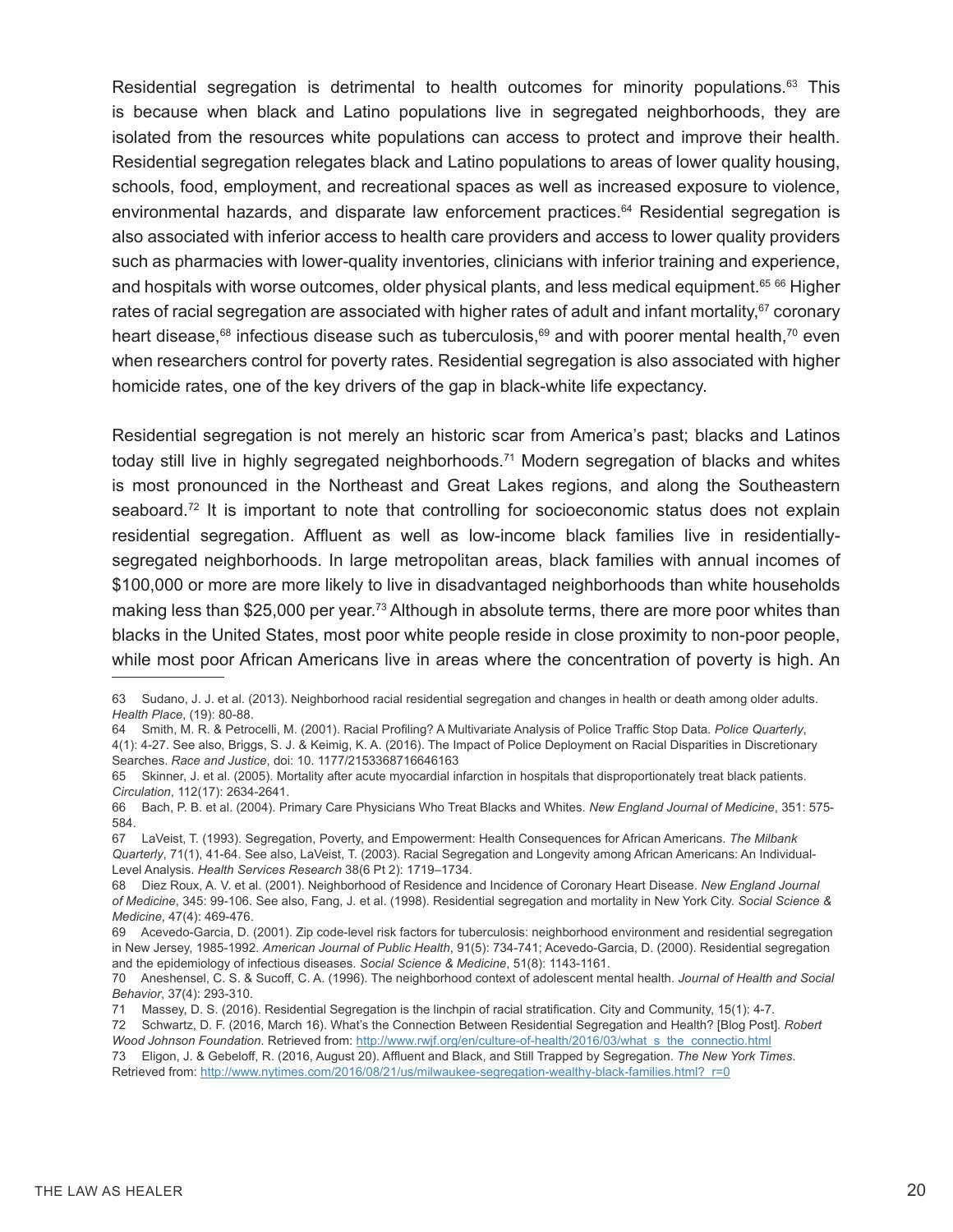Residential segregation is detrimental to health outcomes for minority populations.[63] This is because when black and Latino populations live in segregated neighborhoods, they are isolated from the resources white populations can access to protect and improve their health. Residential segregation relegates black and Latino populations to areas of lower quality housing, schools, food, employment, and recreational spaces as well as increased exposure to violence, environmental hazards, and disparate law enforcement practices.[64] Residential segregation is also associated with inferior access to health care providers and access to lower quality providers such as pharmacies with lower-quality inventories, clinicians with inferior training and experience, and hospitals with worse outcomes, older physical plants, and less medical equipment.[65] [66] Higher rates of racial segregation are associated with higher rates of adult and infant mortality,[67] coronary heart disease,[68] infectious disease such as tuberculosis,[69] and with poorer mental health,[70] even when researchers control for poverty rates. Residential segregation is also associated with higher homicide rates, one of the key drivers of the gap in black-white life expectancy.

Residential segregation is not merely an historic scar from America's past; blacks and Latinos today still live in highly segregated neighborhoods.[71] Modern segregation of blacks and whites is most pronounced in the Northeast and Great Lakes regions, and along the Southeastern seaboard.[72] It is important to note that controlling for socioeconomic status does not explain residential segregation. Affluent as well as low-income black families live in residentially-segregated neighborhoods. In large metropolitan areas, black families with annual incomes of $100,000 or more are more likely to live in disadvantaged neighborhoods than white households making less than $25,000 per year.[73] Although in absolute terms, there are more poor whites than blacks in the United States, most poor white people reside in close proximity to non-poor people, while most poor African Americans live in areas where the concentration of poverty is high. An

---

63 Sudano, J. J. et al. (2013). Neighborhood racial residential segregation and changes in health or death among older adults. *Health Place*, (19): 80-88.

64 Smith, M. R. & Petrocelli, M. (2001). Racial Profiling? A Multivariate Analysis of Police Traffic Stop Data. *Police Quarterly*, 4(1): 4-27. See also, Briggs, S. J. & Keimig, K. A. (2016). The Impact of Police Deployment on Racial Disparities in Discretionary Searches. *Race and Justice*, doi: 10. 1177/2153368716646163

65 Skinner, J. et al. (2005). Mortality after acute myocardial infarction in hospitals that disproportionately treat black patients. *Circulation*, 112(17): 2634-2641.

66 Bach, P. B. et al. (2004). Primary Care Physicians Who Treat Blacks and Whites. *New England Journal of Medicine*, 351: 575-584.

67 LaVeist, T. (1993). Segregation, Poverty, and Empowerment: Health Consequences for African Americans. *The Milbank Quarterly*, 71(1), 41-64. See also, LaVeist, T. (2003). Racial Segregation and Longevity among African Americans: An Individual-Level Analysis. *Health Services Research* 38(6 Pt 2): 1719–1734.

68 Diez Roux, A. V. et al. (2001). Neighborhood of Residence and Incidence of Coronary Heart Disease. *New England Journal of Medicine*, 345: 99-106. See also, Fang, J. et al. (1998). Residential segregation and mortality in New York City. *Social Science & Medicine*, 47(4): 469-476.

69 Acevedo-Garcia, D. (2001). Zip code-level risk factors for tuberculosis: neighborhood environment and residential segregation in New Jersey, 1985-1992. *American Journal of Public Health*, 91(5): 734-741; Acevedo-Garcia, D. (2000). Residential segregation and the epidemiology of infectious diseases. *Social Science & Medicine*, 51(8): 1143-1161.

70 Aneshensel, C. S. & Sucoff, C. A. (1996). The neighborhood context of adolescent mental health. *Journal of Health and Social Behavior*, 37(4): 293-310.

71 Massey, D. S. (2016). Residential Segregation is the linchpin of racial stratification. City and Community, 15(1): 4-7.

72 Schwartz, D. F. (2016, March 16). What's the Connection Between Residential Segregation and Health? [Blog Post]. *Robert Wood Johnson Foundation*. Retrieved from: http://www.rwjf.org/en/culture-of-health/2016/03/what_s_the_connectio.html

73 Eligon, J. & Gebeloff, R. (2016, August 20). Affluent and Black, and Still Trapped by Segregation. *The New York Times*. Retrieved from: http://www.nytimes.com/2016/08/21/us/milwaukee-segregation-wealthy-black-families.html?_r=0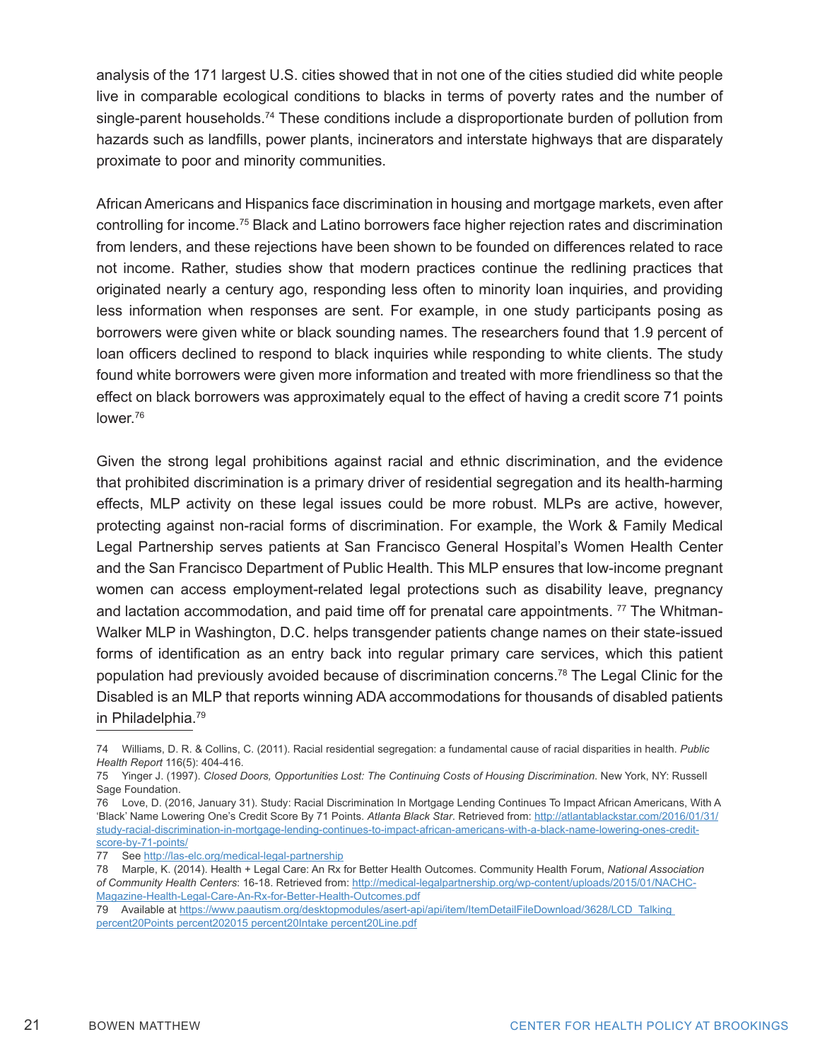analysis of the 171 largest U.S. cities showed that in not one of the cities studied did white people live in comparable ecological conditions to blacks in terms of poverty rates and the number of single-parent households.[74] These conditions include a disproportionate burden of pollution from hazards such as landfills, power plants, incinerators and interstate highways that are disparately proximate to poor and minority communities.

African Americans and Hispanics face discrimination in housing and mortgage markets, even after controlling for income.[75] Black and Latino borrowers face higher rejection rates and discrimination from lenders, and these rejections have been shown to be founded on differences related to race not income. Rather, studies show that modern practices continue the redlining practices that originated nearly a century ago, responding less often to minority loan inquiries, and providing less information when responses are sent. For example, in one study participants posing as borrowers were given white or black sounding names. The researchers found that 1.9 percent of loan officers declined to respond to black inquiries while responding to white clients. The study found white borrowers were given more information and treated with more friendliness so that the effect on black borrowers was approximately equal to the effect of having a credit score 71 points lower.[76]

Given the strong legal prohibitions against racial and ethnic discrimination, and the evidence that prohibited discrimination is a primary driver of residential segregation and its health-harming effects, MLP activity on these legal issues could be more robust. MLPs are active, however, protecting against non-racial forms of discrimination. For example, the Work & Family Medical Legal Partnership serves patients at San Francisco General Hospital's Women Health Center and the San Francisco Department of Public Health. This MLP ensures that low-income pregnant women can access employment-related legal protections such as disability leave, pregnancy and lactation accommodation, and paid time off for prenatal care appointments. [77] The Whitman-Walker MLP in Washington, D.C. helps transgender patients change names on their state-issued forms of identification as an entry back into regular primary care services, which this patient population had previously avoided because of discrimination concerns.[78] The Legal Clinic for the Disabled is an MLP that reports winning ADA accommodations for thousands of disabled patients in Philadelphia.[79]

---

74 Williams, D. R. & Collins, C. (2011). Racial residential segregation: a fundamental cause of racial disparities in health. *Public Health Report* 116(5): 404-416.

75 Yinger J. (1997). *Closed Doors, Opportunities Lost: The Continuing Costs of Housing Discrimination*. New York, NY: Russell Sage Foundation.

76 Love, D. (2016, January 31). Study: Racial Discrimination In Mortgage Lending Continues To Impact African Americans, With A 'Black' Name Lowering One's Credit Score By 71 Points. *Atlanta Black Star*. Retrieved from: http://atlantablackstar.com/2016/01/31/study-racial-discrimination-in-mortgage-lending-continues-to-impact-african-americans-with-a-black-name-lowering-ones-credit-score-by-71-points/

77 See http://las-elc.org/medical-legal-partnership

78 Marple, K. (2014). Health + Legal Care: An Rx for Better Health Outcomes. Community Health Forum, *National Association of Community Health Centers*: 16-18. Retrieved from: http://medical-legalpartnership.org/wp-content/uploads/2015/01/NACHC-Magazine-Health-Legal-Care-An-Rx-for-Better-Health-Outcomes.pdf

79 Available at https://www.paautism.org/desktopmodules/asert-api/api/item/ItemDetailFileDownload/3628/LCD_Talking percent20Points percent202015 percent20Intake percent20Line.pdf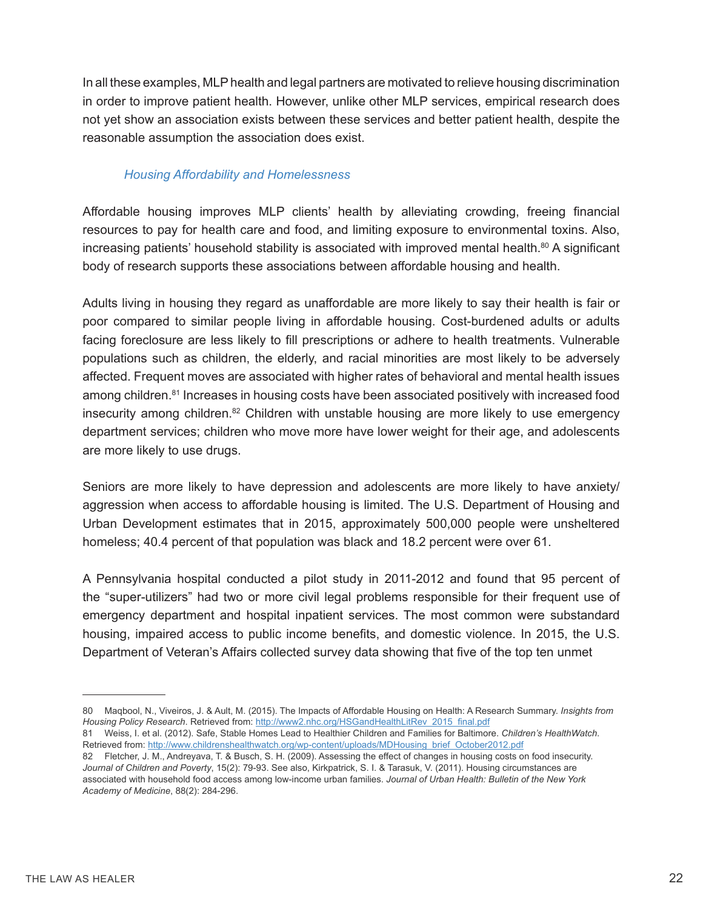In all these examples, MLP health and legal partners are motivated to relieve housing discrimination in order to improve patient health. However, unlike other MLP services, empirical research does not yet show an association exists between these services and better patient health, despite the reasonable assumption the association does exist.

### *Housing Affordability and Homelessness*

Affordable housing improves MLP clients' health by alleviating crowding, freeing financial resources to pay for health care and food, and limiting exposure to environmental toxins. Also, increasing patients' household stability is associated with improved mental health.[80] A significant body of research supports these associations between affordable housing and health.

Adults living in housing they regard as unaffordable are more likely to say their health is fair or poor compared to similar people living in affordable housing. Cost-burdened adults or adults facing foreclosure are less likely to fill prescriptions or adhere to health treatments. Vulnerable populations such as children, the elderly, and racial minorities are most likely to be adversely affected. Frequent moves are associated with higher rates of behavioral and mental health issues among children.[81] Increases in housing costs have been associated positively with increased food insecurity among children.[82] Children with unstable housing are more likely to use emergency department services; children who move more have lower weight for their age, and adolescents are more likely to use drugs.

Seniors are more likely to have depression and adolescents are more likely to have anxiety/aggression when access to affordable housing is limited. The U.S. Department of Housing and Urban Development estimates that in 2015, approximately 500,000 people were unsheltered homeless; 40.4 percent of that population was black and 18.2 percent were over 61.

A Pennsylvania hospital conducted a pilot study in 2011-2012 and found that 95 percent of the "super-utilizers" had two or more civil legal problems responsible for their frequent use of emergency department and hospital inpatient services. The most common were substandard housing, impaired access to public income benefits, and domestic violence. In 2015, the U.S. Department of Veteran's Affairs collected survey data showing that five of the top ten unmet

---

80 Maqbool, N., Viveiros, J. & Ault, M. (2015). The Impacts of Affordable Housing on Health: A Research Summary. *Insights from Housing Policy Research*. Retrieved from: http://www2.nhc.org/HSGandHealthLitRev_2015_final.pdf

81 Weiss, I. et al. (2012). Safe, Stable Homes Lead to Healthier Children and Families for Baltimore. *Children's HealthWatch*. Retrieved from: http://www.childrenshealthwatch.org/wp-content/uploads/MDHousing_brief_October2012.pdf

82 Fletcher, J. M., Andreyava, T. & Busch, S. H. (2009). Assessing the effect of changes in housing costs on food insecurity. *Journal of Children and Poverty*, 15(2): 79-93. See also, Kirkpatrick, S. I. & Tarasuk, V. (2011). Housing circumstances are associated with household food access among low-income urban families. *Journal of Urban Health: Bulletin of the New York Academy of Medicine*, 88(2): 284-296.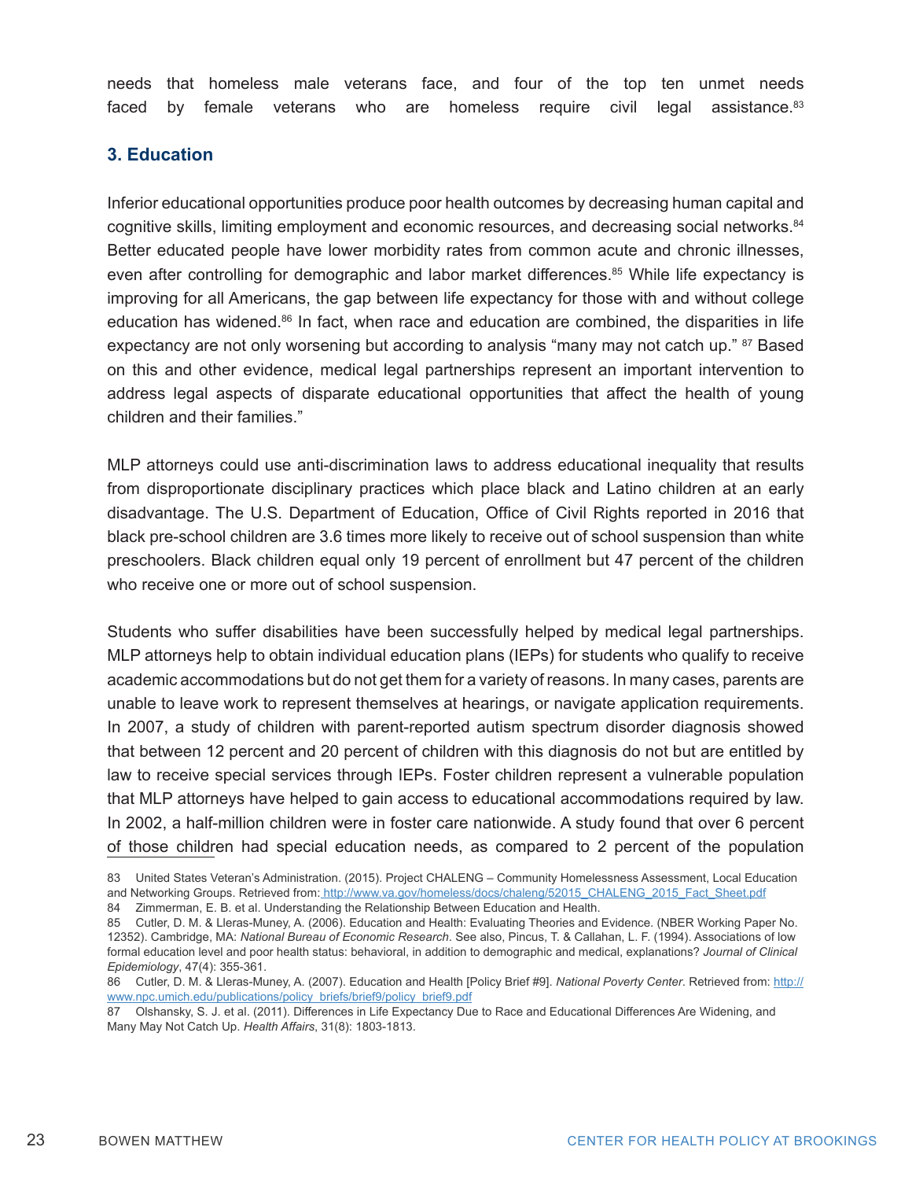needs that homeless male veterans face, and four of the top ten unmet needs faced by female veterans who are homeless require civil legal assistance.[83]

### 3. Education

Inferior educational opportunities produce poor health outcomes by decreasing human capital and cognitive skills, limiting employment and economic resources, and decreasing social networks.[84] Better educated people have lower morbidity rates from common acute and chronic illnesses, even after controlling for demographic and labor market differences.[85] While life expectancy is improving for all Americans, the gap between life expectancy for those with and without college education has widened.[86] In fact, when race and education are combined, the disparities in life expectancy are not only worsening but according to analysis "many may not catch up." [87] Based on this and other evidence, medical legal partnerships represent an important intervention to address legal aspects of disparate educational opportunities that affect the health of young children and their families."

MLP attorneys could use anti-discrimination laws to address educational inequality that results from disproportionate disciplinary practices which place black and Latino children at an early disadvantage. The U.S. Department of Education, Office of Civil Rights reported in 2016 that black pre-school children are 3.6 times more likely to receive out of school suspension than white preschoolers. Black children equal only 19 percent of enrollment but 47 percent of the children who receive one or more out of school suspension.

Students who suffer disabilities have been successfully helped by medical legal partnerships. MLP attorneys help to obtain individual education plans (IEPs) for students who qualify to receive academic accommodations but do not get them for a variety of reasons. In many cases, parents are unable to leave work to represent themselves at hearings, or navigate application requirements. In 2007, a study of children with parent-reported autism spectrum disorder diagnosis showed that between 12 percent and 20 percent of children with this diagnosis do not but are entitled by law to receive special services through IEPs. Foster children represent a vulnerable population that MLP attorneys have helped to gain access to educational accommodations required by law. In 2002, a half-million children were in foster care nationwide. A study found that over 6 percent of those children had special education needs, as compared to 2 percent of the population

---

83 United States Veteran's Administration. (2015). Project CHALENG – Community Homelessness Assessment, Local Education and Networking Groups. Retrieved from: http://www.va.gov/homeless/docs/chaleng/52015_CHALENG_2015_Fact_Sheet.pdf

84 Zimmerman, E. B. et al. Understanding the Relationship Between Education and Health.

85 Cutler, D. M. & Lleras-Muney, A. (2006). Education and Health: Evaluating Theories and Evidence. (NBER Working Paper No. 12352). Cambridge, MA: *National Bureau of Economic Research*. See also, Pincus, T. & Callahan, L. F. (1994). Associations of low formal education level and poor health status: behavioral, in addition to demographic and medical, explanations? *Journal of Clinical Epidemiology*, 47(4): 355-361.

86 Cutler, D. M. & Lleras-Muney, A. (2007). Education and Health [Policy Brief #9]. *National Poverty Center*. Retrieved from: http://www.npc.umich.edu/publications/policy_briefs/brief9/policy_brief9.pdf

87 Olshansky, S. J. et al. (2011). Differences in Life Expectancy Due to Race and Educational Differences Are Widening, and Many May Not Catch Up. *Health Affairs*, 31(8): 1803-1813.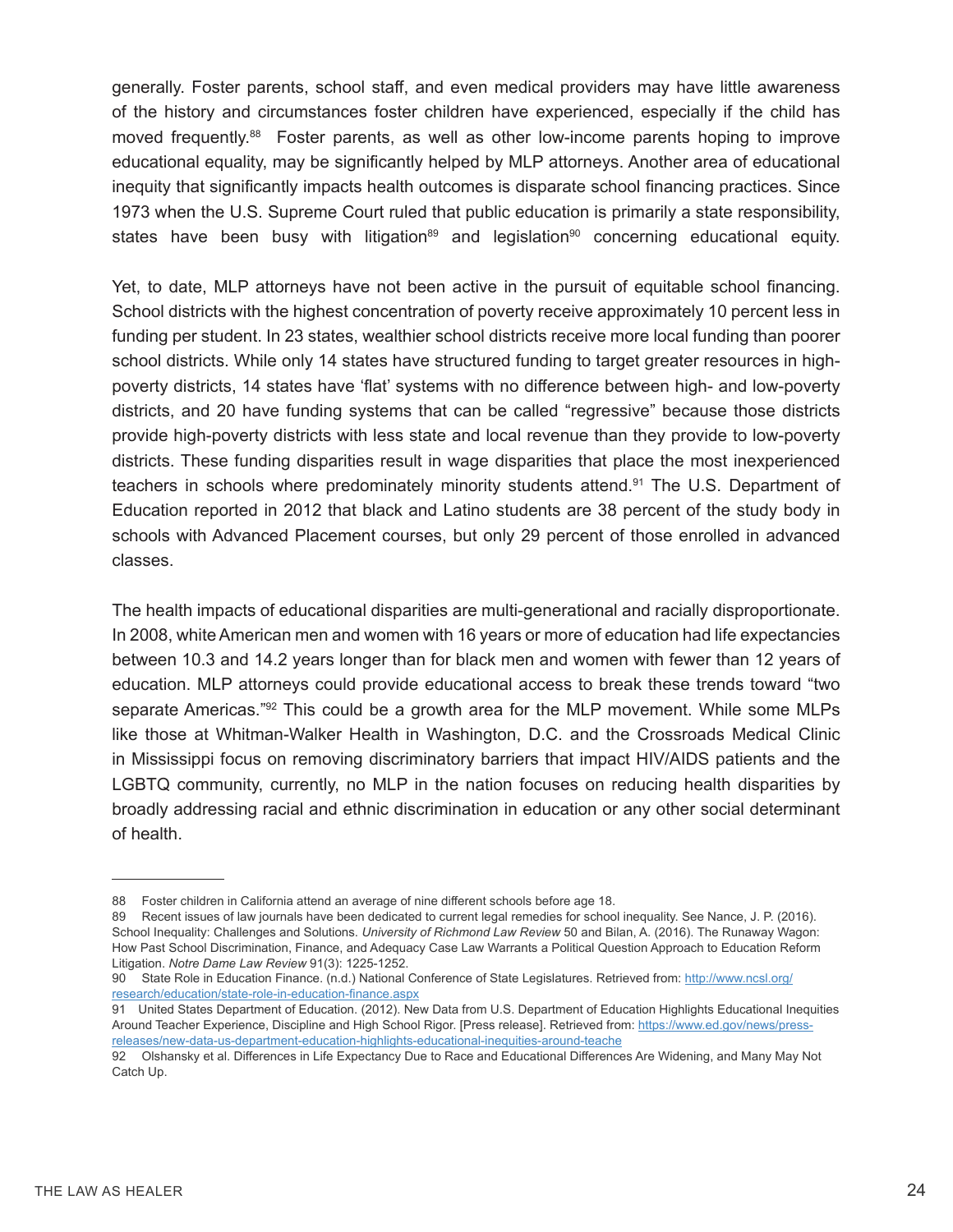generally. Foster parents, school staff, and even medical providers may have little awareness of the history and circumstances foster children have experienced, especially if the child has moved frequently.[88] Foster parents, as well as other low-income parents hoping to improve educational equality, may be significantly helped by MLP attorneys. Another area of educational inequity that significantly impacts health outcomes is disparate school financing practices. Since 1973 when the U.S. Supreme Court ruled that public education is primarily a state responsibility, states have been busy with litigation[89] and legislation[90] concerning educational equity.

Yet, to date, MLP attorneys have not been active in the pursuit of equitable school financing. School districts with the highest concentration of poverty receive approximately 10 percent less in funding per student. In 23 states, wealthier school districts receive more local funding than poorer school districts. While only 14 states have structured funding to target greater resources in high-poverty districts, 14 states have 'flat' systems with no difference between high- and low-poverty districts, and 20 have funding systems that can be called "regressive" because those districts provide high-poverty districts with less state and local revenue than they provide to low-poverty districts. These funding disparities result in wage disparities that place the most inexperienced teachers in schools where predominately minority students attend.[91] The U.S. Department of Education reported in 2012 that black and Latino students are 38 percent of the study body in schools with Advanced Placement courses, but only 29 percent of those enrolled in advanced classes.

The health impacts of educational disparities are multi-generational and racially disproportionate. In 2008, white American men and women with 16 years or more of education had life expectancies between 10.3 and 14.2 years longer than for black men and women with fewer than 12 years of education. MLP attorneys could provide educational access to break these trends toward "two separate Americas."[92] This could be a growth area for the MLP movement. While some MLPs like those at Whitman-Walker Health in Washington, D.C. and the Crossroads Medical Clinic in Mississippi focus on removing discriminatory barriers that impact HIV/AIDS patients and the LGBTQ community, currently, no MLP in the nation focuses on reducing health disparities by broadly addressing racial and ethnic discrimination in education or any other social determinant of health.

---

88 Foster children in California attend an average of nine different schools before age 18.

89 Recent issues of law journals have been dedicated to current legal remedies for school inequality. See Nance, J. P. (2016). School Inequality: Challenges and Solutions. *University of Richmond Law Review* 50 and Bilan, A. (2016). The Runaway Wagon: How Past School Discrimination, Finance, and Adequacy Case Law Warrants a Political Question Approach to Education Reform Litigation. *Notre Dame Law Review* 91(3): 1225-1252.

90 State Role in Education Finance. (n.d.) National Conference of State Legislatures. Retrieved from: http://www.ncsl.org/research/education/state-role-in-education-finance.aspx

91 United States Department of Education. (2012). New Data from U.S. Department of Education Highlights Educational Inequities Around Teacher Experience, Discipline and High School Rigor. [Press release]. Retrieved from: https://www.ed.gov/news/press-releases/new-data-us-department-education-highlights-educational-inequities-around-teache

92 Olshansky et al. Differences in Life Expectancy Due to Race and Educational Differences Are Widening, and Many May Not Catch Up.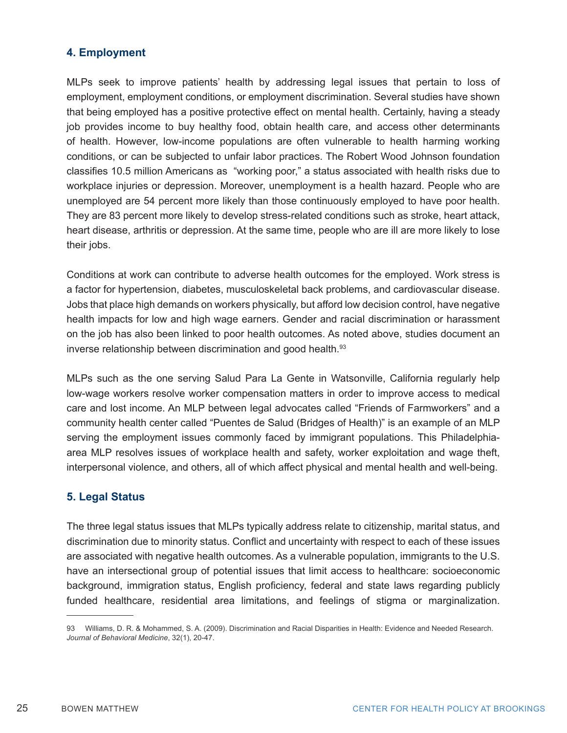## 4. Employment

MLPs seek to improve patients' health by addressing legal issues that pertain to loss of employment, employment conditions, or employment discrimination. Several studies have shown that being employed has a positive protective effect on mental health. Certainly, having a steady job provides income to buy healthy food, obtain health care, and access other determinants of health. However, low-income populations are often vulnerable to health harming working conditions, or can be subjected to unfair labor practices. The Robert Wood Johnson foundation classifies 10.5 million Americans as "working poor," a status associated with health risks due to workplace injuries or depression. Moreover, unemployment is a health hazard. People who are unemployed are 54 percent more likely than those continuously employed to have poor health. They are 83 percent more likely to develop stress-related conditions such as stroke, heart attack, heart disease, arthritis or depression. At the same time, people who are ill are more likely to lose their jobs.

Conditions at work can contribute to adverse health outcomes for the employed. Work stress is a factor for hypertension, diabetes, musculoskeletal back problems, and cardiovascular disease. Jobs that place high demands on workers physically, but afford low decision control, have negative health impacts for low and high wage earners. Gender and racial discrimination or harassment on the job has also been linked to poor health outcomes. As noted above, studies document an inverse relationship between discrimination and good health.[93]

MLPs such as the one serving Salud Para La Gente in Watsonville, California regularly help low-wage workers resolve worker compensation matters in order to improve access to medical care and lost income. An MLP between legal advocates called "Friends of Farmworkers" and a community health center called "Puentes de Salud (Bridges of Health)" is an example of an MLP serving the employment issues commonly faced by immigrant populations. This Philadelphia-area MLP resolves issues of workplace health and safety, worker exploitation and wage theft, interpersonal violence, and others, all of which affect physical and mental health and well-being.

## 5. Legal Status

The three legal status issues that MLPs typically address relate to citizenship, marital status, and discrimination due to minority status. Conflict and uncertainty with respect to each of these issues are associated with negative health outcomes. As a vulnerable population, immigrants to the U.S. have an intersectional group of potential issues that limit access to healthcare: socioeconomic background, immigration status, English proficiency, federal and state laws regarding publicly funded healthcare, residential area limitations, and feelings of stigma or marginalization.

---

93 Williams, D. R. & Mohammed, S. A. (2009). Discrimination and Racial Disparities in Health: Evidence and Needed Research. *Journal of Behavioral Medicine*, 32(1), 20-47.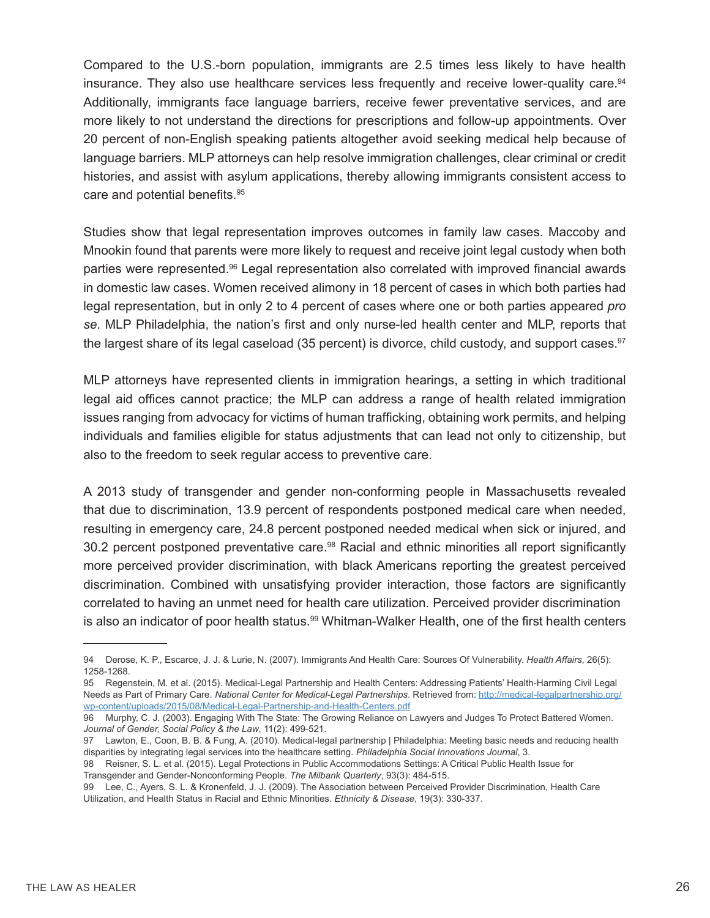Compared to the U.S.-born population, immigrants are 2.5 times less likely to have health insurance. They also use healthcare services less frequently and receive lower-quality care.[94] Additionally, immigrants face language barriers, receive fewer preventative services, and are more likely to not understand the directions for prescriptions and follow-up appointments. Over 20 percent of non-English speaking patients altogether avoid seeking medical help because of language barriers. MLP attorneys can help resolve immigration challenges, clear criminal or credit histories, and assist with asylum applications, thereby allowing immigrants consistent access to care and potential benefits.[95]

Studies show that legal representation improves outcomes in family law cases. Maccoby and Mnookin found that parents were more likely to request and receive joint legal custody when both parties were represented.[96] Legal representation also correlated with improved financial awards in domestic law cases. Women received alimony in 18 percent of cases in which both parties had legal representation, but in only 2 to 4 percent of cases where one or both parties appeared *pro se*. MLP Philadelphia, the nation's first and only nurse-led health center and MLP, reports that the largest share of its legal caseload (35 percent) is divorce, child custody, and support cases.[97]

MLP attorneys have represented clients in immigration hearings, a setting in which traditional legal aid offices cannot practice; the MLP can address a range of health related immigration issues ranging from advocacy for victims of human trafficking, obtaining work permits, and helping individuals and families eligible for status adjustments that can lead not only to citizenship, but also to the freedom to seek regular access to preventive care.

A 2013 study of transgender and gender non-conforming people in Massachusetts revealed that due to discrimination, 13.9 percent of respondents postponed medical care when needed, resulting in emergency care, 24.8 percent postponed needed medical when sick or injured, and 30.2 percent postponed preventative care.[98] Racial and ethnic minorities all report significantly more perceived provider discrimination, with black Americans reporting the greatest perceived discrimination. Combined with unsatisfying provider interaction, those factors are significantly correlated to having an unmet need for health care utilization. Perceived provider discrimination is also an indicator of poor health status.[99] Whitman-Walker Health, one of the first health centers

---

94 Derose, K. P., Escarce, J. J. & Lurie, N. (2007). Immigrants And Health Care: Sources Of Vulnerability. *Health Affairs*, 26(5): 1258-1268.

95 Regenstein, M. et al. (2015). Medical-Legal Partnership and Health Centers: Addressing Patients' Health-Harming Civil Legal Needs as Part of Primary Care. *National Center for Medical-Legal Partnerships*. Retrieved from: http://medical-legalpartnership.org/wp-content/uploads/2015/08/Medical-Legal-Partnership-and-Health-Centers.pdf

96 Murphy, C. J. (2003). Engaging With The State: The Growing Reliance on Lawyers and Judges To Protect Battered Women. *Journal of Gender, Social Policy & the Law*, 11(2): 499-521.

97 Lawton, E., Coon, B. B. & Fung, A. (2010). Medical-legal partnership | Philadelphia: Meeting basic needs and reducing health disparities by integrating legal services into the healthcare setting. *Philadelphia Social Innovations Journal*, 3.

98 Reisner, S. L. et al. (2015). Legal Protections in Public Accommodations Settings: A Critical Public Health Issue for Transgender and Gender-Nonconforming People. *The Milbank Quarterly*, 93(3): 484-515.

99 Lee, C., Ayers, S. L. & Kronenfeld, J. J. (2009). The Association between Perceived Provider Discrimination, Health Care Utilization, and Health Status in Racial and Ethnic Minorities. *Ethnicity & Disease*, 19(3): 330-337.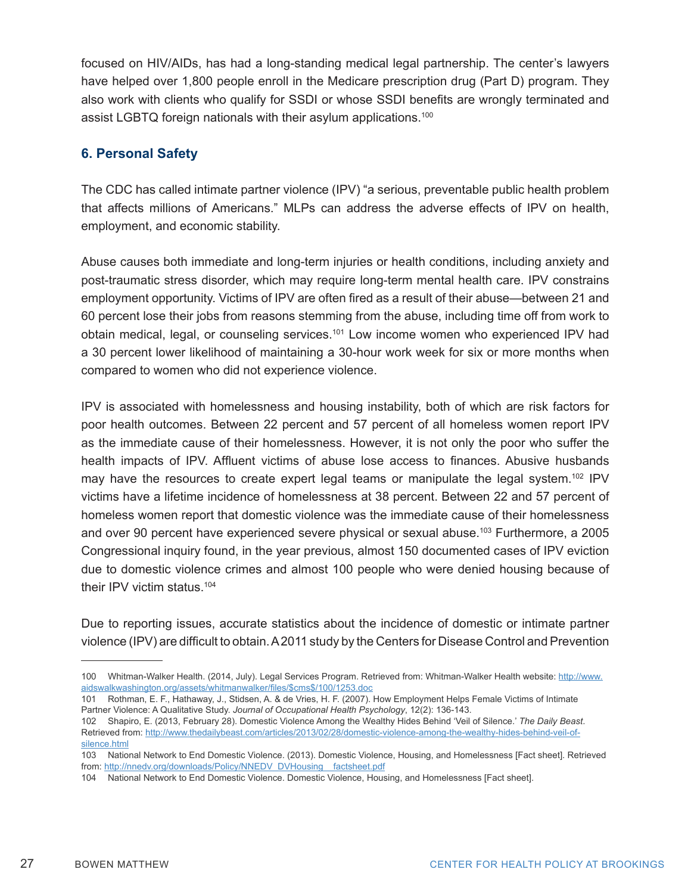focused on HIV/AIDs, has had a long-standing medical legal partnership. The center's lawyers have helped over 1,800 people enroll in the Medicare prescription drug (Part D) program. They also work with clients who qualify for SSDI or whose SSDI benefits are wrongly terminated and assist LGBTQ foreign nationals with their asylum applications.[100]

### 6. Personal Safety

The CDC has called intimate partner violence (IPV) "a serious, preventable public health problem that affects millions of Americans." MLPs can address the adverse effects of IPV on health, employment, and economic stability.

Abuse causes both immediate and long-term injuries or health conditions, including anxiety and post-traumatic stress disorder, which may require long-term mental health care. IPV constrains employment opportunity. Victims of IPV are often fired as a result of their abuse—between 21 and 60 percent lose their jobs from reasons stemming from the abuse, including time off from work to obtain medical, legal, or counseling services.[101] Low income women who experienced IPV had a 30 percent lower likelihood of maintaining a 30-hour work week for six or more months when compared to women who did not experience violence.

IPV is associated with homelessness and housing instability, both of which are risk factors for poor health outcomes. Between 22 percent and 57 percent of all homeless women report IPV as the immediate cause of their homelessness. However, it is not only the poor who suffer the health impacts of IPV. Affluent victims of abuse lose access to finances. Abusive husbands may have the resources to create expert legal teams or manipulate the legal system.[102] IPV victims have a lifetime incidence of homelessness at 38 percent. Between 22 and 57 percent of homeless women report that domestic violence was the immediate cause of their homelessness and over 90 percent have experienced severe physical or sexual abuse.[103] Furthermore, a 2005 Congressional inquiry found, in the year previous, almost 150 documented cases of IPV eviction due to domestic violence crimes and almost 100 people who were denied housing because of their IPV victim status.[104]

Due to reporting issues, accurate statistics about the incidence of domestic or intimate partner violence (IPV) are difficult to obtain. A 2011 study by the Centers for Disease Control and Prevention

---

100 Whitman-Walker Health. (2014, July). Legal Services Program. Retrieved from: Whitman-Walker Health website: http://www.aidswalkwashington.org/assets/whitmanwalker/files/$cms$/100/1253.doc

101 Rothman, E. F., Hathaway, J., Stidsen, A. & de Vries, H. F. (2007). How Employment Helps Female Victims of Intimate Partner Violence: A Qualitative Study. *Journal of Occupational Health Psychology*, 12(2): 136-143.

102 Shapiro, E. (2013, February 28). Domestic Violence Among the Wealthy Hides Behind 'Veil of Silence.' *The Daily Beast*. Retrieved from: http://www.thedailybeast.com/articles/2013/02/28/domestic-violence-among-the-wealthy-hides-behind-veil-of-silence.html

103 National Network to End Domestic Violence. (2013). Domestic Violence, Housing, and Homelessness [Fact sheet]. Retrieved from: http://nnedv.org/downloads/Policy/NNEDV_DVHousing__factsheet.pdf

104 National Network to End Domestic Violence. Domestic Violence, Housing, and Homelessness [Fact sheet].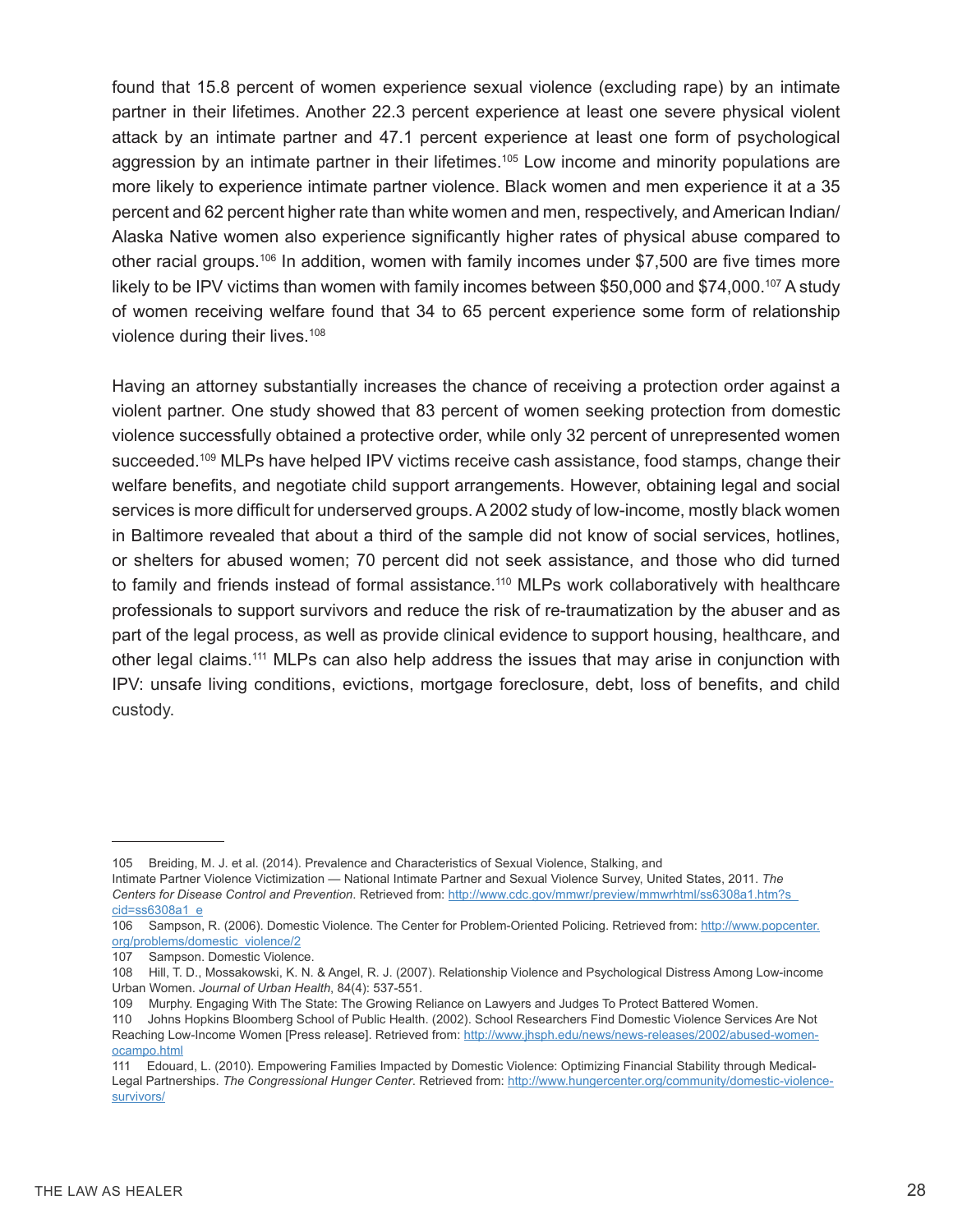found that 15.8 percent of women experience sexual violence (excluding rape) by an intimate partner in their lifetimes. Another 22.3 percent experience at least one severe physical violent attack by an intimate partner and 47.1 percent experience at least one form of psychological aggression by an intimate partner in their lifetimes.[105] Low income and minority populations are more likely to experience intimate partner violence. Black women and men experience it at a 35 percent and 62 percent higher rate than white women and men, respectively, and American Indian/ Alaska Native women also experience significantly higher rates of physical abuse compared to other racial groups.[106] In addition, women with family incomes under $7,500 are five times more likely to be IPV victims than women with family incomes between $50,000 and $74,000.[107] A study of women receiving welfare found that 34 to 65 percent experience some form of relationship violence during their lives.[108]

Having an attorney substantially increases the chance of receiving a protection order against a violent partner. One study showed that 83 percent of women seeking protection from domestic violence successfully obtained a protective order, while only 32 percent of unrepresented women succeeded.[109] MLPs have helped IPV victims receive cash assistance, food stamps, change their welfare benefits, and negotiate child support arrangements. However, obtaining legal and social services is more difficult for underserved groups. A 2002 study of low-income, mostly black women in Baltimore revealed that about a third of the sample did not know of social services, hotlines, or shelters for abused women; 70 percent did not seek assistance, and those who did turned to family and friends instead of formal assistance.[110] MLPs work collaboratively with healthcare professionals to support survivors and reduce the risk of re-traumatization by the abuser and as part of the legal process, as well as provide clinical evidence to support housing, healthcare, and other legal claims.[111] MLPs can also help address the issues that may arise in conjunction with IPV: unsafe living conditions, evictions, mortgage foreclosure, debt, loss of benefits, and child custody.

---

105 Breiding, M. J. et al. (2014). Prevalence and Characteristics of Sexual Violence, Stalking, and Intimate Partner Violence Victimization — National Intimate Partner and Sexual Violence Survey, United States, 2011. *The Centers for Disease Control and Prevention*. Retrieved from: http://www.cdc.gov/mmwr/preview/mmwrhtml/ss6308a1.htm?s_cid=ss6308a1_e

106 Sampson, R. (2006). Domestic Violence. The Center for Problem-Oriented Policing. Retrieved from: http://www.popcenter.org/problems/domestic_violence/2

107 Sampson. Domestic Violence.

108 Hill, T. D., Mossakowski, K. N. & Angel, R. J. (2007). Relationship Violence and Psychological Distress Among Low-income Urban Women. *Journal of Urban Health*, 84(4): 537-551.

109 Murphy. Engaging With The State: The Growing Reliance on Lawyers and Judges To Protect Battered Women.

110 Johns Hopkins Bloomberg School of Public Health. (2002). School Researchers Find Domestic Violence Services Are Not Reaching Low-Income Women [Press release]. Retrieved from: http://www.jhsph.edu/news/news-releases/2002/abused-women-ocampo.html

111 Edouard, L. (2010). Empowering Families Impacted by Domestic Violence: Optimizing Financial Stability through Medical-Legal Partnerships. *The Congressional Hunger Center*. Retrieved from: http://www.hungercenter.org/community/domestic-violence-survivors/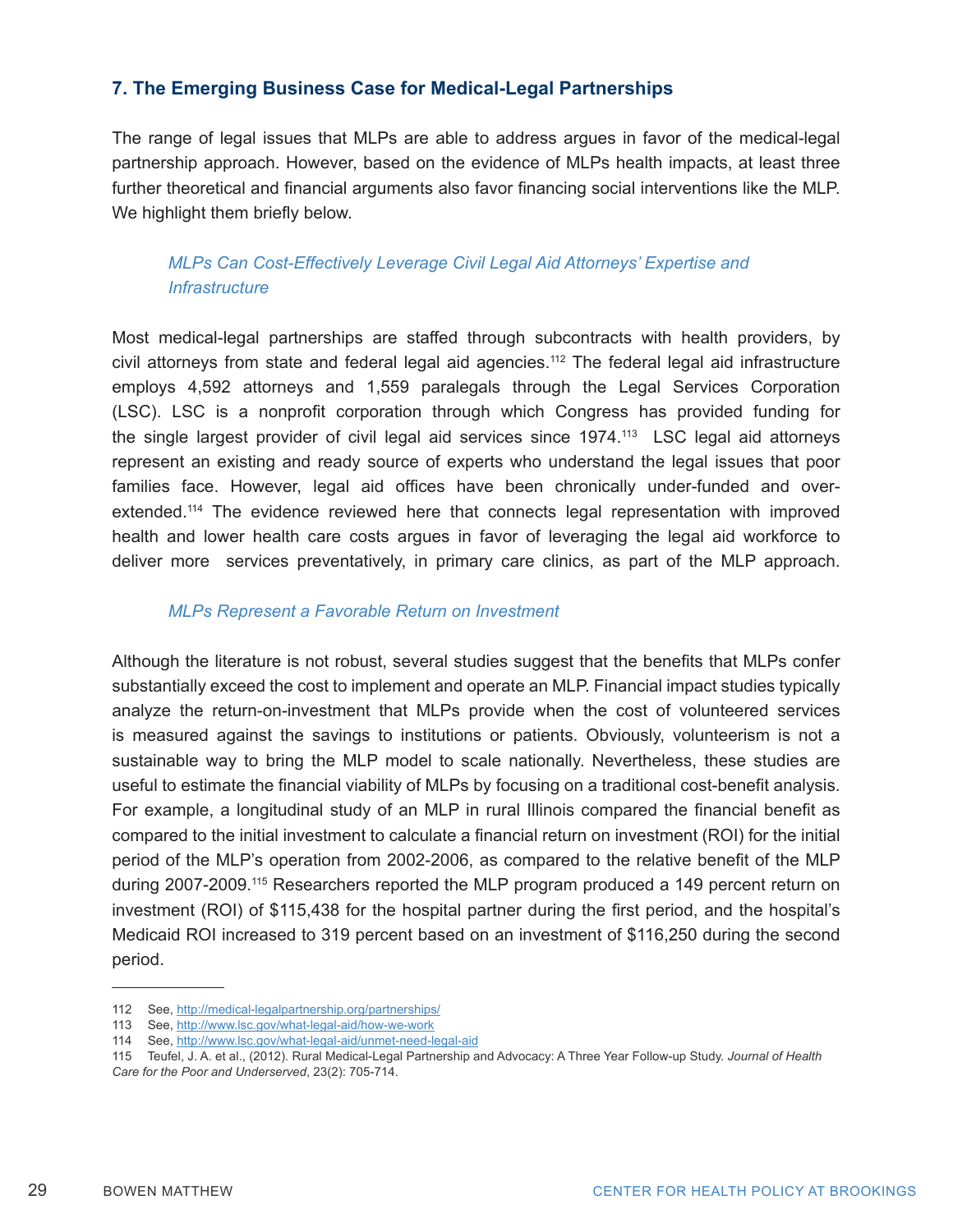## 7. The Emerging Business Case for Medical-Legal Partnerships

The range of legal issues that MLPs are able to address argues in favor of the medical-legal partnership approach. However, based on the evidence of MLPs health impacts, at least three further theoretical and financial arguments also favor financing social interventions like the MLP. We highlight them briefly below.

### *MLPs Can Cost-Effectively Leverage Civil Legal Aid Attorneys' Expertise and Infrastructure*

Most medical-legal partnerships are staffed through subcontracts with health providers, by civil attorneys from state and federal legal aid agencies.[112] The federal legal aid infrastructure employs 4,592 attorneys and 1,559 paralegals through the Legal Services Corporation (LSC). LSC is a nonprofit corporation through which Congress has provided funding for the single largest provider of civil legal aid services since 1974.[113] LSC legal aid attorneys represent an existing and ready source of experts who understand the legal issues that poor families face. However, legal aid offices have been chronically under-funded and over-extended.[114] The evidence reviewed here that connects legal representation with improved health and lower health care costs argues in favor of leveraging the legal aid workforce to deliver more services preventatively, in primary care clinics, as part of the MLP approach.

### *MLPs Represent a Favorable Return on Investment*

Although the literature is not robust, several studies suggest that the benefits that MLPs confer substantially exceed the cost to implement and operate an MLP. Financial impact studies typically analyze the return-on-investment that MLPs provide when the cost of volunteered services is measured against the savings to institutions or patients. Obviously, volunteerism is not a sustainable way to bring the MLP model to scale nationally. Nevertheless, these studies are useful to estimate the financial viability of MLPs by focusing on a traditional cost-benefit analysis. For example, a longitudinal study of an MLP in rural Illinois compared the financial benefit as compared to the initial investment to calculate a financial return on investment (ROI) for the initial period of the MLP's operation from 2002-2006, as compared to the relative benefit of the MLP during 2007-2009.[115] Researchers reported the MLP program produced a 149 percent return on investment (ROI) of $115,438 for the hospital partner during the first period, and the hospital's Medicaid ROI increased to 319 percent based on an investment of $116,250 during the second period.

---

112 See, http://medical-legalpartnership.org/partnerships/

113 See, http://www.lsc.gov/what-legal-aid/how-we-work

114 See, http://www.lsc.gov/what-legal-aid/unmet-need-legal-aid

115 Teufel, J. A. et al., (2012). Rural Medical-Legal Partnership and Advocacy: A Three Year Follow-up Study. *Journal of Health Care for the Poor and Underserved*, 23(2): 705-714.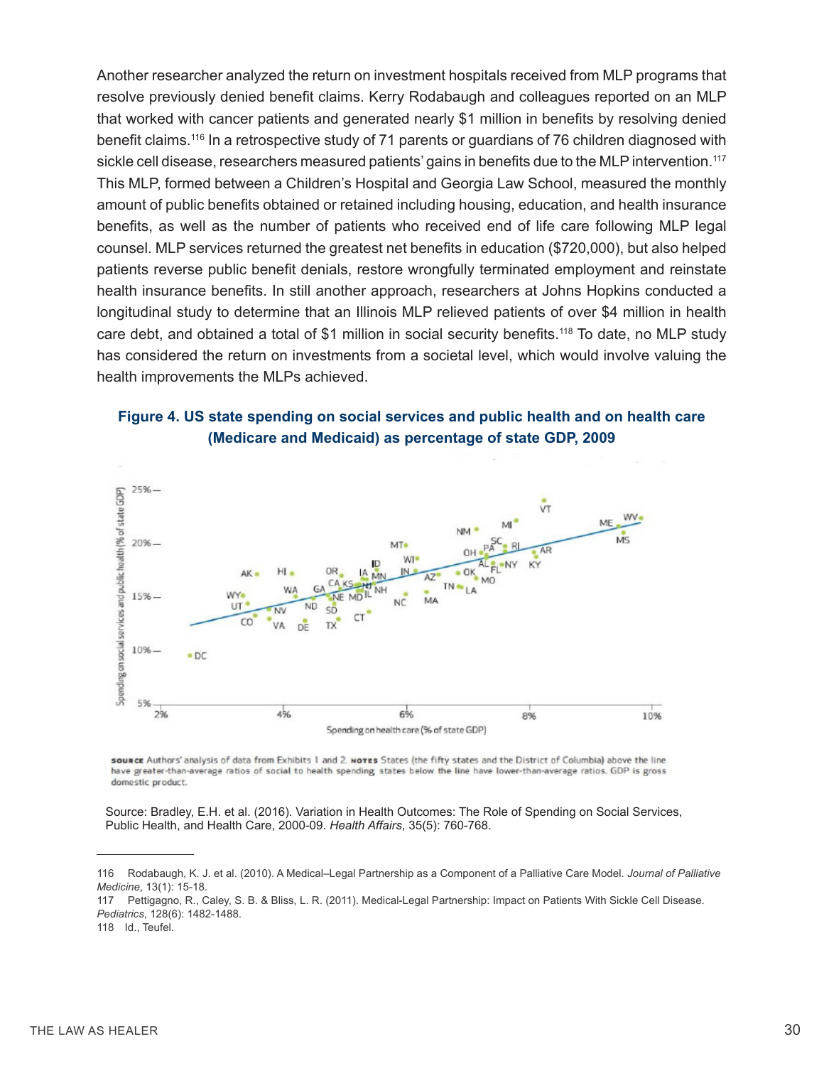Another researcher analyzed the return on investment hospitals received from MLP programs that resolve previously denied benefit claims. Kerry Rodabaugh and colleagues reported on an MLP that worked with cancer patients and generated nearly $1 million in benefits by resolving denied benefit claims.[116] In a retrospective study of 71 parents or guardians of 76 children diagnosed with sickle cell disease, researchers measured patients' gains in benefits due to the MLP intervention.[117] This MLP, formed between a Children's Hospital and Georgia Law School, measured the monthly amount of public benefits obtained or retained including housing, education, and health insurance benefits, as well as the number of patients who received end of life care following MLP legal counsel. MLP services returned the greatest net benefits in education ($720,000), but also helped patients reverse public benefit denials, restore wrongfully terminated employment and reinstate health insurance benefits. In still another approach, researchers at Johns Hopkins conducted a longitudinal study to determine that an Illinois MLP relieved patients of over $4 million in health care debt, and obtained a total of $1 million in social security benefits.[118] To date, no MLP study has considered the return on investments from a societal level, which would involve valuing the health improvements the MLPs achieved.

**Figure 4. US state spending on social services and public health and on health care (Medicare and Medicaid) as percentage of state GDP, 2009**

SOURCE Authors' analysis of data from Exhibits 1 and 2. NOTES States (the fifty states and the District of Columbia) above the line have greater-than-average ratios of social to health spending; states below the line have lower-than-average ratios. GDP is gross domestic product.

Source: Bradley, E.H. et al. (2016). Variation in Health Outcomes: The Role of Spending on Social Services, Public Health, and Health Care, 2000-09. *Health Affairs*, 35(5): 760-768.

---

116 Rodabaugh, K. J. et al. (2010). A Medical–Legal Partnership as a Component of a Palliative Care Model. *Journal of Palliative Medicine*, 13(1): 15-18.

117 Pettignano, R., Caley, S. B. & Bliss, L. R. (2011). Medical-Legal Partnership: Impact on Patients With Sickle Cell Disease. *Pediatrics*, 128(6): 1482-1488.

118 Id., Teufel.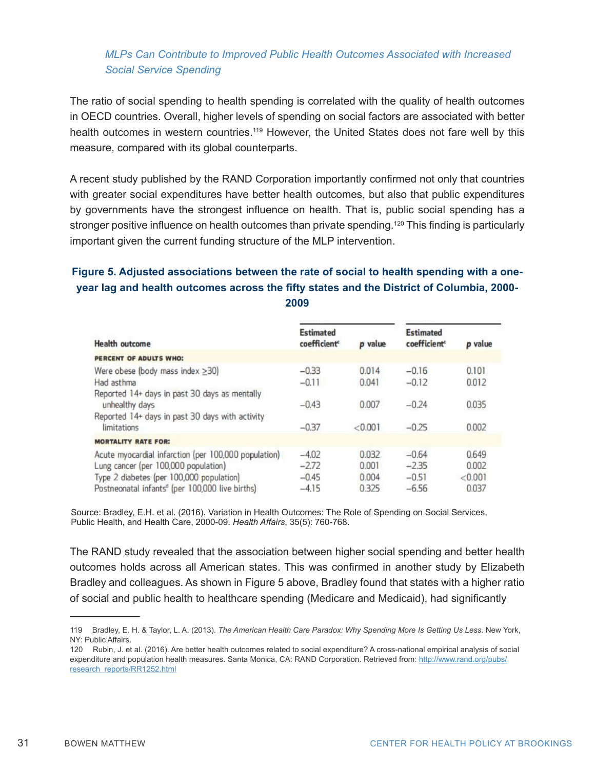### *MLPs Can Contribute to Improved Public Health Outcomes Associated with Increased Social Service Spending*

The ratio of social spending to health spending is correlated with the quality of health outcomes in OECD countries. Overall, higher levels of spending on social factors are associated with better health outcomes in western countries.[119] However, the United States does not fare well by this measure, compared with its global counterparts.

A recent study published by the RAND Corporation importantly confirmed not only that countries with greater social expenditures have better health outcomes, but also that public expenditures by governments have the strongest influence on health. That is, public social spending has a stronger positive influence on health outcomes than private spending.[120] This finding is particularly important given the current funding structure of the MLP intervention.

**Figure 5. Adjusted associations between the rate of social to health spending with a one-year lag and health outcomes across the fifty states and the District of Columbia, 2000-2009**

| Health outcome | Estimated coefficient[c] | p value | Estimated coefficient[c] | p value |
|---|---|---|---|---|
| **PERCENT OF ADULTS WHO:** | | | | |
| Were obese (body mass index ≥30) | −0.33 | 0.014 | −0.16 | 0.101 |
| Had asthma | −0.11 | 0.041 | −0.12 | 0.012 |
| Reported 14+ days in past 30 days as mentally unhealthy days | −0.43 | 0.007 | −0.24 | 0.035 |
| Reported 14+ days in past 30 days with activity limitations | −0.37 | <0.001 | −0.25 | 0.002 |
| **MORTALITY RATE FOR:** | | | | |
| Acute myocardial infarction (per 100,000 population) | −4.02 | 0.032 | −0.64 | 0.649 |
| Lung cancer (per 100,000 population) | −2.72 | 0.001 | −2.35 | 0.002 |
| Type 2 diabetes (per 100,000 population) | −0.45 | 0.004 | −0.51 | <0.001 |
| Postneonatal infants[d] (per 100,000 live births) | −4.15 | 0.325 | −6.56 | 0.037 |

Source: Bradley, E.H. et al. (2016). Variation in Health Outcomes: The Role of Spending on Social Services, Public Health, and Health Care, 2000-09. *Health Affairs*, 35(5): 760-768.

The RAND study revealed that the association between higher social spending and better health outcomes holds across all American states. This was confirmed in another study by Elizabeth Bradley and colleagues. As shown in Figure 5 above, Bradley found that states with a higher ratio of social and public health to healthcare spending (Medicare and Medicaid), had significantly

---

119 Bradley, E. H. & Taylor, L. A. (2013). *The American Health Care Paradox: Why Spending More Is Getting Us Less.* New York, NY: Public Affairs.

120 Rubin, J. et al. (2016). Are better health outcomes related to social expenditure? A cross-national empirical analysis of social expenditure and population health measures. Santa Monica, CA: RAND Corporation. Retrieved from: http://www.rand.org/pubs/research_reports/RR1252.html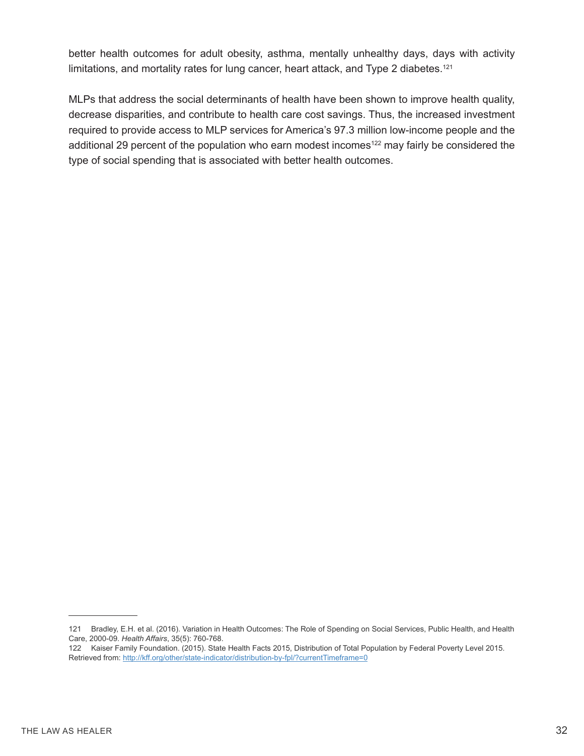better health outcomes for adult obesity, asthma, mentally unhealthy days, days with activity limitations, and mortality rates for lung cancer, heart attack, and Type 2 diabetes.[121]

MLPs that address the social determinants of health have been shown to improve health quality, decrease disparities, and contribute to health care cost savings. Thus, the increased investment required to provide access to MLP services for America's 97.3 million low-income people and the additional 29 percent of the population who earn modest incomes[122] may fairly be considered the type of social spending that is associated with better health outcomes.

---

121 Bradley, E.H. et al. (2016). Variation in Health Outcomes: The Role of Spending on Social Services, Public Health, and Health Care, 2000-09. *Health Affairs*, 35(5): 760-768.

122 Kaiser Family Foundation. (2015). State Health Facts 2015, Distribution of Total Population by Federal Poverty Level 2015. Retrieved from: http://kff.org/other/state-indicator/distribution-by-fpl/?currentTimeframe=0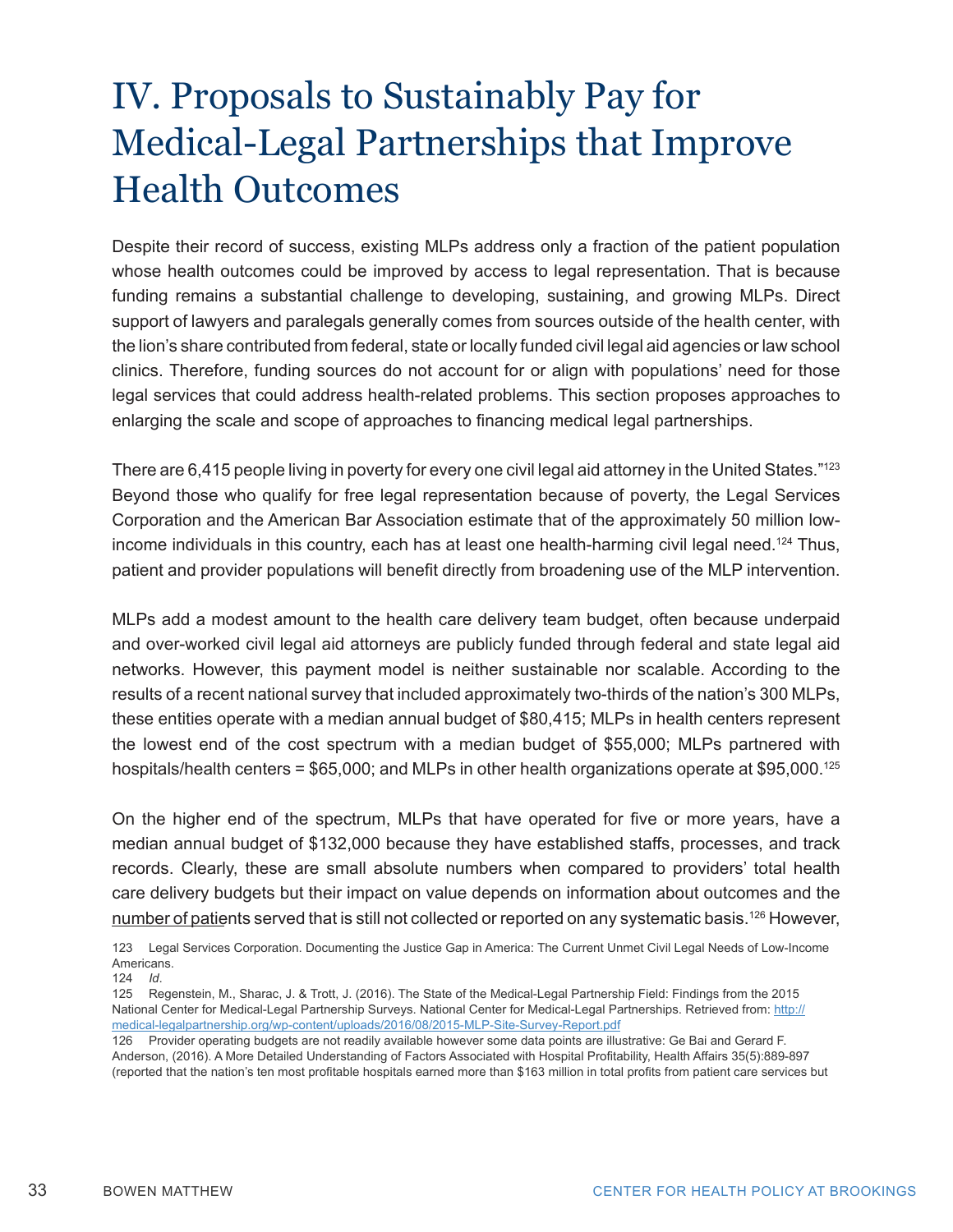# IV. Proposals to Sustainably Pay for Medical-Legal Partnerships that Improve Health Outcomes

Despite their record of success, existing MLPs address only a fraction of the patient population whose health outcomes could be improved by access to legal representation. That is because funding remains a substantial challenge to developing, sustaining, and growing MLPs. Direct support of lawyers and paralegals generally comes from sources outside of the health center, with the lion's share contributed from federal, state or locally funded civil legal aid agencies or law school clinics. Therefore, funding sources do not account for or align with populations' need for those legal services that could address health-related problems. This section proposes approaches to enlarging the scale and scope of approaches to financing medical legal partnerships.

There are 6,415 people living in poverty for every one civil legal aid attorney in the United States."[123] Beyond those who qualify for free legal representation because of poverty, the Legal Services Corporation and the American Bar Association estimate that of the approximately 50 million low-income individuals in this country, each has at least one health-harming civil legal need.[124] Thus, patient and provider populations will benefit directly from broadening use of the MLP intervention.

MLPs add a modest amount to the health care delivery team budget, often because underpaid and over-worked civil legal aid attorneys are publicly funded through federal and state legal aid networks. However, this payment model is neither sustainable nor scalable. According to the results of a recent national survey that included approximately two-thirds of the nation's 300 MLPs, these entities operate with a median annual budget of $80,415; MLPs in health centers represent the lowest end of the cost spectrum with a median budget of $55,000; MLPs partnered with hospitals/health centers = $65,000; and MLPs in other health organizations operate at $95,000.[125]

On the higher end of the spectrum, MLPs that have operated for five or more years, have a median annual budget of $132,000 because they have established staffs, processes, and track records. Clearly, these are small absolute numbers when compared to providers' total health care delivery budgets but their impact on value depends on information about outcomes and the number of patients served that is still not collected or reported on any systematic basis.[126] However,

123 Legal Services Corporation. Documenting the Justice Gap in America: The Current Unmet Civil Legal Needs of Low-Income Americans.

124 *Id*.

125 Regenstein, M., Sharac, J. & Trott, J. (2016). The State of the Medical-Legal Partnership Field: Findings from the 2015 National Center for Medical-Legal Partnership Surveys. National Center for Medical-Legal Partnerships. Retrieved from: http://medical-legalpartnership.org/wp-content/uploads/2016/08/2015-MLP-Site-Survey-Report.pdf

126 Provider operating budgets are not readily available however some data points are illustrative: Ge Bai and Gerard F. Anderson, (2016). A More Detailed Understanding of Factors Associated with Hospital Profitability, Health Affairs 35(5):889-897 (reported that the nation's ten most profitable hospitals earned more than $163 million in total profits from patient care services but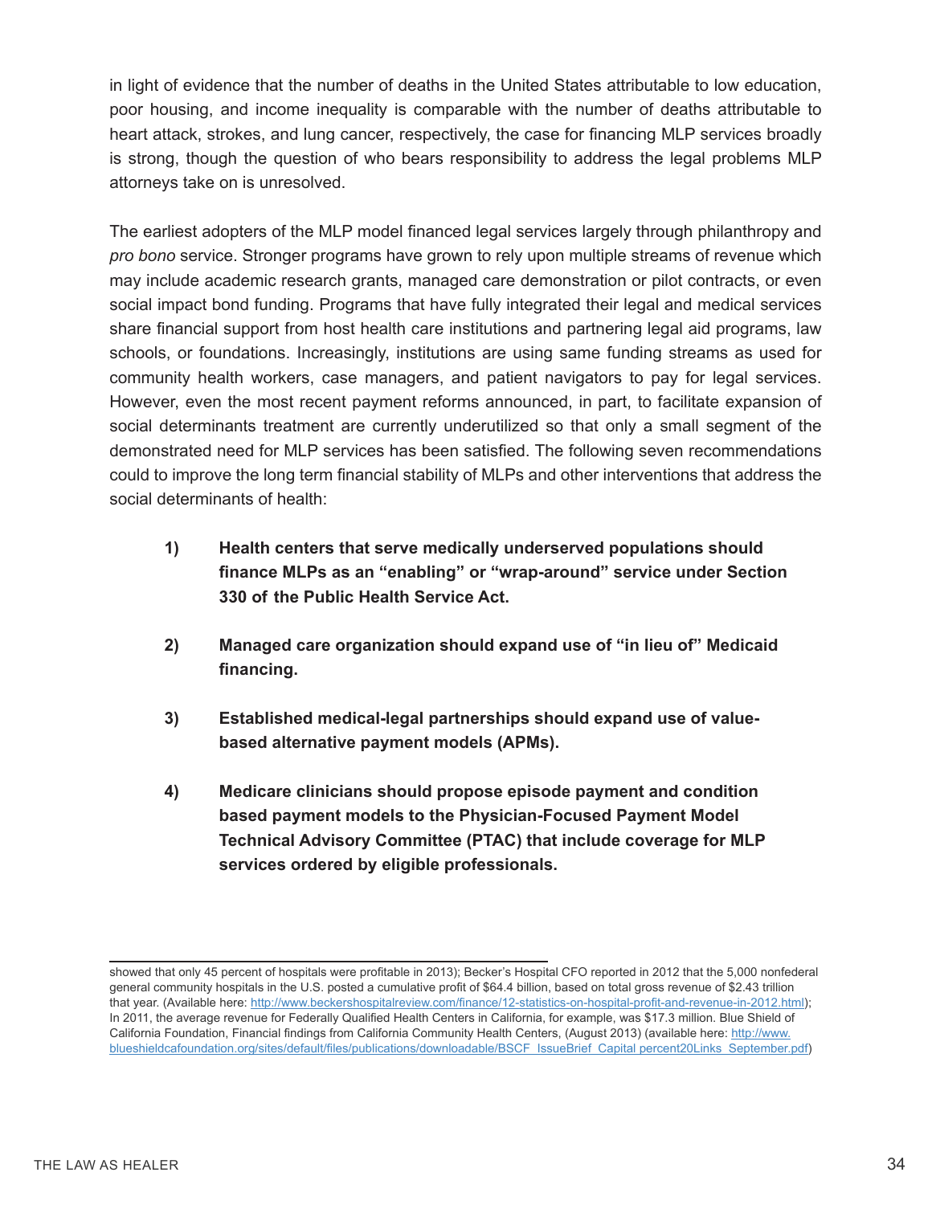in light of evidence that the number of deaths in the United States attributable to low education, poor housing, and income inequality is comparable with the number of deaths attributable to heart attack, strokes, and lung cancer, respectively, the case for financing MLP services broadly is strong, though the question of who bears responsibility to address the legal problems MLP attorneys take on is unresolved.

The earliest adopters of the MLP model financed legal services largely through philanthropy and *pro bono* service. Stronger programs have grown to rely upon multiple streams of revenue which may include academic research grants, managed care demonstration or pilot contracts, or even social impact bond funding. Programs that have fully integrated their legal and medical services share financial support from host health care institutions and partnering legal aid programs, law schools, or foundations. Increasingly, institutions are using same funding streams as used for community health workers, case managers, and patient navigators to pay for legal services. However, even the most recent payment reforms announced, in part, to facilitate expansion of social determinants treatment are currently underutilized so that only a small segment of the demonstrated need for MLP services has been satisfied. The following seven recommendations could to improve the long term financial stability of MLPs and other interventions that address the social determinants of health:

1) **Health centers that serve medically underserved populations should finance MLPs as an "enabling" or "wrap-around" service under Section 330 of the Public Health Service Act.**

2) **Managed care organization should expand use of "in lieu of" Medicaid financing.**

3) **Established medical-legal partnerships should expand use of value-based alternative payment models (APMs).**

4) **Medicare clinicians should propose episode payment and condition based payment models to the Physician-Focused Payment Model Technical Advisory Committee (PTAC) that include coverage for MLP services ordered by eligible professionals.**

---

showed that only 45 percent of hospitals were profitable in 2013); Becker's Hospital CFO reported in 2012 that the 5,000 nonfederal general community hospitals in the U.S. posted a cumulative profit of $64.4 billion, based on total gross revenue of $2.43 trillion that year. (Available here: http://www.beckershospitalreview.com/finance/12-statistics-on-hospital-profit-and-revenue-in-2012.html); In 2011, the average revenue for Federally Qualified Health Centers in California, for example, was $17.3 million. Blue Shield of California Foundation, Financial findings from California Community Health Centers, (August 2013) (available here: http://www.blueshieldcafoundation.org/sites/default/files/publications/downloadable/BSCF_IssueBrief_Capital percent20Links_September.pdf)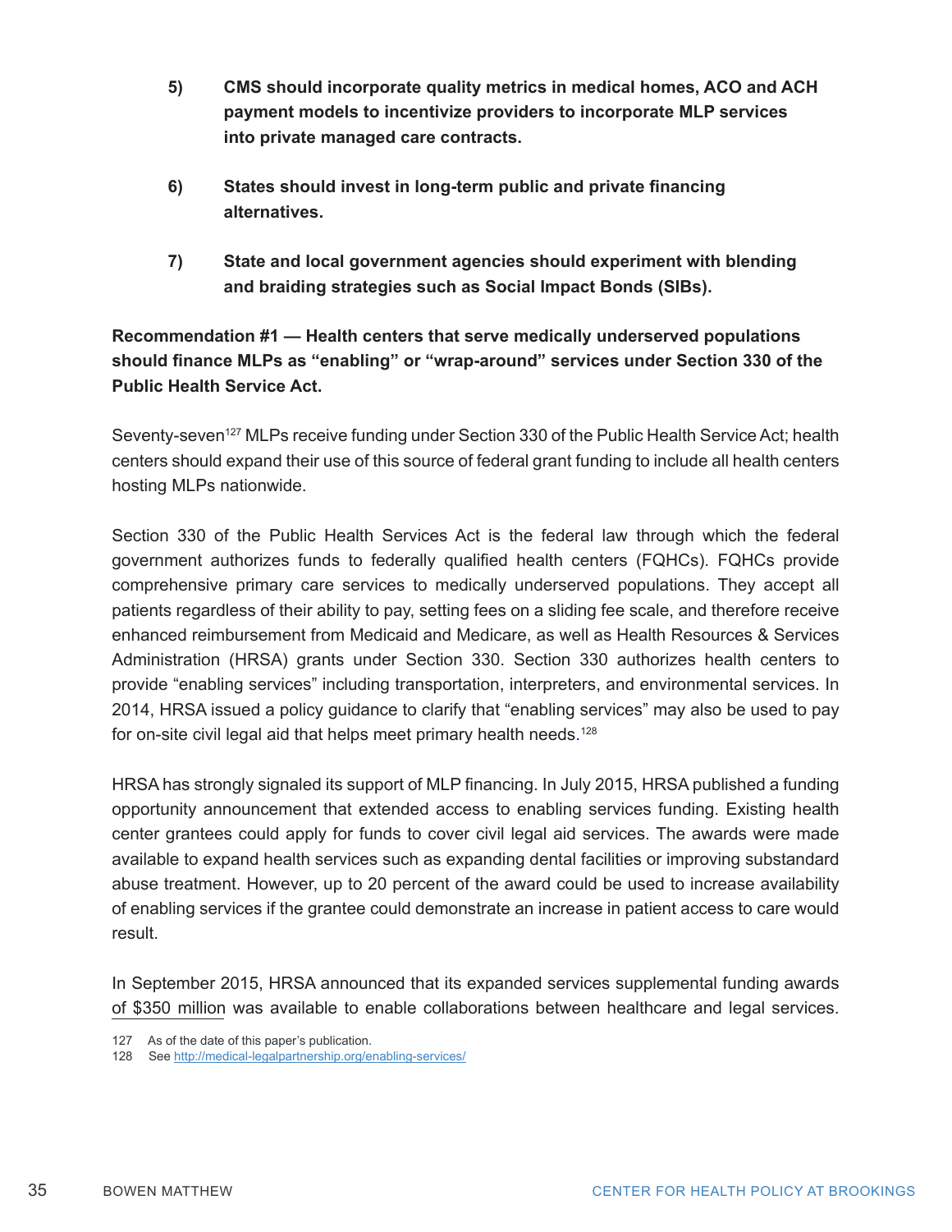5) **CMS should incorporate quality metrics in medical homes, ACO and ACH payment models to incentivize providers to incorporate MLP services into private managed care contracts.**

6) **States should invest in long-term public and private financing alternatives.**

7) **State and local government agencies should experiment with blending and braiding strategies such as Social Impact Bonds (SIBs).**

**Recommendation #1 — Health centers that serve medically underserved populations should finance MLPs as "enabling" or "wrap-around" services under Section 330 of the Public Health Service Act.**

Seventy-seven[127] MLPs receive funding under Section 330 of the Public Health Service Act; health centers should expand their use of this source of federal grant funding to include all health centers hosting MLPs nationwide.

Section 330 of the Public Health Services Act is the federal law through which the federal government authorizes funds to federally qualified health centers (FQHCs). FQHCs provide comprehensive primary care services to medically underserved populations. They accept all patients regardless of their ability to pay, setting fees on a sliding fee scale, and therefore receive enhanced reimbursement from Medicaid and Medicare, as well as Health Resources & Services Administration (HRSA) grants under Section 330. Section 330 authorizes health centers to provide "enabling services" including transportation, interpreters, and environmental services. In 2014, HRSA issued a policy guidance to clarify that "enabling services" may also be used to pay for on-site civil legal aid that helps meet primary health needs.[128]

HRSA has strongly signaled its support of MLP financing. In July 2015, HRSA published a funding opportunity announcement that extended access to enabling services funding. Existing health center grantees could apply for funds to cover civil legal aid services. The awards were made available to expand health services such as expanding dental facilities or improving substandard abuse treatment. However, up to 20 percent of the award could be used to increase availability of enabling services if the grantee could demonstrate an increase in patient access to care would result.

In September 2015, HRSA announced that its expanded services supplemental funding awards of $350 million was available to enable collaborations between healthcare and legal services.

127 As of the date of this paper's publication.

128 See http://medical-legalpartnership.org/enabling-services/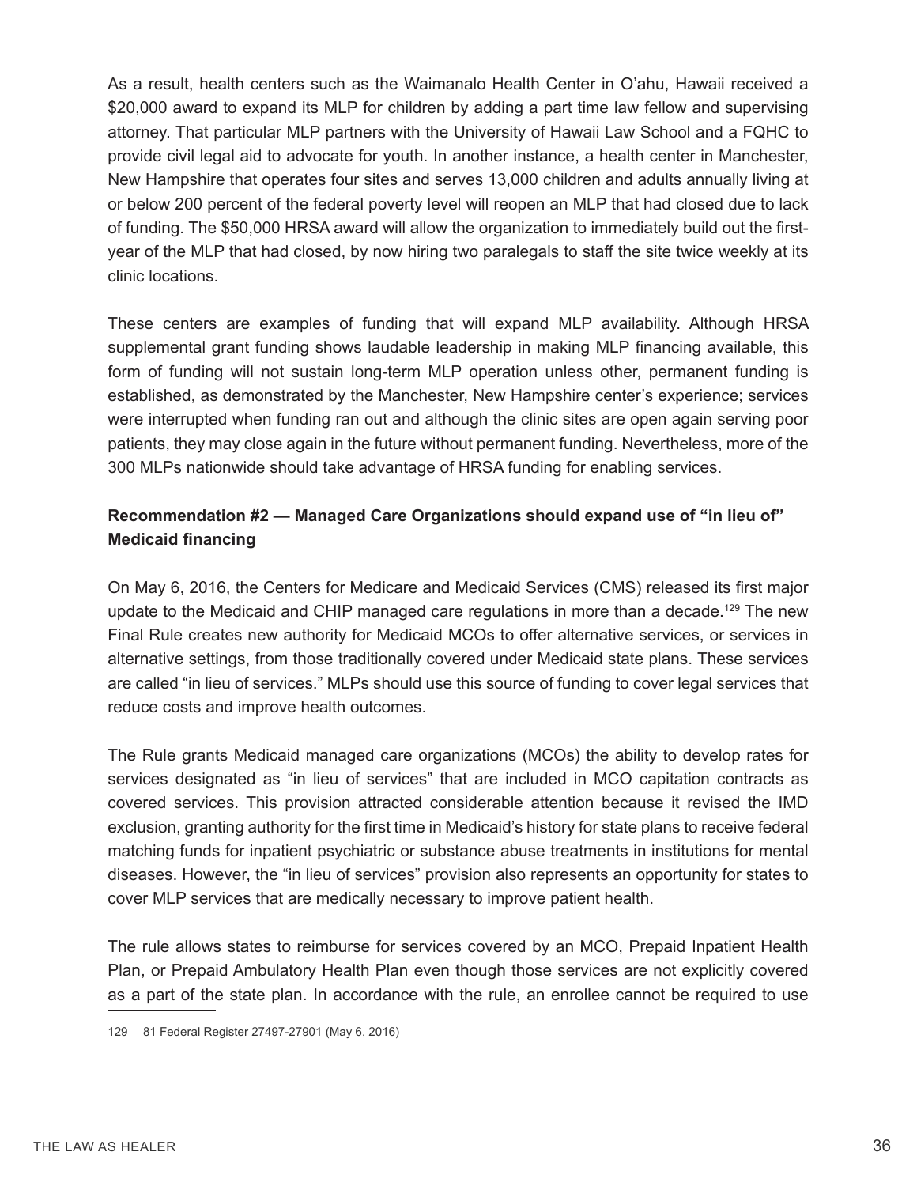As a result, health centers such as the Waimanalo Health Center in O'ahu, Hawaii received a $20,000 award to expand its MLP for children by adding a part time law fellow and supervising attorney. That particular MLP partners with the University of Hawaii Law School and a FQHC to provide civil legal aid to advocate for youth. In another instance, a health center in Manchester, New Hampshire that operates four sites and serves 13,000 children and adults annually living at or below 200 percent of the federal poverty level will reopen an MLP that had closed due to lack of funding. The $50,000 HRSA award will allow the organization to immediately build out the first-year of the MLP that had closed, by now hiring two paralegals to staff the site twice weekly at its clinic locations.

These centers are examples of funding that will expand MLP availability. Although HRSA supplemental grant funding shows laudable leadership in making MLP financing available, this form of funding will not sustain long-term MLP operation unless other, permanent funding is established, as demonstrated by the Manchester, New Hampshire center's experience; services were interrupted when funding ran out and although the clinic sites are open again serving poor patients, they may close again in the future without permanent funding. Nevertheless, more of the 300 MLPs nationwide should take advantage of HRSA funding for enabling services.

**Recommendation #2 — Managed Care Organizations should expand use of "in lieu of" Medicaid financing**

On May 6, 2016, the Centers for Medicare and Medicaid Services (CMS) released its first major update to the Medicaid and CHIP managed care regulations in more than a decade.[129] The new Final Rule creates new authority for Medicaid MCOs to offer alternative services, or services in alternative settings, from those traditionally covered under Medicaid state plans. These services are called "in lieu of services." MLPs should use this source of funding to cover legal services that reduce costs and improve health outcomes.

The Rule grants Medicaid managed care organizations (MCOs) the ability to develop rates for services designated as "in lieu of services" that are included in MCO capitation contracts as covered services. This provision attracted considerable attention because it revised the IMD exclusion, granting authority for the first time in Medicaid's history for state plans to receive federal matching funds for inpatient psychiatric or substance abuse treatments in institutions for mental diseases. However, the "in lieu of services" provision also represents an opportunity for states to cover MLP services that are medically necessary to improve patient health.

The rule allows states to reimburse for services covered by an MCO, Prepaid Inpatient Health Plan, or Prepaid Ambulatory Health Plan even though those services are not explicitly covered as a part of the state plan. In accordance with the rule, an enrollee cannot be required to use

129 81 Federal Register 27497-27901 (May 6, 2016)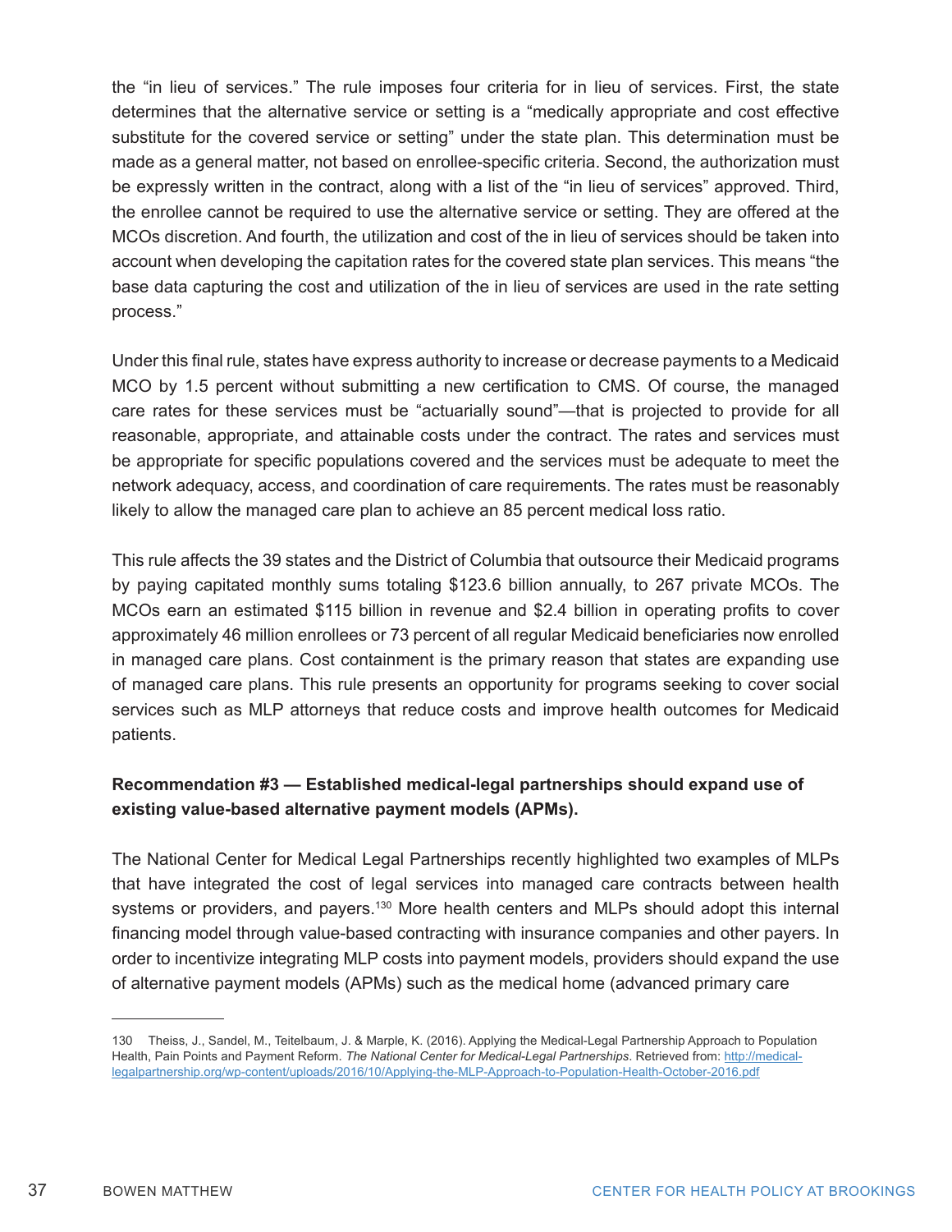the "in lieu of services." The rule imposes four criteria for in lieu of services. First, the state determines that the alternative service or setting is a "medically appropriate and cost effective substitute for the covered service or setting" under the state plan. This determination must be made as a general matter, not based on enrollee-specific criteria. Second, the authorization must be expressly written in the contract, along with a list of the "in lieu of services" approved. Third, the enrollee cannot be required to use the alternative service or setting. They are offered at the MCOs discretion. And fourth, the utilization and cost of the in lieu of services should be taken into account when developing the capitation rates for the covered state plan services. This means "the base data capturing the cost and utilization of the in lieu of services are used in the rate setting process."

Under this final rule, states have express authority to increase or decrease payments to a Medicaid MCO by 1.5 percent without submitting a new certification to CMS. Of course, the managed care rates for these services must be "actuarially sound"—that is projected to provide for all reasonable, appropriate, and attainable costs under the contract. The rates and services must be appropriate for specific populations covered and the services must be adequate to meet the network adequacy, access, and coordination of care requirements. The rates must be reasonably likely to allow the managed care plan to achieve an 85 percent medical loss ratio.

This rule affects the 39 states and the District of Columbia that outsource their Medicaid programs by paying capitated monthly sums totaling $123.6 billion annually, to 267 private MCOs. The MCOs earn an estimated $115 billion in revenue and $2.4 billion in operating profits to cover approximately 46 million enrollees or 73 percent of all regular Medicaid beneficiaries now enrolled in managed care plans. Cost containment is the primary reason that states are expanding use of managed care plans. This rule presents an opportunity for programs seeking to cover social services such as MLP attorneys that reduce costs and improve health outcomes for Medicaid patients.

**Recommendation #3 — Established medical-legal partnerships should expand use of existing value-based alternative payment models (APMs).**

The National Center for Medical Legal Partnerships recently highlighted two examples of MLPs that have integrated the cost of legal services into managed care contracts between health systems or providers, and payers.[130] More health centers and MLPs should adopt this internal financing model through value-based contracting with insurance companies and other payers. In order to incentivize integrating MLP costs into payment models, providers should expand the use of alternative payment models (APMs) such as the medical home (advanced primary care

---

130 Theiss, J., Sandel, M., Teitelbaum, J. & Marple, K. (2016). Applying the Medical-Legal Partnership Approach to Population Health, Pain Points and Payment Reform. *The National Center for Medical-Legal Partnerships*. Retrieved from: http://medical-legalpartnership.org/wp-content/uploads/2016/10/Applying-the-MLP-Approach-to-Population-Health-October-2016.pdf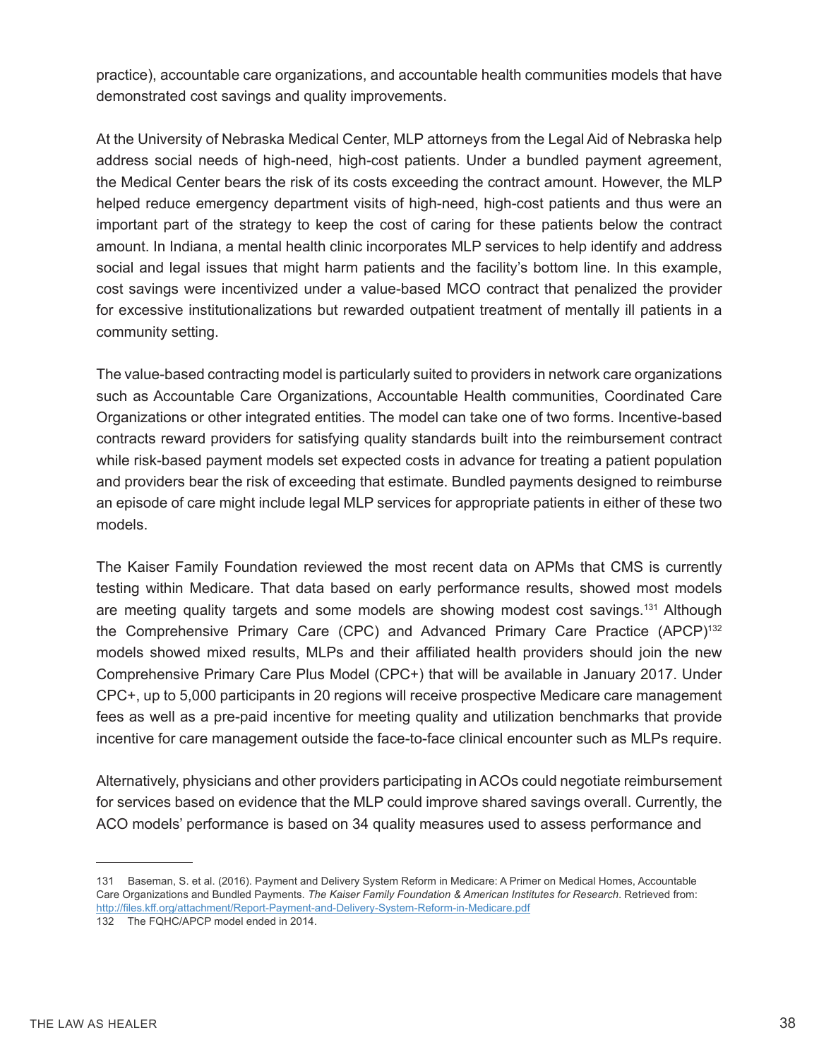practice), accountable care organizations, and accountable health communities models that have demonstrated cost savings and quality improvements.

At the University of Nebraska Medical Center, MLP attorneys from the Legal Aid of Nebraska help address social needs of high-need, high-cost patients. Under a bundled payment agreement, the Medical Center bears the risk of its costs exceeding the contract amount. However, the MLP helped reduce emergency department visits of high-need, high-cost patients and thus were an important part of the strategy to keep the cost of caring for these patients below the contract amount. In Indiana, a mental health clinic incorporates MLP services to help identify and address social and legal issues that might harm patients and the facility's bottom line. In this example, cost savings were incentivized under a value-based MCO contract that penalized the provider for excessive institutionalizations but rewarded outpatient treatment of mentally ill patients in a community setting.

The value-based contracting model is particularly suited to providers in network care organizations such as Accountable Care Organizations, Accountable Health communities, Coordinated Care Organizations or other integrated entities. The model can take one of two forms. Incentive-based contracts reward providers for satisfying quality standards built into the reimbursement contract while risk-based payment models set expected costs in advance for treating a patient population and providers bear the risk of exceeding that estimate. Bundled payments designed to reimburse an episode of care might include legal MLP services for appropriate patients in either of these two models.

The Kaiser Family Foundation reviewed the most recent data on APMs that CMS is currently testing within Medicare. That data based on early performance results, showed most models are meeting quality targets and some models are showing modest cost savings.[131] Although the Comprehensive Primary Care (CPC) and Advanced Primary Care Practice (APCP)[132] models showed mixed results, MLPs and their affiliated health providers should join the new Comprehensive Primary Care Plus Model (CPC+) that will be available in January 2017. Under CPC+, up to 5,000 participants in 20 regions will receive prospective Medicare care management fees as well as a pre-paid incentive for meeting quality and utilization benchmarks that provide incentive for care management outside the face-to-face clinical encounter such as MLPs require.

Alternatively, physicians and other providers participating in ACOs could negotiate reimbursement for services based on evidence that the MLP could improve shared savings overall. Currently, the ACO models' performance is based on 34 quality measures used to assess performance and

---

131 Baseman, S. et al. (2016). Payment and Delivery System Reform in Medicare: A Primer on Medical Homes, Accountable Care Organizations and Bundled Payments. *The Kaiser Family Foundation & American Institutes for Research*. Retrieved from: http://files.kff.org/attachment/Report-Payment-and-Delivery-System-Reform-in-Medicare.pdf

132 The FQHC/APCP model ended in 2014.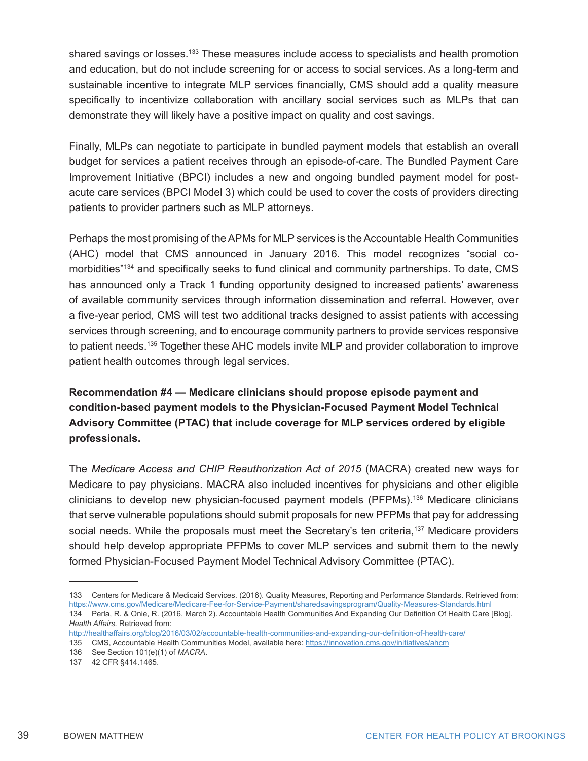shared savings or losses.[133] These measures include access to specialists and health promotion and education, but do not include screening for or access to social services. As a long-term and sustainable incentive to integrate MLP services financially, CMS should add a quality measure specifically to incentivize collaboration with ancillary social services such as MLPs that can demonstrate they will likely have a positive impact on quality and cost savings.

Finally, MLPs can negotiate to participate in bundled payment models that establish an overall budget for services a patient receives through an episode-of-care. The Bundled Payment Care Improvement Initiative (BPCI) includes a new and ongoing bundled payment model for post-acute care services (BPCI Model 3) which could be used to cover the costs of providers directing patients to provider partners such as MLP attorneys.

Perhaps the most promising of the APMs for MLP services is the Accountable Health Communities (AHC) model that CMS announced in January 2016. This model recognizes "social co-morbidities"[134] and specifically seeks to fund clinical and community partnerships. To date, CMS has announced only a Track 1 funding opportunity designed to increased patients' awareness of available community services through information dissemination and referral. However, over a five-year period, CMS will test two additional tracks designed to assist patients with accessing services through screening, and to encourage community partners to provide services responsive to patient needs.[135] Together these AHC models invite MLP and provider collaboration to improve patient health outcomes through legal services.

**Recommendation #4 — Medicare clinicians should propose episode payment and condition-based payment models to the Physician-Focused Payment Model Technical Advisory Committee (PTAC) that include coverage for MLP services ordered by eligible professionals.**

The *Medicare Access and CHIP Reauthorization Act of 2015* (MACRA) created new ways for Medicare to pay physicians. MACRA also included incentives for physicians and other eligible clinicians to develop new physician-focused payment models (PFPMs).[136] Medicare clinicians that serve vulnerable populations should submit proposals for new PFPMs that pay for addressing social needs. While the proposals must meet the Secretary's ten criteria,[137] Medicare providers should help develop appropriate PFPMs to cover MLP services and submit them to the newly formed Physician-Focused Payment Model Technical Advisory Committee (PTAC).

---

133 Centers for Medicare & Medicaid Services. (2016). Quality Measures, Reporting and Performance Standards. Retrieved from: https://www.cms.gov/Medicare/Medicare-Fee-for-Service-Payment/sharedsavingsprogram/Quality-Measures-Standards.html

134 Perla, R. & Onie, R. (2016, March 2). Accountable Health Communities And Expanding Our Definition Of Health Care [Blog]. *Health Affairs*. Retrieved from: http://healthaffairs.org/blog/2016/03/02/accountable-health-communities-and-expanding-our-definition-of-health-care/

135 CMS, Accountable Health Communities Model, available here: https://innovation.cms.gov/initiatives/ahcm

136 See Section 101(e)(1) of *MACRA*.

137 42 CFR §414.1465.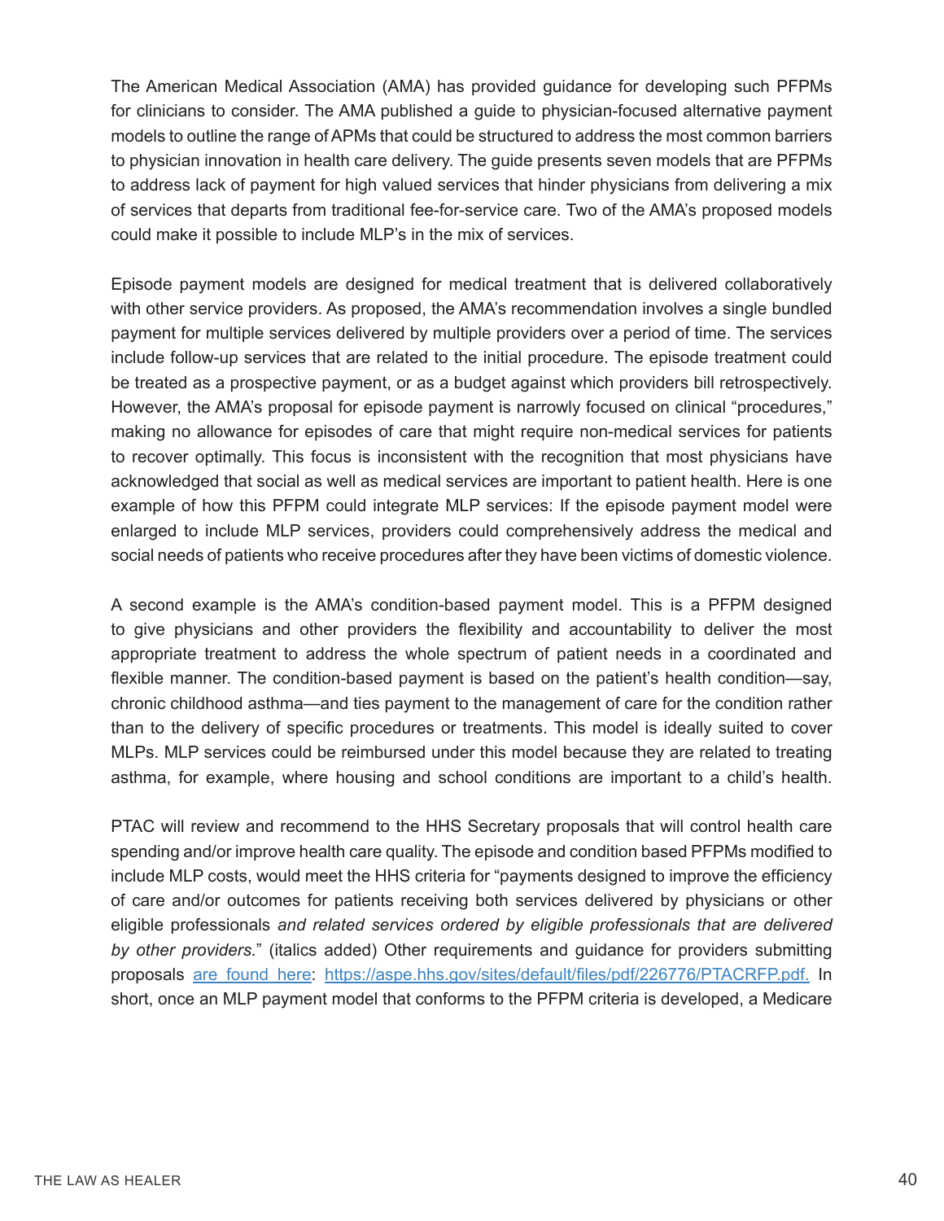The American Medical Association (AMA) has provided guidance for developing such PFPMs for clinicians to consider. The AMA published a guide to physician-focused alternative payment models to outline the range of APMs that could be structured to address the most common barriers to physician innovation in health care delivery. The guide presents seven models that are PFPMs to address lack of payment for high valued services that hinder physicians from delivering a mix of services that departs from traditional fee-for-service care. Two of the AMA's proposed models could make it possible to include MLP's in the mix of services.

Episode payment models are designed for medical treatment that is delivered collaboratively with other service providers. As proposed, the AMA's recommendation involves a single bundled payment for multiple services delivered by multiple providers over a period of time. The services include follow-up services that are related to the initial procedure. The episode treatment could be treated as a prospective payment, or as a budget against which providers bill retrospectively. However, the AMA's proposal for episode payment is narrowly focused on clinical "procedures," making no allowance for episodes of care that might require non-medical services for patients to recover optimally. This focus is inconsistent with the recognition that most physicians have acknowledged that social as well as medical services are important to patient health. Here is one example of how this PFPM could integrate MLP services: If the episode payment model were enlarged to include MLP services, providers could comprehensively address the medical and social needs of patients who receive procedures after they have been victims of domestic violence.

A second example is the AMA's condition-based payment model. This is a PFPM designed to give physicians and other providers the flexibility and accountability to deliver the most appropriate treatment to address the whole spectrum of patient needs in a coordinated and flexible manner. The condition-based payment is based on the patient's health condition—say, chronic childhood asthma—and ties payment to the management of care for the condition rather than to the delivery of specific procedures or treatments. This model is ideally suited to cover MLPs. MLP services could be reimbursed under this model because they are related to treating asthma, for example, where housing and school conditions are important to a child's health.

PTAC will review and recommend to the HHS Secretary proposals that will control health care spending and/or improve health care quality. The episode and condition based PFPMs modified to include MLP costs, would meet the HHS criteria for "payments designed to improve the efficiency of care and/or outcomes for patients receiving both services delivered by physicians or other eligible professionals *and related services ordered by eligible professionals that are delivered by other providers.*" (italics added) Other requirements and guidance for providers submitting proposals [are found here](https://aspe.hhs.gov/sites/default/files/pdf/226776/PTACRFP.pdf): https://aspe.hhs.gov/sites/default/files/pdf/226776/PTACRFP.pdf. In short, once an MLP payment model that conforms to the PFPM criteria is developed, a Medicare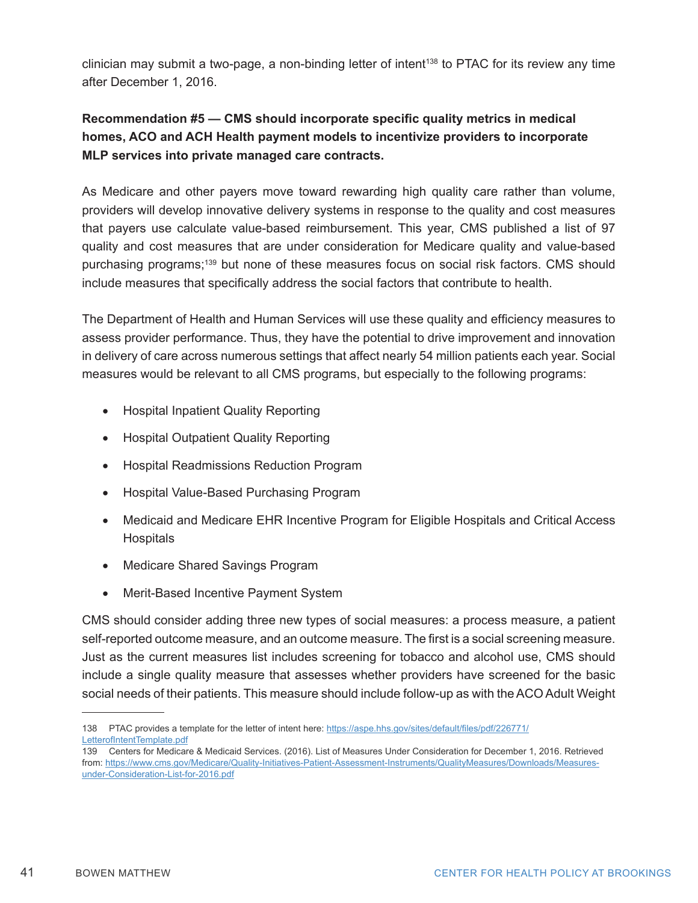clinician may submit a two-page, a non-binding letter of intent[138] to PTAC for its review any time after December 1, 2016.

**Recommendation #5 — CMS should incorporate specific quality metrics in medical homes, ACO and ACH Health payment models to incentivize providers to incorporate MLP services into private managed care contracts.**

As Medicare and other payers move toward rewarding high quality care rather than volume, providers will develop innovative delivery systems in response to the quality and cost measures that payers use calculate value-based reimbursement. This year, CMS published a list of 97 quality and cost measures that are under consideration for Medicare quality and value-based purchasing programs;[139] but none of these measures focus on social risk factors. CMS should include measures that specifically address the social factors that contribute to health.

The Department of Health and Human Services will use these quality and efficiency measures to assess provider performance. Thus, they have the potential to drive improvement and innovation in delivery of care across numerous settings that affect nearly 54 million patients each year. Social measures would be relevant to all CMS programs, but especially to the following programs:

- Hospital Inpatient Quality Reporting
- Hospital Outpatient Quality Reporting
- Hospital Readmissions Reduction Program
- Hospital Value-Based Purchasing Program
- Medicaid and Medicare EHR Incentive Program for Eligible Hospitals and Critical Access Hospitals
- Medicare Shared Savings Program
- Merit-Based Incentive Payment System

CMS should consider adding three new types of social measures: a process measure, a patient self-reported outcome measure, and an outcome measure. The first is a social screening measure. Just as the current measures list includes screening for tobacco and alcohol use, CMS should include a single quality measure that assesses whether providers have screened for the basic social needs of their patients. This measure should include follow-up as with the ACO Adult Weight

---

138 PTAC provides a template for the letter of intent here: https://aspe.hhs.gov/sites/default/files/pdf/226771/LetterofIntentTemplate.pdf

139 Centers for Medicare & Medicaid Services. (2016). List of Measures Under Consideration for December 1, 2016. Retrieved from: https://www.cms.gov/Medicare/Quality-Initiatives-Patient-Assessment-Instruments/QualityMeasures/Downloads/Measures-under-Consideration-List-for-2016.pdf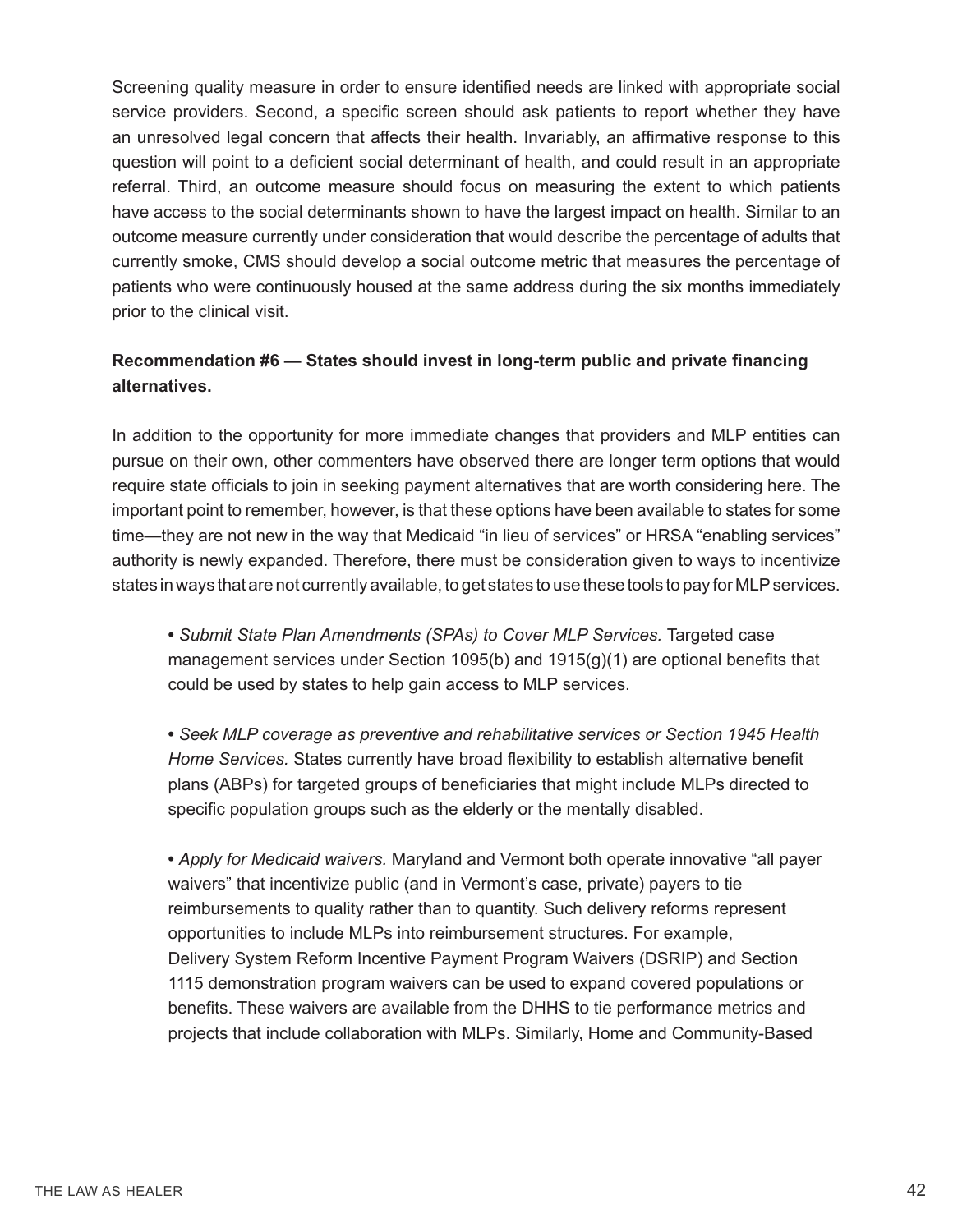Screening quality measure in order to ensure identified needs are linked with appropriate social service providers. Second, a specific screen should ask patients to report whether they have an unresolved legal concern that affects their health. Invariably, an affirmative response to this question will point to a deficient social determinant of health, and could result in an appropriate referral. Third, an outcome measure should focus on measuring the extent to which patients have access to the social determinants shown to have the largest impact on health. Similar to an outcome measure currently under consideration that would describe the percentage of adults that currently smoke, CMS should develop a social outcome metric that measures the percentage of patients who were continuously housed at the same address during the six months immediately prior to the clinical visit.

**Recommendation #6 — States should invest in long-term public and private financing alternatives.**

In addition to the opportunity for more immediate changes that providers and MLP entities can pursue on their own, other commenters have observed there are longer term options that would require state officials to join in seeking payment alternatives that are worth considering here. The important point to remember, however, is that these options have been available to states for some time—they are not new in the way that Medicaid "in lieu of services" or HRSA "enabling services" authority is newly expanded. Therefore, there must be consideration given to ways to incentivize states in ways that are not currently available, to get states to use these tools to pay for MLP services.

- *Submit State Plan Amendments (SPAs) to Cover MLP Services.* Targeted case management services under Section 1095(b) and 1915(g)(1) are optional benefits that could be used by states to help gain access to MLP services.

- *Seek MLP coverage as preventive and rehabilitative services or Section 1945 Health Home Services.* States currently have broad flexibility to establish alternative benefit plans (ABPs) for targeted groups of beneficiaries that might include MLPs directed to specific population groups such as the elderly or the mentally disabled.

- *Apply for Medicaid waivers.* Maryland and Vermont both operate innovative "all payer waivers" that incentivize public (and in Vermont's case, private) payers to tie reimbursements to quality rather than to quantity. Such delivery reforms represent opportunities to include MLPs into reimbursement structures. For example, Delivery System Reform Incentive Payment Program Waivers (DSRIP) and Section 1115 demonstration program waivers can be used to expand covered populations or benefits. These waivers are available from the DHHS to tie performance metrics and projects that include collaboration with MLPs. Similarly, Home and Community-Based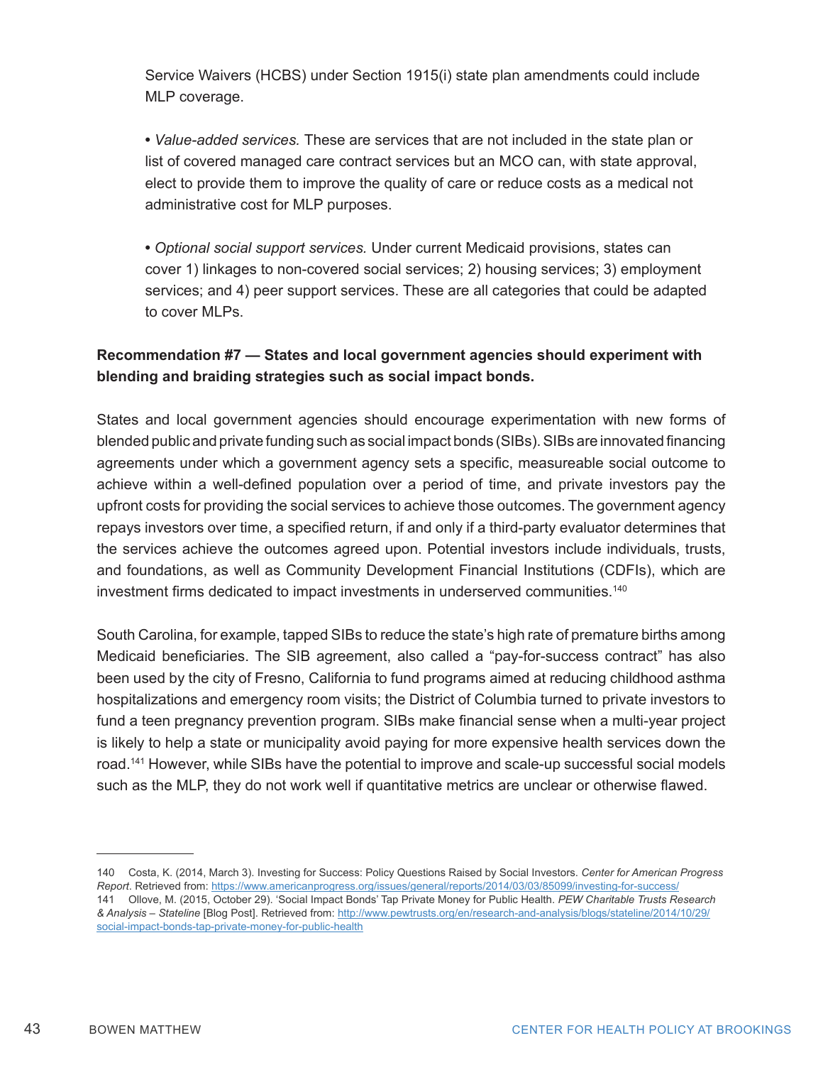Service Waivers (HCBS) under Section 1915(i) state plan amendments could include MLP coverage.

- *Value-added services.* These are services that are not included in the state plan or list of covered managed care contract services but an MCO can, with state approval, elect to provide them to improve the quality of care or reduce costs as a medical not administrative cost for MLP purposes.

- *Optional social support services.* Under current Medicaid provisions, states can cover 1) linkages to non-covered social services; 2) housing services; 3) employment services; and 4) peer support services. These are all categories that could be adapted to cover MLPs.

**Recommendation #7 — States and local government agencies should experiment with blending and braiding strategies such as social impact bonds.**

States and local government agencies should encourage experimentation with new forms of blended public and private funding such as social impact bonds (SIBs). SIBs are innovated financing agreements under which a government agency sets a specific, measureable social outcome to achieve within a well-defined population over a period of time, and private investors pay the upfront costs for providing the social services to achieve those outcomes. The government agency repays investors over time, a specified return, if and only if a third-party evaluator determines that the services achieve the outcomes agreed upon. Potential investors include individuals, trusts, and foundations, as well as Community Development Financial Institutions (CDFIs), which are investment firms dedicated to impact investments in underserved communities.[140]

South Carolina, for example, tapped SIBs to reduce the state's high rate of premature births among Medicaid beneficiaries. The SIB agreement, also called a "pay-for-success contract" has also been used by the city of Fresno, California to fund programs aimed at reducing childhood asthma hospitalizations and emergency room visits; the District of Columbia turned to private investors to fund a teen pregnancy prevention program. SIBs make financial sense when a multi-year project is likely to help a state or municipality avoid paying for more expensive health services down the road.[141] However, while SIBs have the potential to improve and scale-up successful social models such as the MLP, they do not work well if quantitative metrics are unclear or otherwise flawed.

---

140 Costa, K. (2014, March 3). Investing for Success: Policy Questions Raised by Social Investors. *Center for American Progress Report*. Retrieved from: https://www.americanprogress.org/issues/general/reports/2014/03/03/85099/investing-for-success/

141 Ollove, M. (2015, October 29). 'Social Impact Bonds' Tap Private Money for Public Health. *PEW Charitable Trusts Research & Analysis – Stateline* [Blog Post]. Retrieved from: http://www.pewtrusts.org/en/research-and-analysis/blogs/stateline/2014/10/29/social-impact-bonds-tap-private-money-for-public-health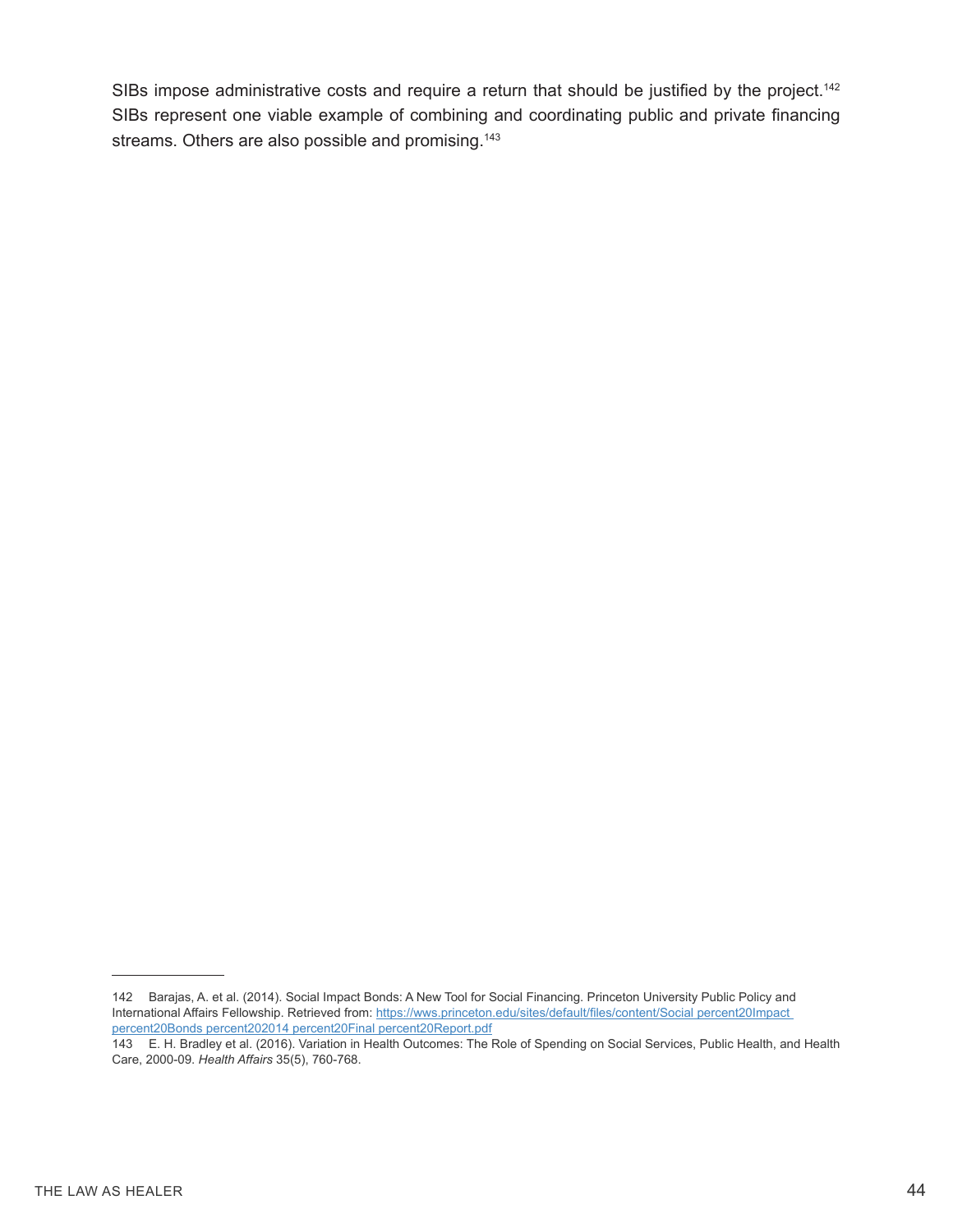SIBs impose administrative costs and require a return that should be justified by the project.[142] SIBs represent one viable example of combining and coordinating public and private financing streams. Others are also possible and promising.[143]

---

142 Barajas, A. et al. (2014). Social Impact Bonds: A New Tool for Social Financing. Princeton University Public Policy and International Affairs Fellowship. Retrieved from: https://wws.princeton.edu/sites/default/files/content/Social percent20Impact percent20Bonds percent202014 percent20Final percent20Report.pdf

143 E. H. Bradley et al. (2016). Variation in Health Outcomes: The Role of Spending on Social Services, Public Health, and Health Care, 2000-09. *Health Affairs* 35(5), 760-768.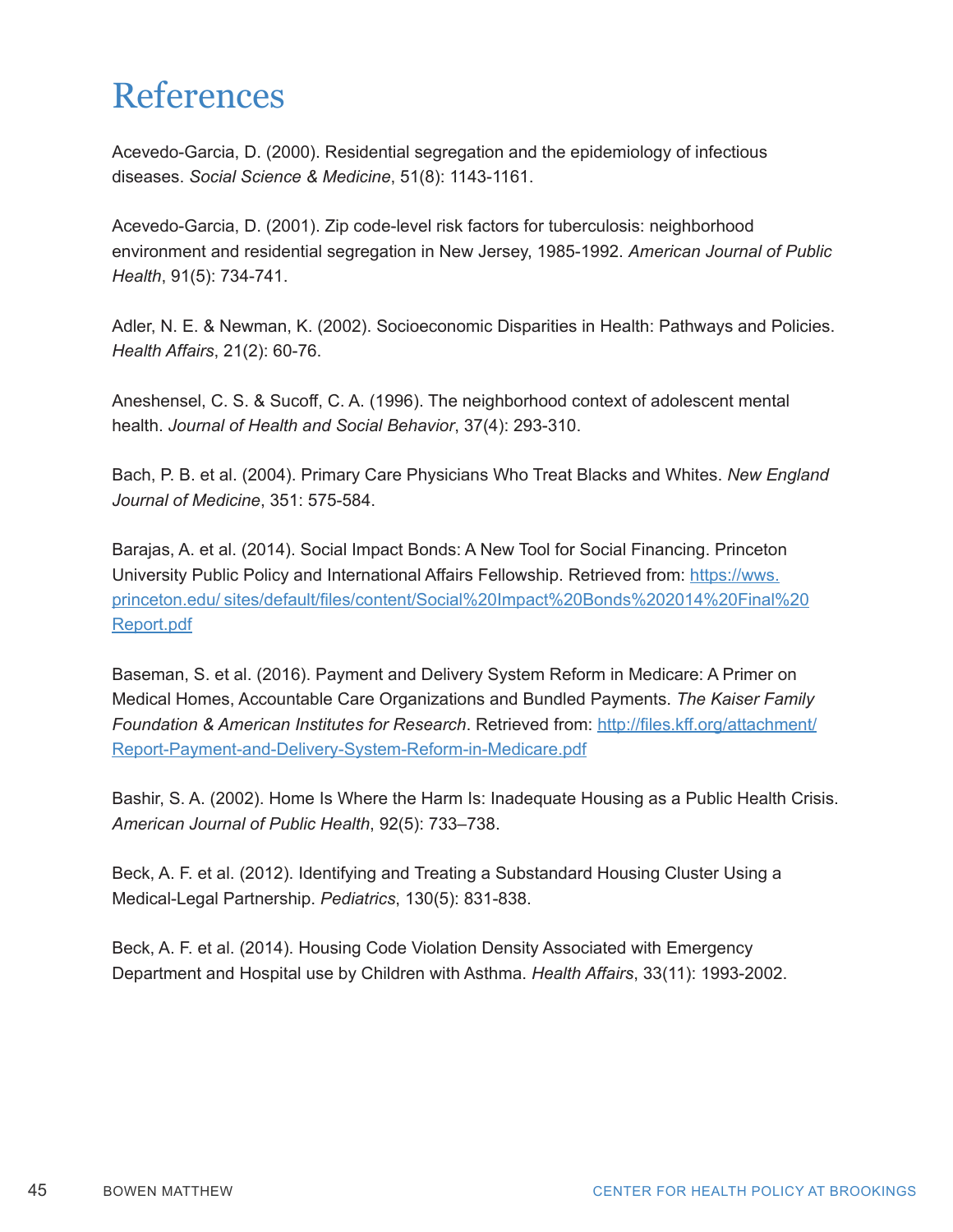# References

Acevedo-Garcia, D. (2000). Residential segregation and the epidemiology of infectious diseases. *Social Science & Medicine*, 51(8): 1143-1161.

Acevedo-Garcia, D. (2001). Zip code-level risk factors for tuberculosis: neighborhood environment and residential segregation in New Jersey, 1985-1992. *American Journal of Public Health*, 91(5): 734-741.

Adler, N. E. & Newman, K. (2002). Socioeconomic Disparities in Health: Pathways and Policies. *Health Affairs*, 21(2): 60-76.

Aneshensel, C. S. & Sucoff, C. A. (1996). The neighborhood context of adolescent mental health. *Journal of Health and Social Behavior*, 37(4): 293-310.

Bach, P. B. et al. (2004). Primary Care Physicians Who Treat Blacks and Whites. *New England Journal of Medicine*, 351: 575-584.

Barajas, A. et al. (2014). Social Impact Bonds: A New Tool for Social Financing. Princeton University Public Policy and International Affairs Fellowship. Retrieved from: https://wws.princeton.edu/ sites/default/files/content/Social%20Impact%20Bonds%202014%20Final%20Report.pdf

Baseman, S. et al. (2016). Payment and Delivery System Reform in Medicare: A Primer on Medical Homes, Accountable Care Organizations and Bundled Payments. *The Kaiser Family Foundation & American Institutes for Research*. Retrieved from: http://files.kff.org/attachment/Report-Payment-and-Delivery-System-Reform-in-Medicare.pdf

Bashir, S. A. (2002). Home Is Where the Harm Is: Inadequate Housing as a Public Health Crisis. *American Journal of Public Health*, 92(5): 733–738.

Beck, A. F. et al. (2012). Identifying and Treating a Substandard Housing Cluster Using a Medical-Legal Partnership. *Pediatrics*, 130(5): 831-838.

Beck, A. F. et al. (2014). Housing Code Violation Density Associated with Emergency Department and Hospital use by Children with Asthma. *Health Affairs*, 33(11): 1993-2002.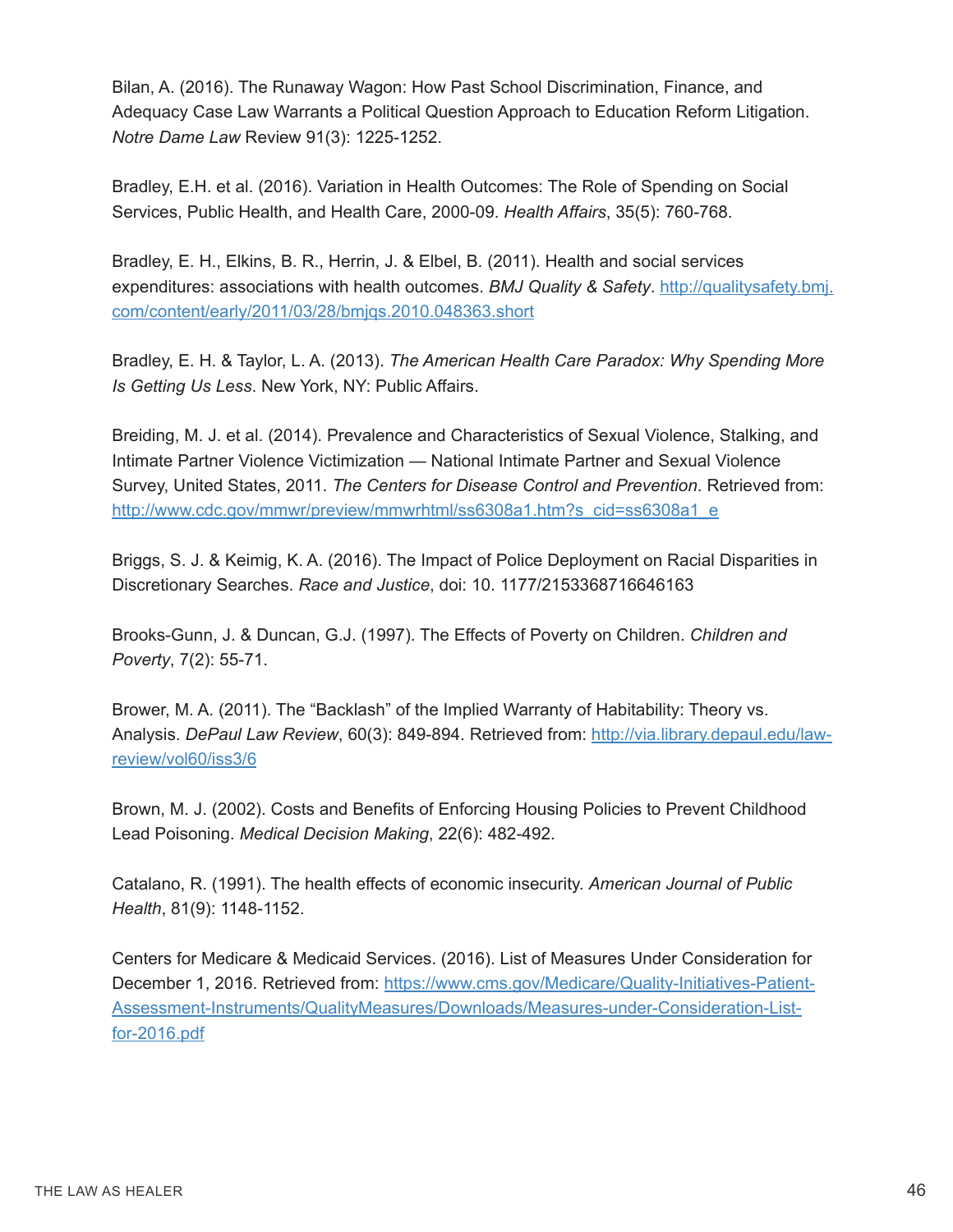Bilan, A. (2016). The Runaway Wagon: How Past School Discrimination, Finance, and Adequacy Case Law Warrants a Political Question Approach to Education Reform Litigation. *Notre Dame Law* Review 91(3): 1225-1252.

Bradley, E.H. et al. (2016). Variation in Health Outcomes: The Role of Spending on Social Services, Public Health, and Health Care, 2000-09. *Health Affairs*, 35(5): 760-768.

Bradley, E. H., Elkins, B. R., Herrin, J. & Elbel, B. (2011). Health and social services expenditures: associations with health outcomes. *BMJ Quality & Safety*. http://qualitysafety.bmj.com/content/early/2011/03/28/bmjqs.2010.048363.short

Bradley, E. H. & Taylor, L. A. (2013). *The American Health Care Paradox: Why Spending More Is Getting Us Less*. New York, NY: Public Affairs.

Breiding, M. J. et al. (2014). Prevalence and Characteristics of Sexual Violence, Stalking, and Intimate Partner Violence Victimization — National Intimate Partner and Sexual Violence Survey, United States, 2011. *The Centers for Disease Control and Prevention*. Retrieved from: http://www.cdc.gov/mmwr/preview/mmwrhtml/ss6308a1.htm?s_cid=ss6308a1_e

Briggs, S. J. & Keimig, K. A. (2016). The Impact of Police Deployment on Racial Disparities in Discretionary Searches. *Race and Justice*, doi: 10. 1177/2153368716646163

Brooks-Gunn, J. & Duncan, G.J. (1997). The Effects of Poverty on Children. *Children and Poverty*, 7(2): 55-71.

Brower, M. A. (2011). The "Backlash" of the Implied Warranty of Habitability: Theory vs. Analysis. *DePaul Law Review*, 60(3): 849-894. Retrieved from: http://via.library.depaul.edu/law-review/vol60/iss3/6

Brown, M. J. (2002). Costs and Benefits of Enforcing Housing Policies to Prevent Childhood Lead Poisoning. *Medical Decision Making*, 22(6): 482-492.

Catalano, R. (1991). The health effects of economic insecurity. *American Journal of Public Health*, 81(9): 1148-1152.

Centers for Medicare & Medicaid Services. (2016). List of Measures Under Consideration for December 1, 2016. Retrieved from: https://www.cms.gov/Medicare/Quality-Initiatives-Patient-Assessment-Instruments/QualityMeasures/Downloads/Measures-under-Consideration-List-for-2016.pdf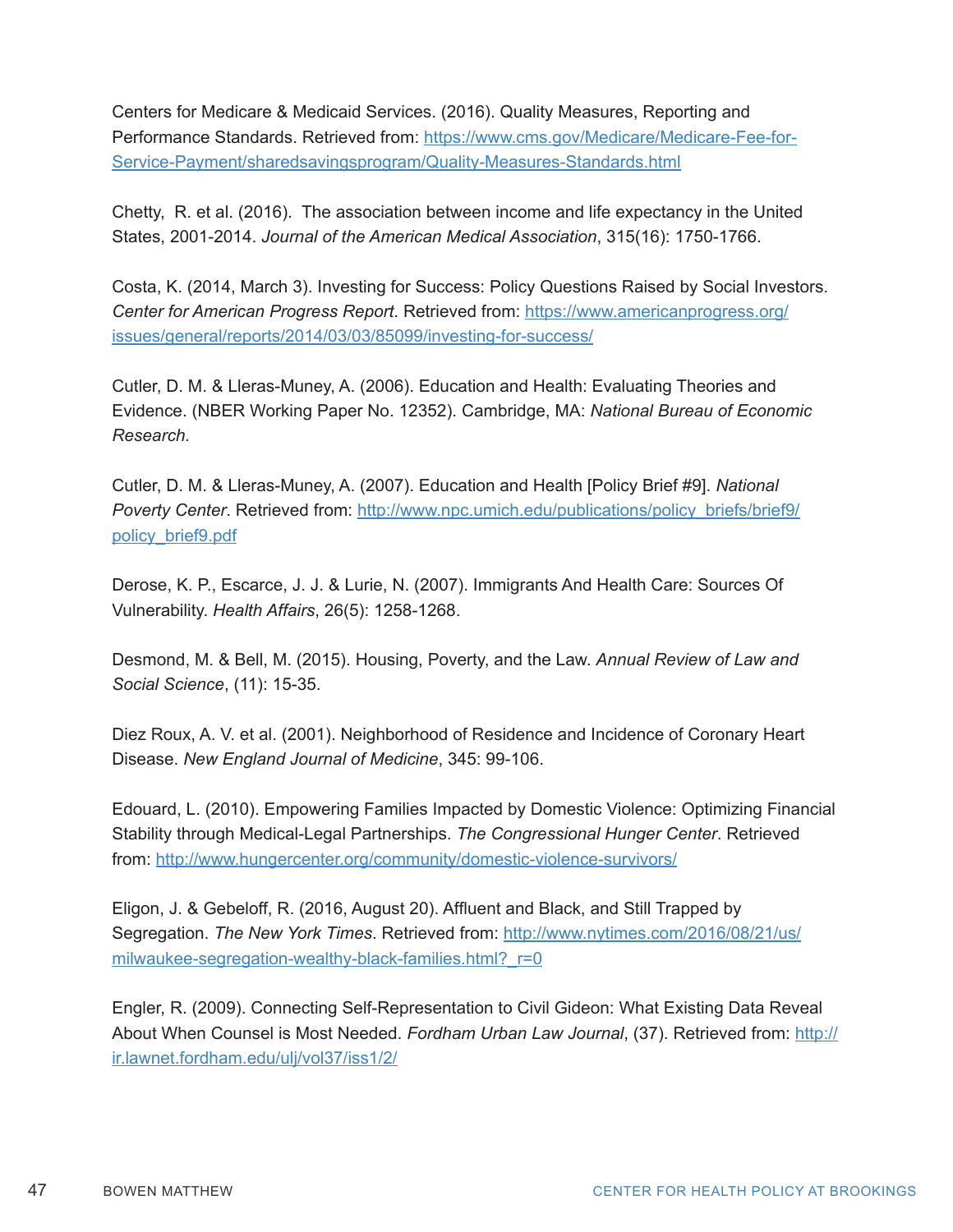Centers for Medicare & Medicaid Services. (2016). Quality Measures, Reporting and Performance Standards. Retrieved from: https://www.cms.gov/Medicare/Medicare-Fee-for-Service-Payment/sharedsavingsprogram/Quality-Measures-Standards.html

Chetty, R. et al. (2016). The association between income and life expectancy in the United States, 2001-2014. *Journal of the American Medical Association*, 315(16): 1750-1766.

Costa, K. (2014, March 3). Investing for Success: Policy Questions Raised by Social Investors. *Center for American Progress Report*. Retrieved from: https://www.americanprogress.org/issues/general/reports/2014/03/03/85099/investing-for-success/

Cutler, D. M. & Lleras-Muney, A. (2006). Education and Health: Evaluating Theories and Evidence. (NBER Working Paper No. 12352). Cambridge, MA: *National Bureau of Economic Research.*

Cutler, D. M. & Lleras-Muney, A. (2007). Education and Health [Policy Brief #9]. *National Poverty Center*. Retrieved from: http://www.npc.umich.edu/publications/policy_briefs/brief9/policy_brief9.pdf

Derose, K. P., Escarce, J. J. & Lurie, N. (2007). Immigrants And Health Care: Sources Of Vulnerability. *Health Affairs*, 26(5): 1258-1268.

Desmond, M. & Bell, M. (2015). Housing, Poverty, and the Law. *Annual Review of Law and Social Science*, (11): 15-35.

Diez Roux, A. V. et al. (2001). Neighborhood of Residence and Incidence of Coronary Heart Disease. *New England Journal of Medicine*, 345: 99-106.

Edouard, L. (2010). Empowering Families Impacted by Domestic Violence: Optimizing Financial Stability through Medical-Legal Partnerships. *The Congressional Hunger Center*. Retrieved from: http://www.hungercenter.org/community/domestic-violence-survivors/

Eligon, J. & Gebeloff, R. (2016, August 20). Affluent and Black, and Still Trapped by Segregation. *The New York Times*. Retrieved from: http://www.nytimes.com/2016/08/21/us/milwaukee-segregation-wealthy-black-families.html?_r=0

Engler, R. (2009). Connecting Self-Representation to Civil Gideon: What Existing Data Reveal About When Counsel is Most Needed. *Fordham Urban Law Journal*, (37). Retrieved from: http://ir.lawnet.fordham.edu/ulj/vol37/iss1/2/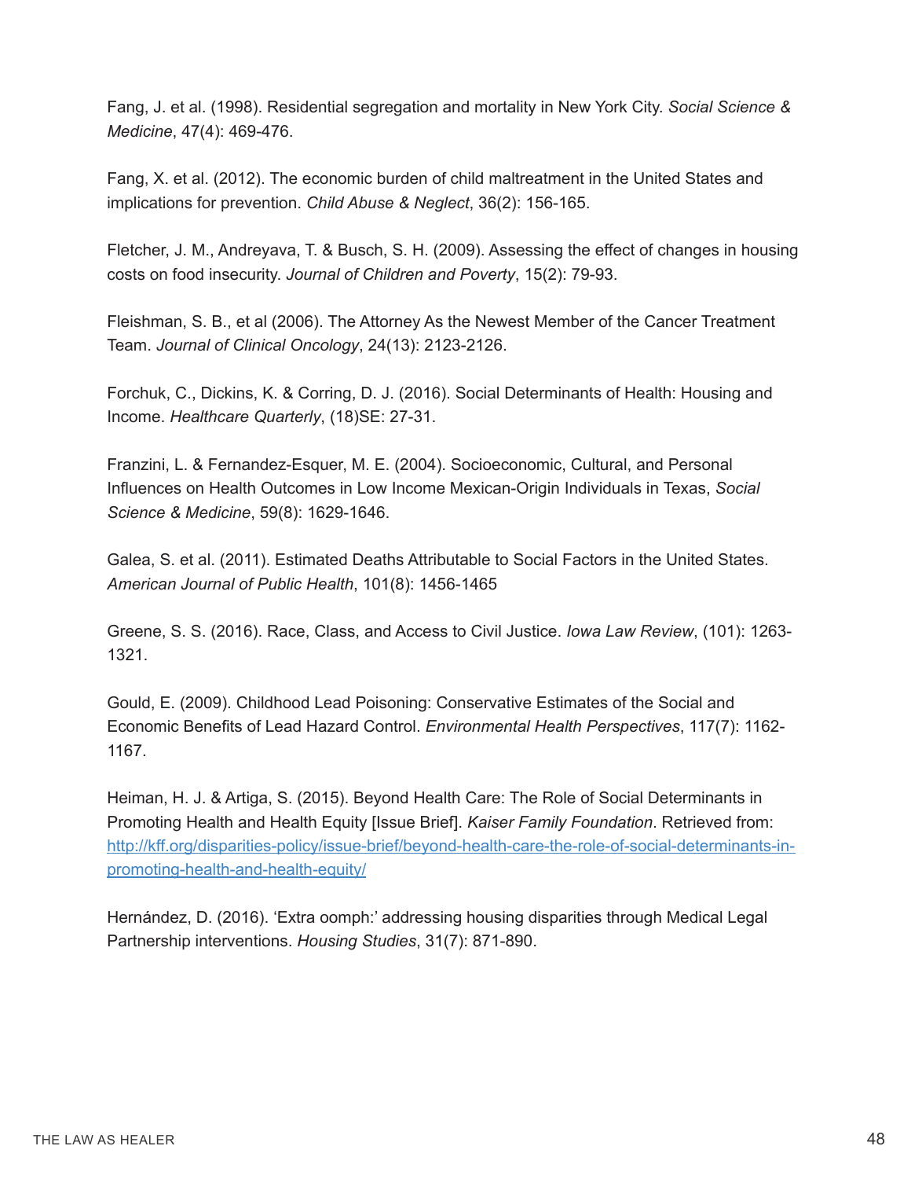Fang, J. et al. (1998). Residential segregation and mortality in New York City. *Social Science & Medicine*, 47(4): 469-476.

Fang, X. et al. (2012). The economic burden of child maltreatment in the United States and implications for prevention. *Child Abuse & Neglect*, 36(2): 156-165.

Fletcher, J. M., Andreyava, T. & Busch, S. H. (2009). Assessing the effect of changes in housing costs on food insecurity. *Journal of Children and Poverty*, 15(2): 79-93.

Fleishman, S. B., et al (2006). The Attorney As the Newest Member of the Cancer Treatment Team. *Journal of Clinical Oncology*, 24(13): 2123-2126.

Forchuk, C., Dickins, K. & Corring, D. J. (2016). Social Determinants of Health: Housing and Income. *Healthcare Quarterly*, (18)SE: 27-31.

Franzini, L. & Fernandez-Esquer, M. E. (2004). Socioeconomic, Cultural, and Personal Influences on Health Outcomes in Low Income Mexican-Origin Individuals in Texas, *Social Science & Medicine*, 59(8): 1629-1646.

Galea, S. et al. (2011). Estimated Deaths Attributable to Social Factors in the United States. *American Journal of Public Health*, 101(8): 1456-1465

Greene, S. S. (2016). Race, Class, and Access to Civil Justice. *Iowa Law Review*, (101): 1263-1321.

Gould, E. (2009). Childhood Lead Poisoning: Conservative Estimates of the Social and Economic Benefits of Lead Hazard Control. *Environmental Health Perspectives*, 117(7): 1162-1167.

Heiman, H. J. & Artiga, S. (2015). Beyond Health Care: The Role of Social Determinants in Promoting Health and Health Equity [Issue Brief]. *Kaiser Family Foundation*. Retrieved from: [http://kff.org/disparities-policy/issue-brief/beyond-health-care-the-role-of-social-determinants-in-promoting-health-and-health-equity/](http://kff.org/disparities-policy/issue-brief/beyond-health-care-the-role-of-social-determinants-in-promoting-health-and-health-equity/)

Hernández, D. (2016). 'Extra oomph:' addressing housing disparities through Medical Legal Partnership interventions. *Housing Studies*, 31(7): 871-890.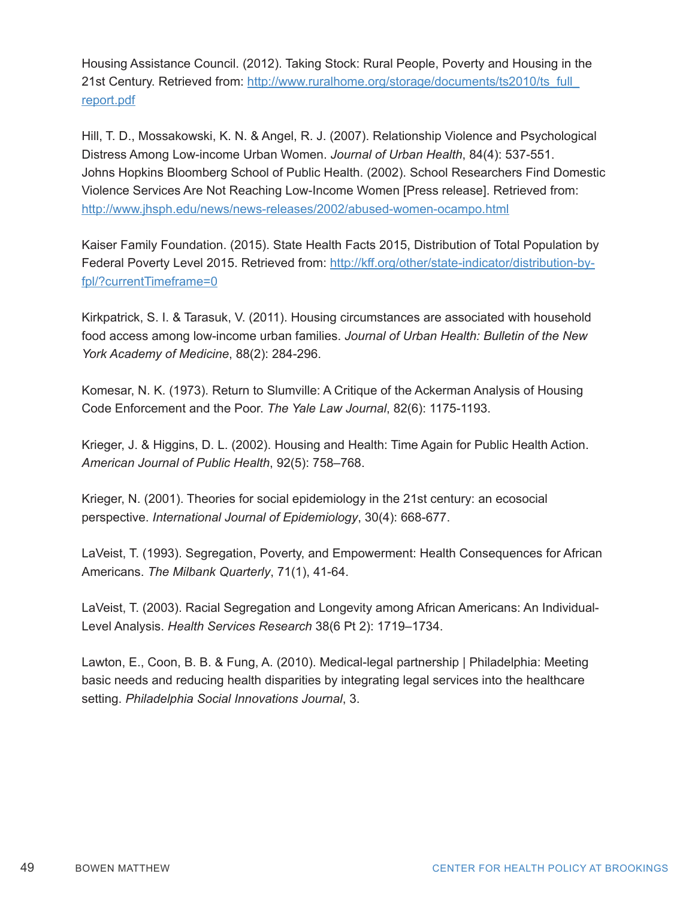Housing Assistance Council. (2012). Taking Stock: Rural People, Poverty and Housing in the 21st Century. Retrieved from: http://www.ruralhome.org/storage/documents/ts2010/ts_full_report.pdf

Hill, T. D., Mossakowski, K. N. & Angel, R. J. (2007). Relationship Violence and Psychological Distress Among Low-income Urban Women. *Journal of Urban Health*, 84(4): 537-551.
Johns Hopkins Bloomberg School of Public Health. (2002). School Researchers Find Domestic Violence Services Are Not Reaching Low-Income Women [Press release]. Retrieved from: http://www.jhsph.edu/news/news-releases/2002/abused-women-ocampo.html

Kaiser Family Foundation. (2015). State Health Facts 2015, Distribution of Total Population by Federal Poverty Level 2015. Retrieved from: http://kff.org/other/state-indicator/distribution-by-fpl/?currentTimeframe=0

Kirkpatrick, S. I. & Tarasuk, V. (2011). Housing circumstances are associated with household food access among low-income urban families. *Journal of Urban Health: Bulletin of the New York Academy of Medicine*, 88(2): 284-296.

Komesar, N. K. (1973). Return to Slumville: A Critique of the Ackerman Analysis of Housing Code Enforcement and the Poor. *The Yale Law Journal*, 82(6): 1175-1193.

Krieger, J. & Higgins, D. L. (2002). Housing and Health: Time Again for Public Health Action. *American Journal of Public Health*, 92(5): 758–768.

Krieger, N. (2001). Theories for social epidemiology in the 21st century: an ecosocial perspective. *International Journal of Epidemiology*, 30(4): 668-677.

LaVeist, T. (1993). Segregation, Poverty, and Empowerment: Health Consequences for African Americans. *The Milbank Quarterly*, 71(1), 41-64.

LaVeist, T. (2003). Racial Segregation and Longevity among African Americans: An Individual-Level Analysis. *Health Services Research* 38(6 Pt 2): 1719–1734.

Lawton, E., Coon, B. B. & Fung, A. (2010). Medical-legal partnership | Philadelphia: Meeting basic needs and reducing health disparities by integrating legal services into the healthcare setting. *Philadelphia Social Innovations Journal*, 3.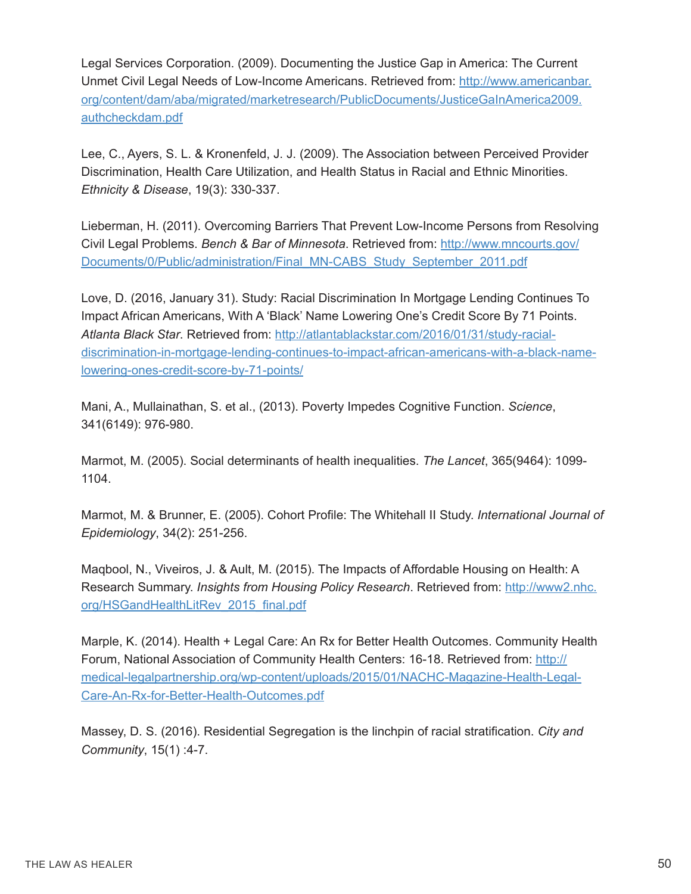Legal Services Corporation. (2009). Documenting the Justice Gap in America: The Current Unmet Civil Legal Needs of Low-Income Americans. Retrieved from: http://www.americanbar.org/content/dam/aba/migrated/marketresearch/PublicDocuments/JusticeGaInAmerica2009.authcheckdam.pdf

Lee, C., Ayers, S. L. & Kronenfeld, J. J. (2009). The Association between Perceived Provider Discrimination, Health Care Utilization, and Health Status in Racial and Ethnic Minorities. *Ethnicity & Disease*, 19(3): 330-337.

Lieberman, H. (2011). Overcoming Barriers That Prevent Low-Income Persons from Resolving Civil Legal Problems. *Bench & Bar of Minnesota*. Retrieved from: http://www.mncourts.gov/Documents/0/Public/administration/Final_MN-CABS_Study_September_2011.pdf

Love, D. (2016, January 31). Study: Racial Discrimination In Mortgage Lending Continues To Impact African Americans, With A 'Black' Name Lowering One's Credit Score By 71 Points. *Atlanta Black Star*. Retrieved from: http://atlantablackstar.com/2016/01/31/study-racial-discrimination-in-mortgage-lending-continues-to-impact-african-americans-with-a-black-name-lowering-ones-credit-score-by-71-points/

Mani, A., Mullainathan, S. et al., (2013). Poverty Impedes Cognitive Function. *Science*, 341(6149): 976-980.

Marmot, M. (2005). Social determinants of health inequalities. *The Lancet*, 365(9464): 1099-1104.

Marmot, M. & Brunner, E. (2005). Cohort Profile: The Whitehall II Study. *International Journal of Epidemiology*, 34(2): 251-256.

Maqbool, N., Viveiros, J. & Ault, M. (2015). The Impacts of Affordable Housing on Health: A Research Summary. *Insights from Housing Policy Research*. Retrieved from: http://www2.nhc.org/HSGandHealthLitRev_2015_final.pdf

Marple, K. (2014). Health + Legal Care: An Rx for Better Health Outcomes. Community Health Forum, National Association of Community Health Centers: 16-18. Retrieved from: http://medical-legalpartnership.org/wp-content/uploads/2015/01/NACHC-Magazine-Health-Legal-Care-An-Rx-for-Better-Health-Outcomes.pdf

Massey, D. S. (2016). Residential Segregation is the linchpin of racial stratification. *City and Community*, 15(1) :4-7.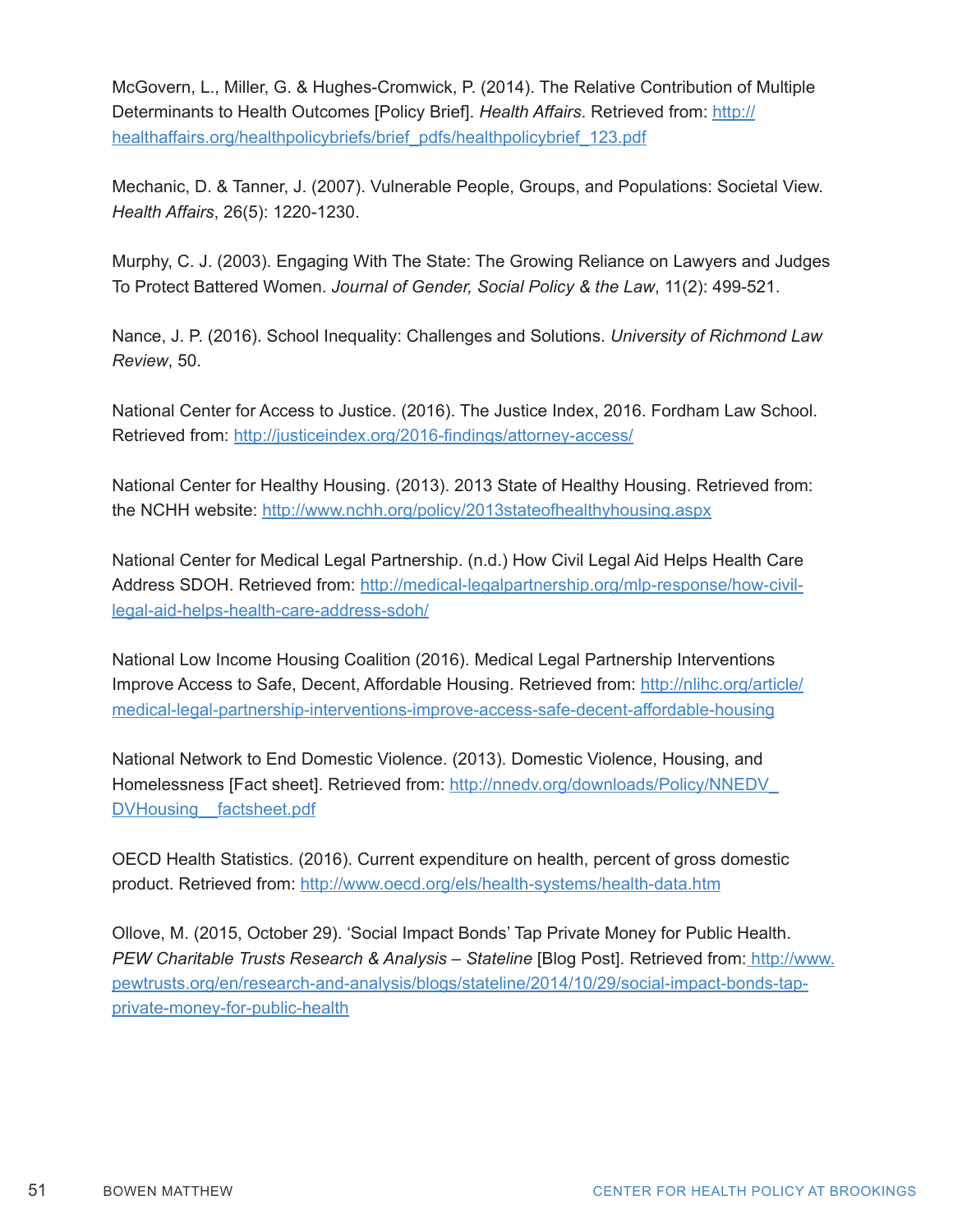McGovern, L., Miller, G. & Hughes-Cromwick, P. (2014). The Relative Contribution of Multiple Determinants to Health Outcomes [Policy Brief]. *Health Affairs*. Retrieved from: http://healthaffairs.org/healthpolicybriefs/brief_pdfs/healthpolicybrief_123.pdf

Mechanic, D. & Tanner, J. (2007). Vulnerable People, Groups, and Populations: Societal View. *Health Affairs*, 26(5): 1220-1230.

Murphy, C. J. (2003). Engaging With The State: The Growing Reliance on Lawyers and Judges To Protect Battered Women. *Journal of Gender, Social Policy & the Law*, 11(2): 499-521.

Nance, J. P. (2016). School Inequality: Challenges and Solutions. *University of Richmond Law Review*, 50.

National Center for Access to Justice. (2016). The Justice Index, 2016. Fordham Law School. Retrieved from: http://justiceindex.org/2016-findings/attorney-access/

National Center for Healthy Housing. (2013). 2013 State of Healthy Housing. Retrieved from: the NCHH website: http://www.nchh.org/policy/2013stateofhealthyhousing.aspx

National Center for Medical Legal Partnership. (n.d.) How Civil Legal Aid Helps Health Care Address SDOH. Retrieved from: http://medical-legalpartnership.org/mlp-response/how-civil-legal-aid-helps-health-care-address-sdoh/

National Low Income Housing Coalition (2016). Medical Legal Partnership Interventions Improve Access to Safe, Decent, Affordable Housing. Retrieved from: http://nlihc.org/article/medical-legal-partnership-interventions-improve-access-safe-decent-affordable-housing

National Network to End Domestic Violence. (2013). Domestic Violence, Housing, and Homelessness [Fact sheet]. Retrieved from: http://nnedv.org/downloads/Policy/NNEDV_DVHousing__factsheet.pdf

OECD Health Statistics. (2016). Current expenditure on health, percent of gross domestic product. Retrieved from: http://www.oecd.org/els/health-systems/health-data.htm

Ollove, M. (2015, October 29). 'Social Impact Bonds' Tap Private Money for Public Health. *PEW Charitable Trusts Research & Analysis – Stateline* [Blog Post]. Retrieved from: http://www.pewtrusts.org/en/research-and-analysis/blogs/stateline/2014/10/29/social-impact-bonds-tap-private-money-for-public-health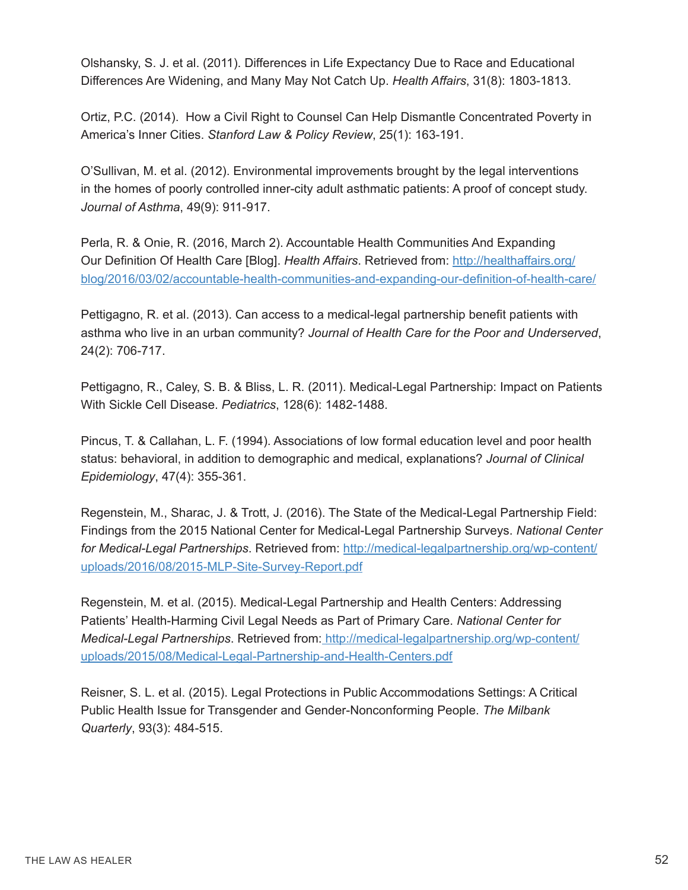Olshansky, S. J. et al. (2011). Differences in Life Expectancy Due to Race and Educational Differences Are Widening, and Many May Not Catch Up. *Health Affairs*, 31(8): 1803-1813.

Ortiz, P.C. (2014). How a Civil Right to Counsel Can Help Dismantle Concentrated Poverty in America's Inner Cities. *Stanford Law & Policy Review*, 25(1): 163-191.

O'Sullivan, M. et al. (2012). Environmental improvements brought by the legal interventions in the homes of poorly controlled inner-city adult asthmatic patients: A proof of concept study. *Journal of Asthma*, 49(9): 911-917.

Perla, R. & Onie, R. (2016, March 2). Accountable Health Communities And Expanding Our Definition Of Health Care [Blog]. *Health Affairs*. Retrieved from: http://healthaffairs.org/blog/2016/03/02/accountable-health-communities-and-expanding-our-definition-of-health-care/

Pettigagno, R. et al. (2013). Can access to a medical-legal partnership benefit patients with asthma who live in an urban community? *Journal of Health Care for the Poor and Underserved*, 24(2): 706-717.

Pettigagno, R., Caley, S. B. & Bliss, L. R. (2011). Medical-Legal Partnership: Impact on Patients With Sickle Cell Disease. *Pediatrics*, 128(6): 1482-1488.

Pincus, T. & Callahan, L. F. (1994). Associations of low formal education level and poor health status: behavioral, in addition to demographic and medical, explanations? *Journal of Clinical Epidemiology*, 47(4): 355-361.

Regenstein, M., Sharac, J. & Trott, J. (2016). The State of the Medical-Legal Partnership Field: Findings from the 2015 National Center for Medical-Legal Partnership Surveys. *National Center for Medical-Legal Partnerships*. Retrieved from: http://medical-legalpartnership.org/wp-content/uploads/2016/08/2015-MLP-Site-Survey-Report.pdf

Regenstein, M. et al. (2015). Medical-Legal Partnership and Health Centers: Addressing Patients' Health-Harming Civil Legal Needs as Part of Primary Care. *National Center for Medical-Legal Partnerships*. Retrieved from: http://medical-legalpartnership.org/wp-content/uploads/2015/08/Medical-Legal-Partnership-and-Health-Centers.pdf

Reisner, S. L. et al. (2015). Legal Protections in Public Accommodations Settings: A Critical Public Health Issue for Transgender and Gender-Nonconforming People. *The Milbank Quarterly*, 93(3): 484-515.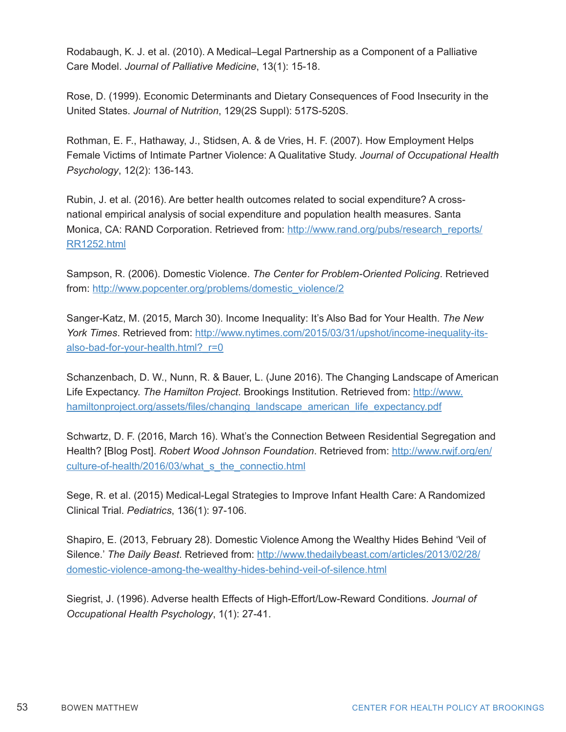Rodabaugh, K. J. et al. (2010). A Medical–Legal Partnership as a Component of a Palliative Care Model. *Journal of Palliative Medicine*, 13(1): 15-18.

Rose, D. (1999). Economic Determinants and Dietary Consequences of Food Insecurity in the United States. *Journal of Nutrition*, 129(2S Suppl): 517S-520S.

Rothman, E. F., Hathaway, J., Stidsen, A. & de Vries, H. F. (2007). How Employment Helps Female Victims of Intimate Partner Violence: A Qualitative Study. *Journal of Occupational Health Psychology*, 12(2): 136-143.

Rubin, J. et al. (2016). Are better health outcomes related to social expenditure? A cross-national empirical analysis of social expenditure and population health measures. Santa Monica, CA: RAND Corporation. Retrieved from: [http://www.rand.org/pubs/research_reports/RR1252.html](http://www.rand.org/pubs/research_reports/RR1252.html)

Sampson, R. (2006). Domestic Violence. *The Center for Problem-Oriented Policing*. Retrieved from: [http://www.popcenter.org/problems/domestic_violence/2](http://www.popcenter.org/problems/domestic_violence/2)

Sanger-Katz, M. (2015, March 30). Income Inequality: It's Also Bad for Your Health. *The New York Times*. Retrieved from: [http://www.nytimes.com/2015/03/31/upshot/income-inequality-its-also-bad-for-your-health.html?_r=0](http://www.nytimes.com/2015/03/31/upshot/income-inequality-its-also-bad-for-your-health.html?_r=0)

Schanzenbach, D. W., Nunn, R. & Bauer, L. (June 2016). The Changing Landscape of American Life Expectancy. *The Hamilton Project*. Brookings Institution. Retrieved from: [http://www.hamiltonproject.org/assets/files/changing_landscape_american_life_expectancy.pdf](http://www.hamiltonproject.org/assets/files/changing_landscape_american_life_expectancy.pdf)

Schwartz, D. F. (2016, March 16). What's the Connection Between Residential Segregation and Health? [Blog Post]. *Robert Wood Johnson Foundation*. Retrieved from: [http://www.rwjf.org/en/culture-of-health/2016/03/what_s_the_connectio.html](http://www.rwjf.org/en/culture-of-health/2016/03/what_s_the_connectio.html)

Sege, R. et al. (2015) Medical-Legal Strategies to Improve Infant Health Care: A Randomized Clinical Trial. *Pediatrics*, 136(1): 97-106.

Shapiro, E. (2013, February 28). Domestic Violence Among the Wealthy Hides Behind 'Veil of Silence.' *The Daily Beast*. Retrieved from: [http://www.thedailybeast.com/articles/2013/02/28/domestic-violence-among-the-wealthy-hides-behind-veil-of-silence.html](http://www.thedailybeast.com/articles/2013/02/28/domestic-violence-among-the-wealthy-hides-behind-veil-of-silence.html)

Siegrist, J. (1996). Adverse health Effects of High-Effort/Low-Reward Conditions. *Journal of Occupational Health Psychology*, 1(1): 27-41.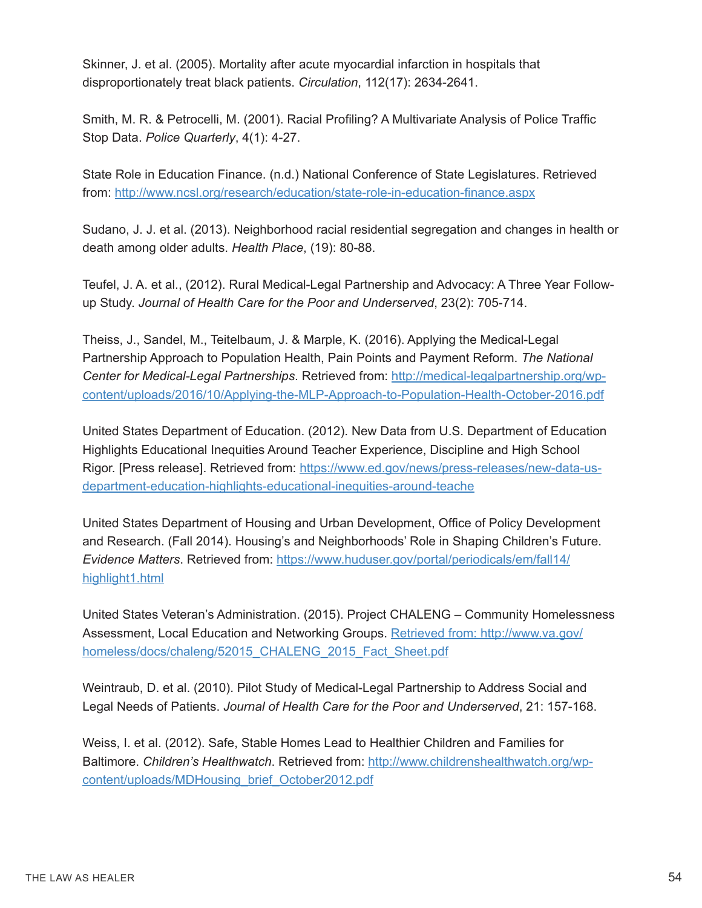Skinner, J. et al. (2005). Mortality after acute myocardial infarction in hospitals that disproportionately treat black patients. *Circulation*, 112(17): 2634-2641.

Smith, M. R. & Petrocelli, M. (2001). Racial Profiling? A Multivariate Analysis of Police Traffic Stop Data. *Police Quarterly*, 4(1): 4-27.

State Role in Education Finance. (n.d.) National Conference of State Legislatures. Retrieved from: http://www.ncsl.org/research/education/state-role-in-education-finance.aspx

Sudano, J. J. et al. (2013). Neighborhood racial residential segregation and changes in health or death among older adults. *Health Place*, (19): 80-88.

Teufel, J. A. et al., (2012). Rural Medical-Legal Partnership and Advocacy: A Three Year Follow-up Study. *Journal of Health Care for the Poor and Underserved*, 23(2): 705-714.

Theiss, J., Sandel, M., Teitelbaum, J. & Marple, K. (2016). Applying the Medical-Legal Partnership Approach to Population Health, Pain Points and Payment Reform. *The National Center for Medical-Legal Partnerships*. Retrieved from: http://medical-legalpartnership.org/wp-content/uploads/2016/10/Applying-the-MLP-Approach-to-Population-Health-October-2016.pdf

United States Department of Education. (2012). New Data from U.S. Department of Education Highlights Educational Inequities Around Teacher Experience, Discipline and High School Rigor. [Press release]. Retrieved from: https://www.ed.gov/news/press-releases/new-data-us-department-education-highlights-educational-inequities-around-teache

United States Department of Housing and Urban Development, Office of Policy Development and Research. (Fall 2014). Housing's and Neighborhoods' Role in Shaping Children's Future. *Evidence Matters*. Retrieved from: https://www.huduser.gov/portal/periodicals/em/fall14/highlight1.html

United States Veteran's Administration. (2015). Project CHALENG – Community Homelessness Assessment, Local Education and Networking Groups. Retrieved from: http://www.va.gov/homeless/docs/chaleng/52015_CHALENG_2015_Fact_Sheet.pdf

Weintraub, D. et al. (2010). Pilot Study of Medical-Legal Partnership to Address Social and Legal Needs of Patients. *Journal of Health Care for the Poor and Underserved*, 21: 157-168.

Weiss, I. et al. (2012). Safe, Stable Homes Lead to Healthier Children and Families for Baltimore. *Children's Healthwatch*. Retrieved from: http://www.childrenshealthwatch.org/wp-content/uploads/MDHousing_brief_October2012.pdf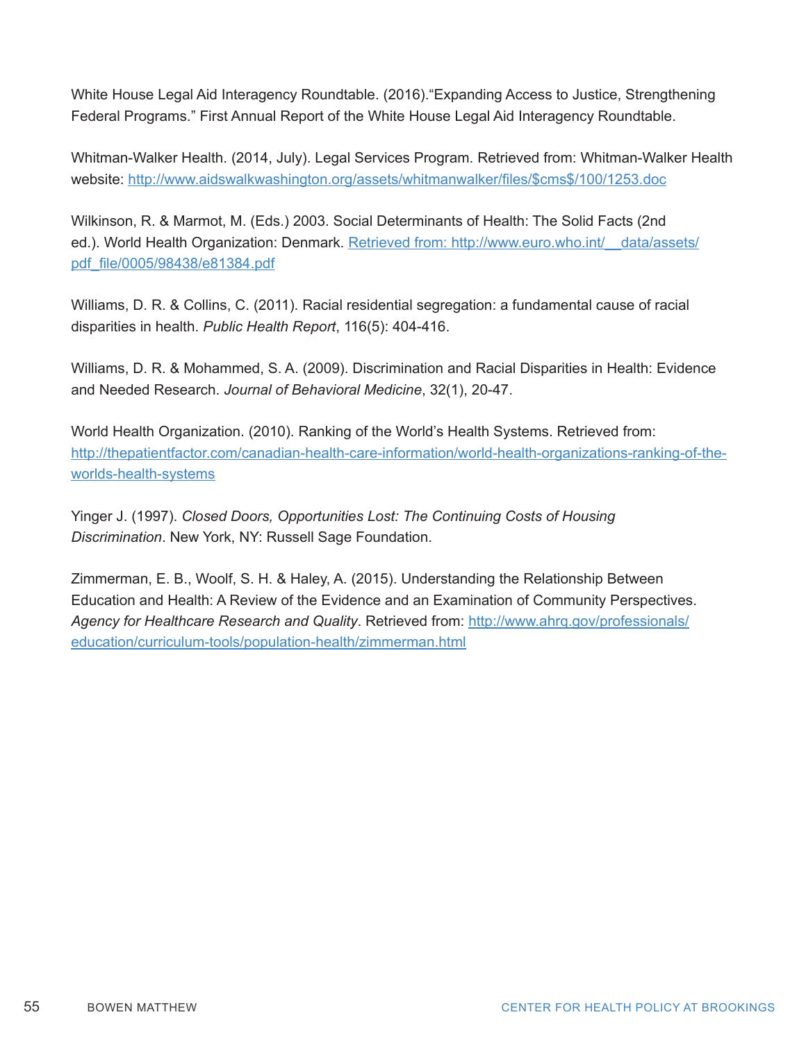White House Legal Aid Interagency Roundtable. (2016).“Expanding Access to Justice, Strengthening Federal Programs.” First Annual Report of the White House Legal Aid Interagency Roundtable.

Whitman-Walker Health. (2014, July). Legal Services Program. Retrieved from: Whitman-Walker Health website: [http://www.aidswalkwashington.org/assets/whitmanwalker/files/$cms$/100/1253.doc](http://www.aidswalkwashington.org/assets/whitmanwalker/files/$cms$/100/1253.doc)

Wilkinson, R. & Marmot, M. (Eds.) 2003. Social Determinants of Health: The Solid Facts (2nd ed.). World Health Organization: Denmark. [Retrieved from: http://www.euro.who.int/__data/assets/pdf_file/0005/98438/e81384.pdf](http://www.euro.who.int/__data/assets/pdf_file/0005/98438/e81384.pdf)

Williams, D. R. & Collins, C. (2011). Racial residential segregation: a fundamental cause of racial disparities in health. *Public Health Report*, 116(5): 404-416.

Williams, D. R. & Mohammed, S. A. (2009). Discrimination and Racial Disparities in Health: Evidence and Needed Research. *Journal of Behavioral Medicine*, 32(1), 20-47.

World Health Organization. (2010). Ranking of the World's Health Systems. Retrieved from: [http://thepatientfactor.com/canadian-health-care-information/world-health-organizations-ranking-of-the-worlds-health-systems](http://thepatientfactor.com/canadian-health-care-information/world-health-organizations-ranking-of-the-worlds-health-systems)

Yinger J. (1997). *Closed Doors, Opportunities Lost: The Continuing Costs of Housing Discrimination*. New York, NY: Russell Sage Foundation.

Zimmerman, E. B., Woolf, S. H. & Haley, A. (2015). Understanding the Relationship Between Education and Health: A Review of the Evidence and an Examination of Community Perspectives. *Agency for Healthcare Research and Quality*. Retrieved from: [http://www.ahrq.gov/professionals/education/curriculum-tools/population-health/zimmerman.html](http://www.ahrq.gov/professionals/education/curriculum-tools/population-health/zimmerman.html)